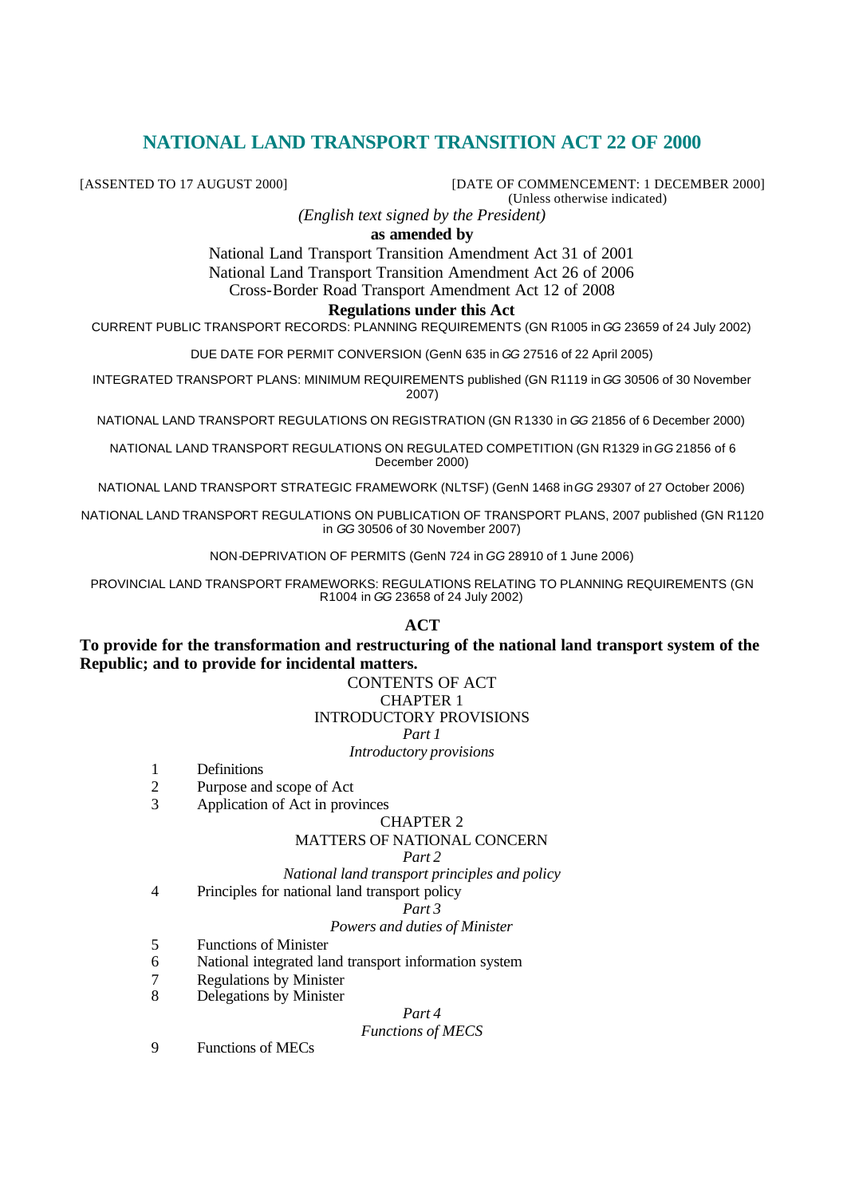# NATIONAL LAND TRANSPORT TRANSITION ACT 22 OF 2000

[ASSENTED TO 17 AUGUST 2000] [DATE OF COMMENCEMENT: 1 DECEMBER 2000]
(Unless otherwise indicated)

*(English text signed by the President)*

**as amended by**

National Land Transport Transition Amendment Act 31 of 2001
National Land Transport Transition Amendment Act 26 of 2006
Cross-Border Road Transport Amendment Act 12 of 2008

**Regulations under this Act**

CURRENT PUBLIC TRANSPORT RECORDS: PLANNING REQUIREMENTS (GN R1005 in *GG* 23659 of 24 July 2002)

DUE DATE FOR PERMIT CONVERSION (GenN 635 in *GG* 27516 of 22 April 2005)

INTEGRATED TRANSPORT PLANS: MINIMUM REQUIREMENTS published (GN R1119 in *GG* 30506 of 30 November 2007)

NATIONAL LAND TRANSPORT REGULATIONS ON REGISTRATION (GN R1330 in *GG* 21856 of 6 December 2000)

NATIONAL LAND TRANSPORT REGULATIONS ON REGULATED COMPETITION (GN R1329 in *GG* 21856 of 6 December 2000)

NATIONAL LAND TRANSPORT STRATEGIC FRAMEWORK (NLTSF) (GenN 1468 in *GG* 29307 of 27 October 2006)

NATIONAL LAND TRANSPORT REGULATIONS ON PUBLICATION OF TRANSPORT PLANS, 2007 published (GN R1120 in *GG* 30506 of 30 November 2007)

NON-DEPRIVATION OF PERMITS (GenN 724 in *GG* 28910 of 1 June 2006)

PROVINCIAL LAND TRANSPORT FRAMEWORKS: REGULATIONS RELATING TO PLANNING REQUIREMENTS (GN R1004 in *GG* 23658 of 24 July 2002)

**ACT**

**To provide for the transformation and restructuring of the national land transport system of the Republic; and to provide for incidental matters.**

CONTENTS OF ACT

CHAPTER 1
INTRODUCTORY PROVISIONS

*Part 1*
*Introductory provisions*

1 Definitions
2 Purpose and scope of Act
3 Application of Act in provinces

CHAPTER 2
MATTERS OF NATIONAL CONCERN

*Part 2*
*National land transport principles and policy*

4 Principles for national land transport policy

*Part 3*
*Powers and duties of Minister*

5 Functions of Minister
6 National integrated land transport information system
7 Regulations by Minister
8 Delegations by Minister

*Part 4*
*Functions of MECS*

9 Functions of MECs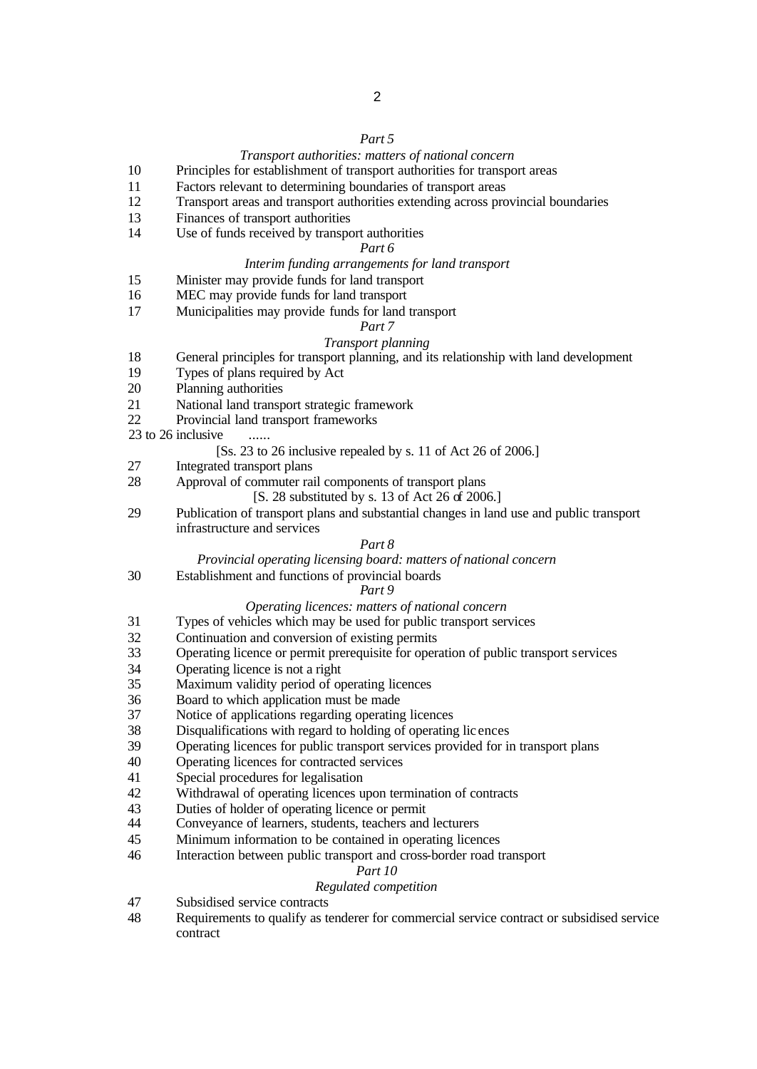*Part 5*

*Transport authorities: matters of national concern*

10 Principles for establishment of transport authorities for transport areas
11 Factors relevant to determining boundaries of transport areas
12 Transport areas and transport authorities extending across provincial boundaries
13 Finances of transport authorities
14 Use of funds received by transport authorities

*Part 6*

*Interim funding arrangements for land transport*

15 Minister may provide funds for land transport
16 MEC may provide funds for land transport
17 Municipalities may provide funds for land transport

*Part 7*

*Transport planning*

18 General principles for transport planning, and its relationship with land development
19 Types of plans required by Act
20 Planning authorities
21 National land transport strategic framework
22 Provincial land transport frameworks
23 to 26 inclusive ......

[Ss. 23 to 26 inclusive repealed by s. 11 of Act 26 of 2006.]

27 Integrated transport plans
28 Approval of commuter rail components of transport plans

[S. 28 substituted by s. 13 of Act 26 of 2006.]

29 Publication of transport plans and substantial changes in land use and public transport infrastructure and services

*Part 8*

*Provincial operating licensing board: matters of national concern*

30 Establishment and functions of provincial boards

*Part 9*

*Operating licences: matters of national concern*

31 Types of vehicles which may be used for public transport services
32 Continuation and conversion of existing permits
33 Operating licence or permit prerequisite for operation of public transport services
34 Operating licence is not a right
35 Maximum validity period of operating licences
36 Board to which application must be made
37 Notice of applications regarding operating licences
38 Disqualifications with regard to holding of operating licences
39 Operating licences for public transport services provided for in transport plans
40 Operating licences for contracted services
41 Special procedures for legalisation
42 Withdrawal of operating licences upon termination of contracts
43 Duties of holder of operating licence or permit
44 Conveyance of learners, students, teachers and lecturers
45 Minimum information to be contained in operating licences
46 Interaction between public transport and cross-border road transport

*Part 10*

*Regulated competition*

47 Subsidised service contracts
48 Requirements to qualify as tenderer for commercial service contract or subsidised service contract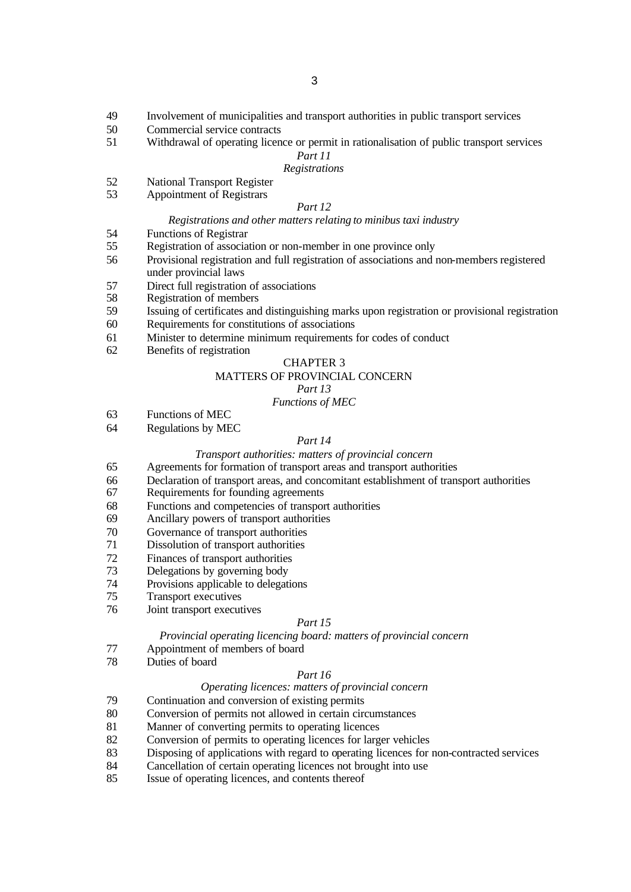49 Involvement of municipalities and transport authorities in public transport services
50 Commercial service contracts
51 Withdrawal of operating licence or permit in rationalisation of public transport services

*Part 11*

*Registrations*

52 National Transport Register
53 Appointment of Registrars

*Part 12*

*Registrations and other matters relating to minibus taxi industry*

54 Functions of Registrar
55 Registration of association or non-member in one province only
56 Provisional registration and full registration of associations and non-members registered under provincial laws
57 Direct full registration of associations
58 Registration of members
59 Issuing of certificates and distinguishing marks upon registration or provisional registration
60 Requirements for constitutions of associations
61 Minister to determine minimum requirements for codes of conduct
62 Benefits of registration

CHAPTER 3

MATTERS OF PROVINCIAL CONCERN

*Part 13*

*Functions of MEC*

63 Functions of MEC
64 Regulations by MEC

*Part 14*

*Transport authorities: matters of provincial concern*

65 Agreements for formation of transport areas and transport authorities
66 Declaration of transport areas, and concomitant establishment of transport authorities
67 Requirements for founding agreements
68 Functions and competencies of transport authorities
69 Ancillary powers of transport authorities
70 Governance of transport authorities
71 Dissolution of transport authorities
72 Finances of transport authorities
73 Delegations by governing body
74 Provisions applicable to delegations
75 Transport executives
76 Joint transport executives

*Part 15*

*Provincial operating licencing board: matters of provincial concern*

77 Appointment of members of board
78 Duties of board

*Part 16*

*Operating licences: matters of provincial concern*

79 Continuation and conversion of existing permits
80 Conversion of permits not allowed in certain circumstances
81 Manner of converting permits to operating licences
82 Conversion of permits to operating licences for larger vehicles
83 Disposing of applications with regard to operating licences for non-contracted services
84 Cancellation of certain operating licences not brought into use
85 Issue of operating licences, and contents thereof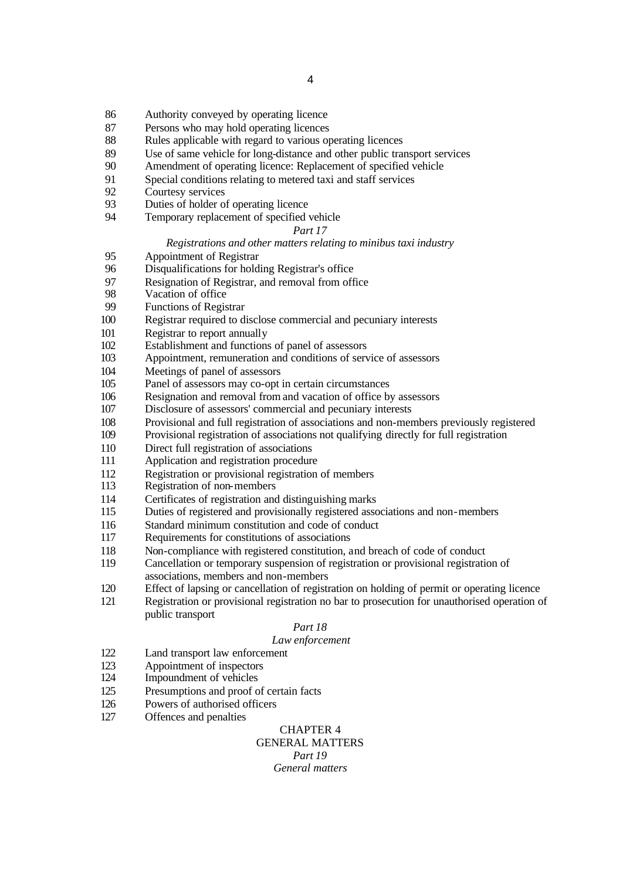86 Authority conveyed by operating licence
87 Persons who may hold operating licences
88 Rules applicable with regard to various operating licences
89 Use of same vehicle for long-distance and other public transport services
90 Amendment of operating licence: Replacement of specified vehicle
91 Special conditions relating to metered taxi and staff services
92 Courtesy services
93 Duties of holder of operating licence
94 Temporary replacement of specified vehicle

*Part 17*

*Registrations and other matters relating to minibus taxi industry*

95 Appointment of Registrar
96 Disqualifications for holding Registrar's office
97 Resignation of Registrar, and removal from office
98 Vacation of office
99 Functions of Registrar
100 Registrar required to disclose commercial and pecuniary interests
101 Registrar to report annually
102 Establishment and functions of panel of assessors
103 Appointment, remuneration and conditions of service of assessors
104 Meetings of panel of assessors
105 Panel of assessors may co-opt in certain circumstances
106 Resignation and removal from and vacation of office by assessors
107 Disclosure of assessors' commercial and pecuniary interests
108 Provisional and full registration of associations and non-members previously registered
109 Provisional registration of associations not qualifying directly for full registration
110 Direct full registration of associations
111 Application and registration procedure
112 Registration or provisional registration of members
113 Registration of non-members
114 Certificates of registration and distinguishing marks
115 Duties of registered and provisionally registered associations and non-members
116 Standard minimum constitution and code of conduct
117 Requirements for constitutions of associations
118 Non-compliance with registered constitution, and breach of code of conduct
119 Cancellation or temporary suspension of registration or provisional registration of associations, members and non-members
120 Effect of lapsing or cancellation of registration on holding of permit or operating licence
121 Registration or provisional registration no bar to prosecution for unauthorised operation of public transport

*Part 18*

*Law enforcement*

122 Land transport law enforcement
123 Appointment of inspectors
124 Impoundment of vehicles
125 Presumptions and proof of certain facts
126 Powers of authorised officers
127 Offences and penalties

CHAPTER 4

GENERAL MATTERS

*Part 19*

*General matters*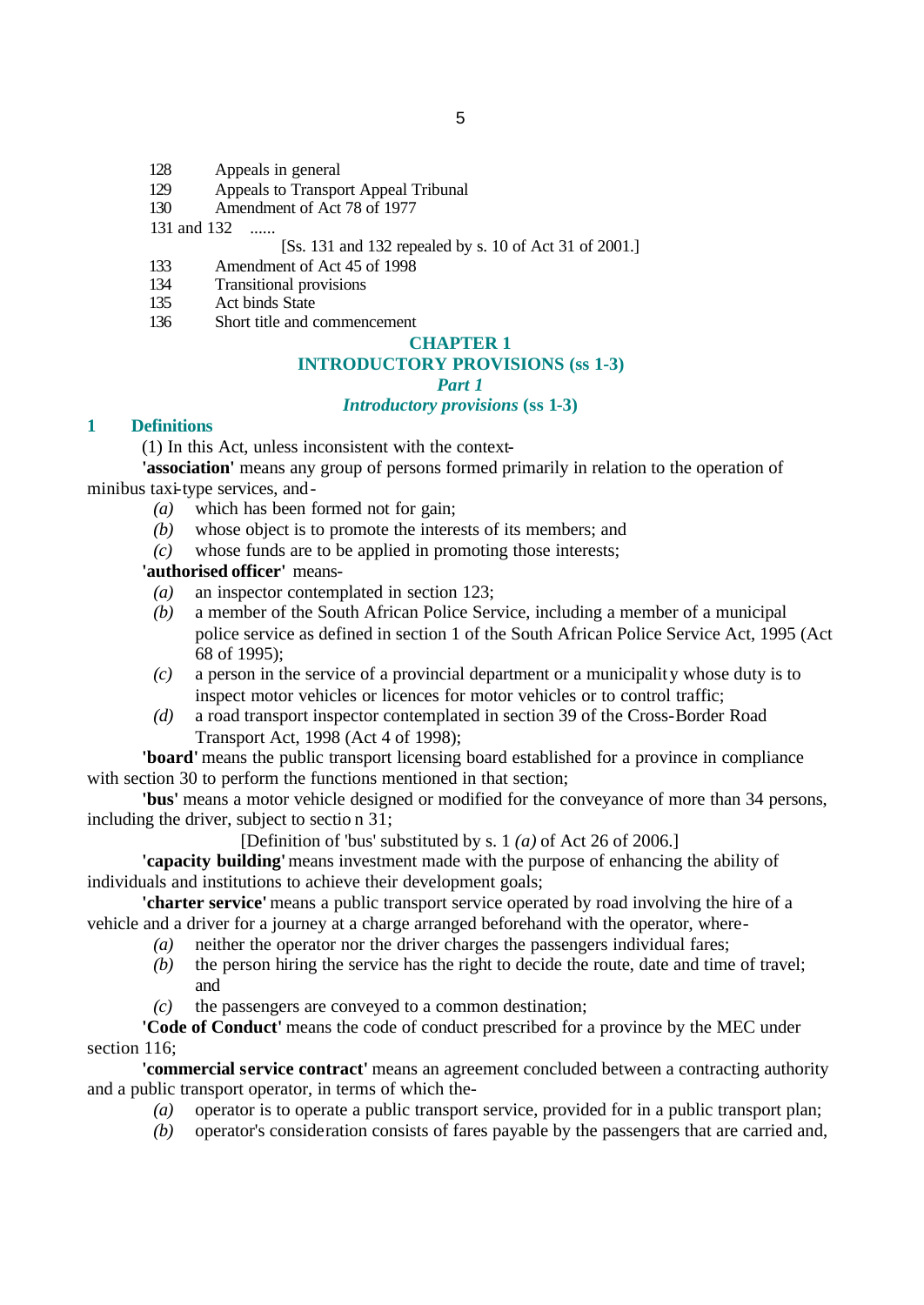128 Appeals in general

129 Appeals to Transport Appeal Tribunal

130 Amendment of Act 78 of 1977

131 and 132 ......

[Ss. 131 and 132 repealed by s. 10 of Act 31 of 2001.]

133 Amendment of Act 45 of 1998

134 Transitional provisions

135 Act binds State

136 Short title and commencement

## CHAPTER 1
## INTRODUCTORY PROVISIONS (ss 1-3)
### *Part 1*
### *Introductory provisions* (ss 1-3)

### 1 Definitions

(1) In this Act, unless inconsistent with the context-

**'association'** means any group of persons formed primarily in relation to the operation of minibus taxi-type services, and-

*(a)* which has been formed not for gain;
*(b)* whose object is to promote the interests of its members; and
*(c)* whose funds are to be applied in promoting those interests;

**'authorised officer'** means-

*(a)* an inspector contemplated in section 123;
*(b)* a member of the South African Police Service, including a member of a municipal police service as defined in section 1 of the South African Police Service Act, 1995 (Act 68 of 1995);
*(c)* a person in the service of a provincial department or a municipality whose duty is to inspect motor vehicles or licences for motor vehicles or to control traffic;
*(d)* a road transport inspector contemplated in section 39 of the Cross-Border Road Transport Act, 1998 (Act 4 of 1998);

**'board'** means the public transport licensing board established for a province in compliance with section 30 to perform the functions mentioned in that section;

**'bus'** means a motor vehicle designed or modified for the conveyance of more than 34 persons, including the driver, subject to section 31;

[Definition of 'bus' substituted by s. 1 *(a)* of Act 26 of 2006.]

**'capacity building'** means investment made with the purpose of enhancing the ability of individuals and institutions to achieve their development goals;

**'charter service'** means a public transport service operated by road involving the hire of a vehicle and a driver for a journey at a charge arranged beforehand with the operator, where-

*(a)* neither the operator nor the driver charges the passengers individual fares;
*(b)* the person hiring the service has the right to decide the route, date and time of travel; and
*(c)* the passengers are conveyed to a common destination;

**'Code of Conduct'** means the code of conduct prescribed for a province by the MEC under section 116;

**'commercial service contract'** means an agreement concluded between a contracting authority and a public transport operator, in terms of which the-

*(a)* operator is to operate a public transport service, provided for in a public transport plan;
*(b)* operator's consideration consists of fares payable by the passengers that are carried and,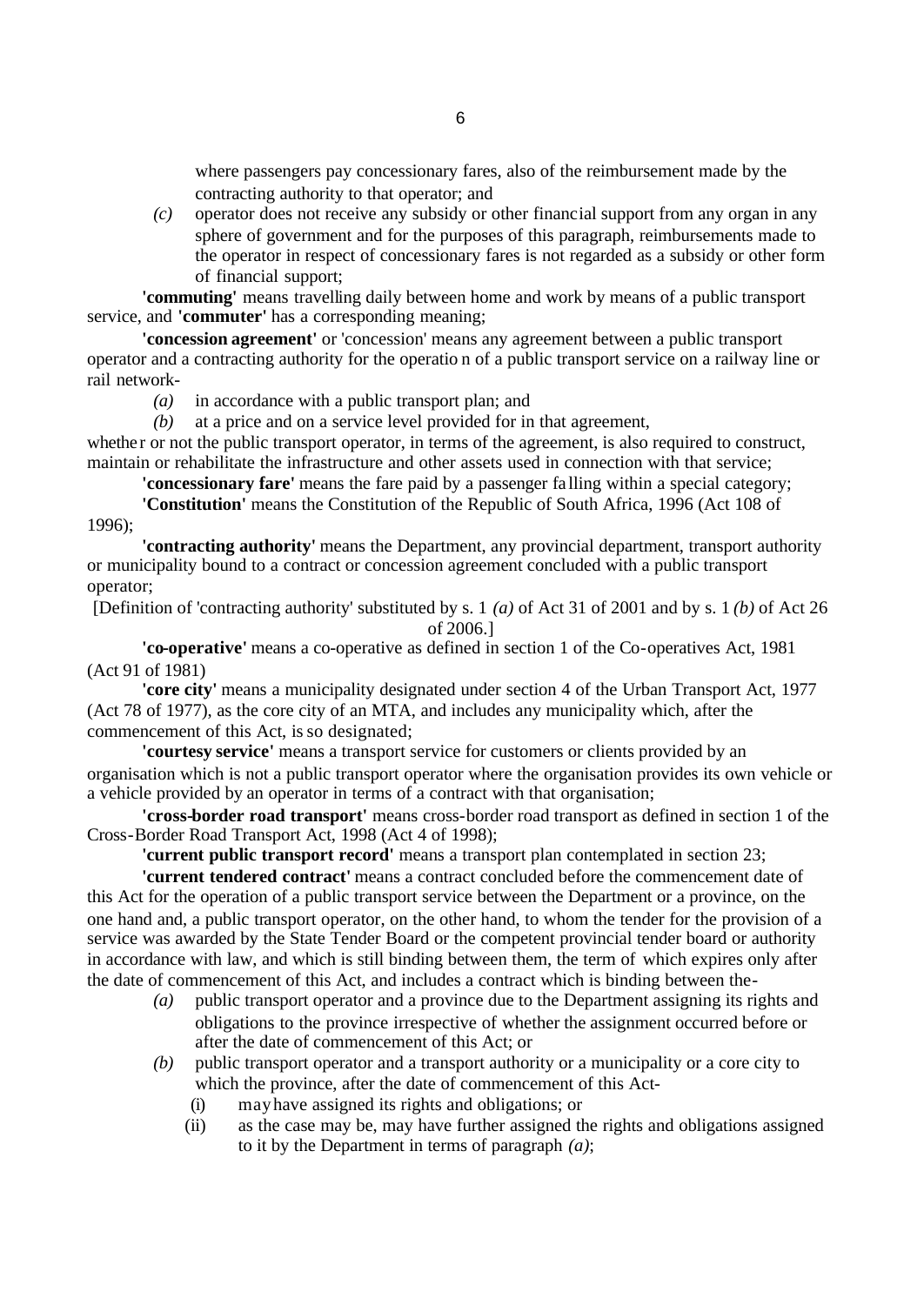where passengers pay concessionary fares, also of the reimbursement made by the contracting authority to that operator; and

*(c)* operator does not receive any subsidy or other financial support from any organ in any sphere of government and for the purposes of this paragraph, reimbursements made to the operator in respect of concessionary fares is not regarded as a subsidy or other form of financial support;

**'commuting'** means travelling daily between home and work by means of a public transport service, and **'commuter'** has a corresponding meaning;

**'concession agreement'** or 'concession' means any agreement between a public transport operator and a contracting authority for the operation of a public transport service on a railway line or rail network-

*(a)* in accordance with a public transport plan; and

*(b)* at a price and on a service level provided for in that agreement,

whether or not the public transport operator, in terms of the agreement, is also required to construct, maintain or rehabilitate the infrastructure and other assets used in connection with that service;

**'concessionary fare'** means the fare paid by a passenger falling within a special category;

**'Constitution'** means the Constitution of the Republic of South Africa, 1996 (Act 108 of 1996);

**'contracting authority'** means the Department, any provincial department, transport authority or municipality bound to a contract or concession agreement concluded with a public transport operator;

[Definition of 'contracting authority' substituted by s. 1 *(a)* of Act 31 of 2001 and by s. 1 *(b)* of Act 26 of 2006.]

**'co-operative'** means a co-operative as defined in section 1 of the Co-operatives Act, 1981 (Act 91 of 1981)

**'core city'** means a municipality designated under section 4 of the Urban Transport Act, 1977 (Act 78 of 1977), as the core city of an MTA, and includes any municipality which, after the commencement of this Act, is so designated;

**'courtesy service'** means a transport service for customers or clients provided by an organisation which is not a public transport operator where the organisation provides its own vehicle or a vehicle provided by an operator in terms of a contract with that organisation;

**'cross-border road transport'** means cross-border road transport as defined in section 1 of the Cross-Border Road Transport Act, 1998 (Act 4 of 1998);

**'current public transport record'** means a transport plan contemplated in section 23;

**'current tendered contract'** means a contract concluded before the commencement date of this Act for the operation of a public transport service between the Department or a province, on the one hand and, a public transport operator, on the other hand, to whom the tender for the provision of a service was awarded by the State Tender Board or the competent provincial tender board or authority in accordance with law, and which is still binding between them, the term of which expires only after the date of commencement of this Act, and includes a contract which is binding between the-

*(a)* public transport operator and a province due to the Department assigning its rights and obligations to the province irrespective of whether the assignment occurred before or after the date of commencement of this Act; or

*(b)* public transport operator and a transport authority or a municipality or a core city to which the province, after the date of commencement of this Act-

(i) may have assigned its rights and obligations; or

(ii) as the case may be, may have further assigned the rights and obligations assigned to it by the Department in terms of paragraph *(a)*;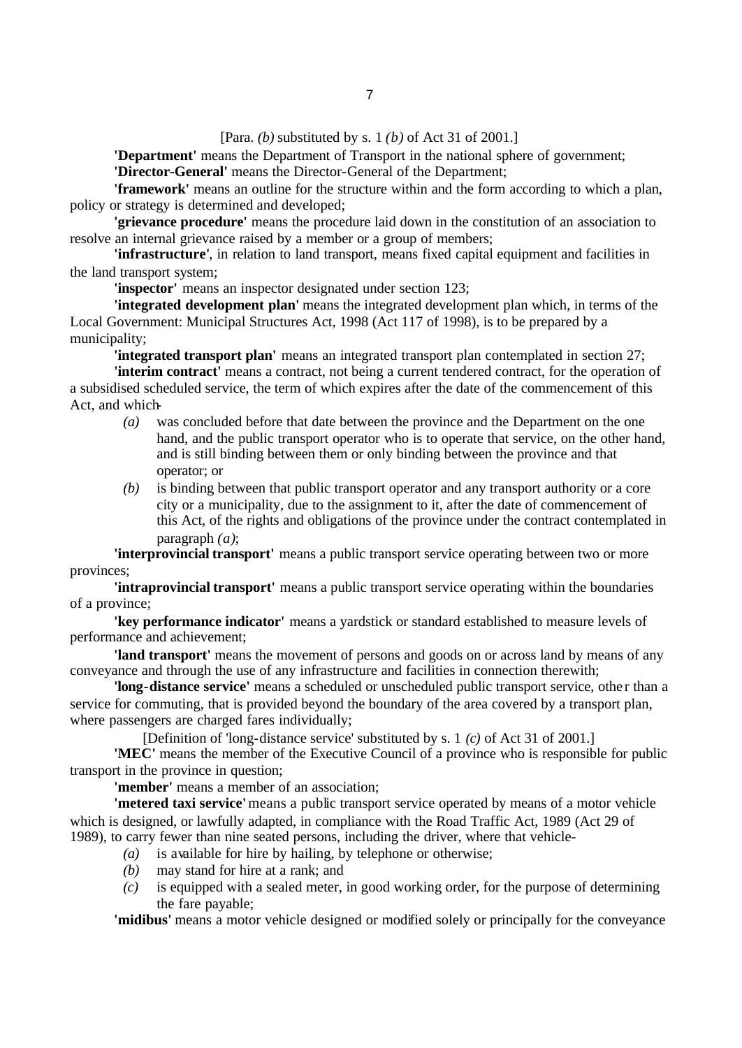[Para. *(b)* substituted by s. 1 *(b)* of Act 31 of 2001.]

**'Department'** means the Department of Transport in the national sphere of government;

**'Director-General'** means the Director-General of the Department;

**'framework'** means an outline for the structure within and the form according to which a plan, policy or strategy is determined and developed;

**'grievance procedure'** means the procedure laid down in the constitution of an association to resolve an internal grievance raised by a member or a group of members;

**'infrastructure'**, in relation to land transport, means fixed capital equipment and facilities in the land transport system;

**'inspector'** means an inspector designated under section 123;

**'integrated development plan'** means the integrated development plan which, in terms of the Local Government: Municipal Structures Act, 1998 (Act 117 of 1998), is to be prepared by a municipality;

**'integrated transport plan'** means an integrated transport plan contemplated in section 27;

**'interim contract'** means a contract, not being a current tendered contract, for the operation of a subsidised scheduled service, the term of which expires after the date of the commencement of this Act, and which-

- *(a)* was concluded before that date between the province and the Department on the one hand, and the public transport operator who is to operate that service, on the other hand, and is still binding between them or only binding between the province and that operator; or
- *(b)* is binding between that public transport operator and any transport authority or a core city or a municipality, due to the assignment to it, after the date of commencement of this Act, of the rights and obligations of the province under the contract contemplated in paragraph *(a)*;

**'interprovincial transport'** means a public transport service operating between two or more provinces;

**'intraprovincial transport'** means a public transport service operating within the boundaries of a province;

**'key performance indicator'** means a yardstick or standard established to measure levels of performance and achievement;

**'land transport'** means the movement of persons and goods on or across land by means of any conveyance and through the use of any infrastructure and facilities in connection therewith;

**'long-distance service'** means a scheduled or unscheduled public transport service, other than a service for commuting, that is provided beyond the boundary of the area covered by a transport plan, where passengers are charged fares individually;

[Definition of 'long-distance service' substituted by s. 1 *(c)* of Act 31 of 2001.]

**'MEC'** means the member of the Executive Council of a province who is responsible for public transport in the province in question;

**'member'** means a member of an association;

**'metered taxi service'** means a public transport service operated by means of a motor vehicle which is designed, or lawfully adapted, in compliance with the Road Traffic Act, 1989 (Act 29 of 1989), to carry fewer than nine seated persons, including the driver, where that vehicle-

- *(a)* is available for hire by hailing, by telephone or otherwise;
- *(b)* may stand for hire at a rank; and
- *(c)* is equipped with a sealed meter, in good working order, for the purpose of determining the fare payable;

**'midibus'** means a motor vehicle designed or modified solely or principally for the conveyance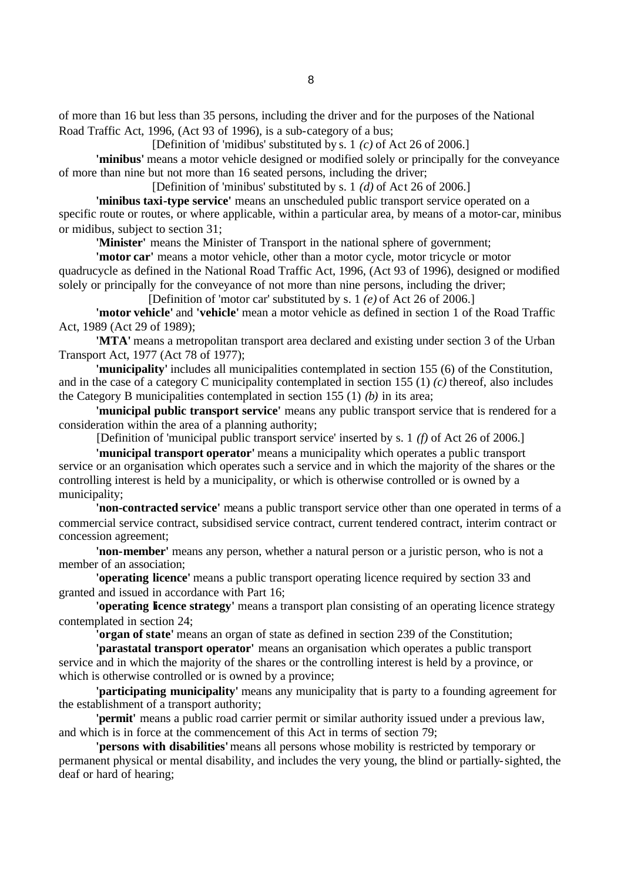of more than 16 but less than 35 persons, including the driver and for the purposes of the National Road Traffic Act, 1996, (Act 93 of 1996), is a sub-category of a bus;

[Definition of 'midibus' substituted by s. 1 *(c)* of Act 26 of 2006.]

**'minibus'** means a motor vehicle designed or modified solely or principally for the conveyance of more than nine but not more than 16 seated persons, including the driver;

[Definition of 'minibus' substituted by s. 1 *(d)* of Act 26 of 2006.]

**'minibus taxi-type service'** means an unscheduled public transport service operated on a specific route or routes, or where applicable, within a particular area, by means of a motor-car, minibus or midibus, subject to section 31;

**'Minister'** means the Minister of Transport in the national sphere of government;

**'motor car'** means a motor vehicle, other than a motor cycle, motor tricycle or motor quadrucycle as defined in the National Road Traffic Act, 1996, (Act 93 of 1996), designed or modified solely or principally for the conveyance of not more than nine persons, including the driver;

[Definition of 'motor car' substituted by s. 1 *(e)* of Act 26 of 2006.]

**'motor vehicle'** and **'vehicle'** mean a motor vehicle as defined in section 1 of the Road Traffic Act, 1989 (Act 29 of 1989);

**'MTA'** means a metropolitan transport area declared and existing under section 3 of the Urban Transport Act, 1977 (Act 78 of 1977);

**'municipality'** includes all municipalities contemplated in section 155 (6) of the Constitution, and in the case of a category C municipality contemplated in section 155 (1) *(c)* thereof, also includes the Category B municipalities contemplated in section 155 (1) *(b)* in its area;

**'municipal public transport service'** means any public transport service that is rendered for a consideration within the area of a planning authority;

[Definition of 'municipal public transport service' inserted by s. 1 *(f)* of Act 26 of 2006.]

**'municipal transport operator'** means a municipality which operates a public transport service or an organisation which operates such a service and in which the majority of the shares or the controlling interest is held by a municipality, or which is otherwise controlled or is owned by a municipality;

**'non-contracted service'** means a public transport service other than one operated in terms of a commercial service contract, subsidised service contract, current tendered contract, interim contract or concession agreement;

**'non-member'** means any person, whether a natural person or a juristic person, who is not a member of an association;

**'operating licence'** means a public transport operating licence required by section 33 and granted and issued in accordance with Part 16;

**'operating licence strategy'** means a transport plan consisting of an operating licence strategy contemplated in section 24;

**'organ of state'** means an organ of state as defined in section 239 of the Constitution;

**'parastatal transport operator'** means an organisation which operates a public transport service and in which the majority of the shares or the controlling interest is held by a province, or which is otherwise controlled or is owned by a province;

**'participating municipality'** means any municipality that is party to a founding agreement for the establishment of a transport authority;

**'permit'** means a public road carrier permit or similar authority issued under a previous law, and which is in force at the commencement of this Act in terms of section 79;

**'persons with disabilities'** means all persons whose mobility is restricted by temporary or permanent physical or mental disability, and includes the very young, the blind or partially-sighted, the deaf or hard of hearing;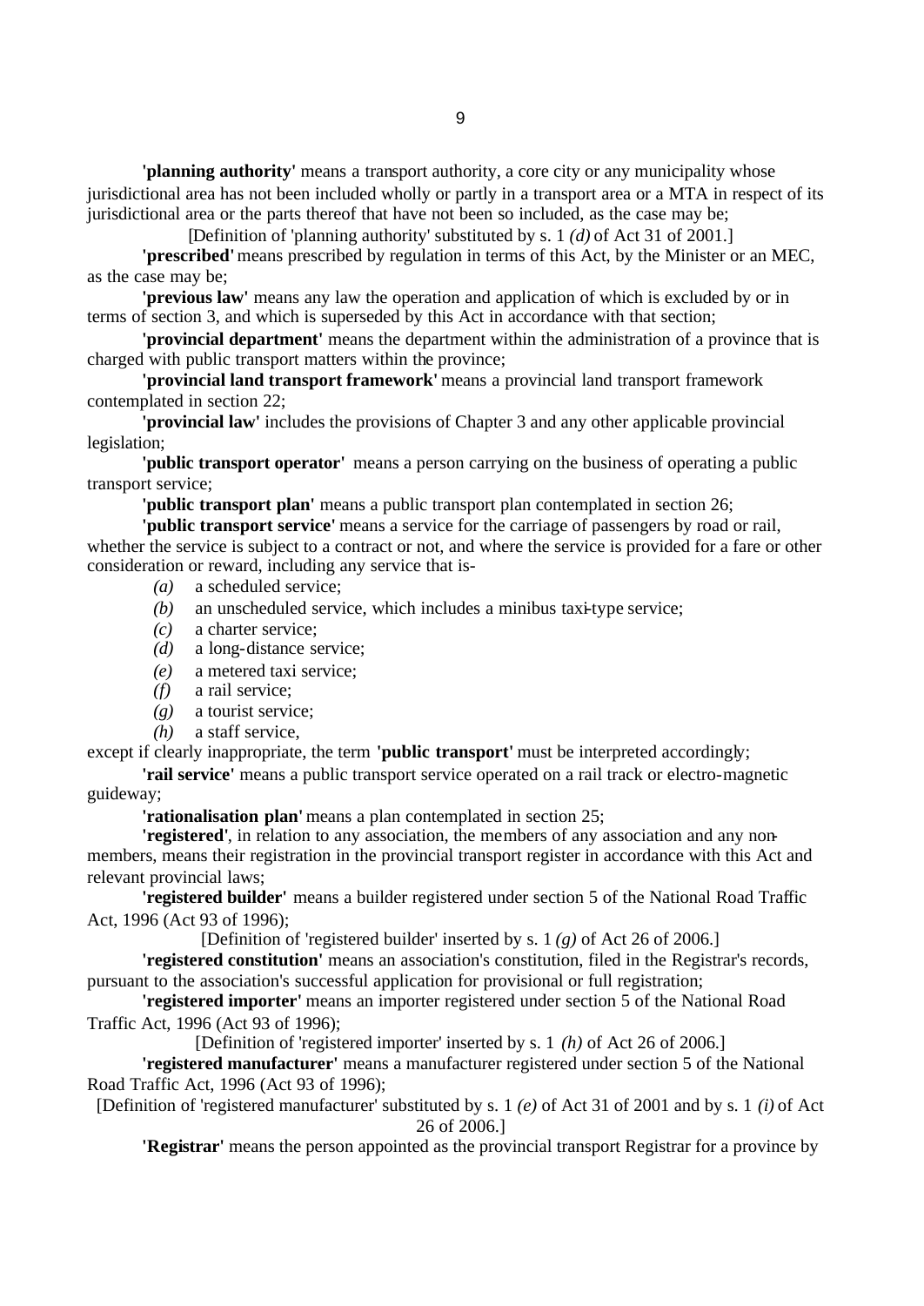**'planning authority'** means a transport authority, a core city or any municipality whose jurisdictional area has not been included wholly or partly in a transport area or a MTA in respect of its jurisdictional area or the parts thereof that have not been so included, as the case may be;

[Definition of 'planning authority' substituted by s. 1 *(d)* of Act 31 of 2001.]

**'prescribed'** means prescribed by regulation in terms of this Act, by the Minister or an MEC, as the case may be;

**'previous law'** means any law the operation and application of which is excluded by or in terms of section 3, and which is superseded by this Act in accordance with that section;

**'provincial department'** means the department within the administration of a province that is charged with public transport matters within the province;

**'provincial land transport framework'** means a provincial land transport framework contemplated in section 22;

**'provincial law'** includes the provisions of Chapter 3 and any other applicable provincial legislation;

**'public transport operator'** means a person carrying on the business of operating a public transport service;

**'public transport plan'** means a public transport plan contemplated in section 26;

**'public transport service'** means a service for the carriage of passengers by road or rail, whether the service is subject to a contract or not, and where the service is provided for a fare or other consideration or reward, including any service that is-

*(a)* a scheduled service;

*(b)* an unscheduled service, which includes a minibus taxi-type service;

*(c)* a charter service;

*(d)* a long-distance service;

*(e)* a metered taxi service;

*(f)* a rail service;

*(g)* a tourist service;

*(h)* a staff service,

except if clearly inappropriate, the term **'public transport'** must be interpreted accordingly;

**'rail service'** means a public transport service operated on a rail track or electro-magnetic guideway;

**'rationalisation plan'** means a plan contemplated in section 25;

**'registered'**, in relation to any association, the members of any association and any non-members, means their registration in the provincial transport register in accordance with this Act and relevant provincial laws;

**'registered builder'** means a builder registered under section 5 of the National Road Traffic Act, 1996 (Act 93 of 1996);

[Definition of 'registered builder' inserted by s. 1 *(g)* of Act 26 of 2006.]

**'registered constitution'** means an association's constitution, filed in the Registrar's records, pursuant to the association's successful application for provisional or full registration;

**'registered importer'** means an importer registered under section 5 of the National Road Traffic Act, 1996 (Act 93 of 1996);

[Definition of 'registered importer' inserted by s. 1 *(h)* of Act 26 of 2006.]

**'registered manufacturer'** means a manufacturer registered under section 5 of the National Road Traffic Act, 1996 (Act 93 of 1996);

[Definition of 'registered manufacturer' substituted by s. 1 *(e)* of Act 31 of 2001 and by s. 1 *(i)* of Act 26 of 2006.]

**'Registrar'** means the person appointed as the provincial transport Registrar for a province by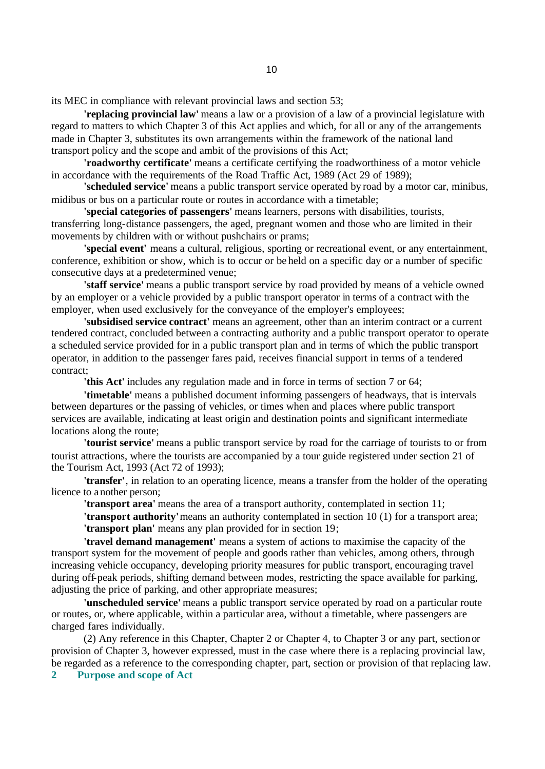its MEC in compliance with relevant provincial laws and section 53;

**'replacing provincial law'** means a law or a provision of a law of a provincial legislature with regard to matters to which Chapter 3 of this Act applies and which, for all or any of the arrangements made in Chapter 3, substitutes its own arrangements within the framework of the national land transport policy and the scope and ambit of the provisions of this Act;

**'roadworthy certificate'** means a certificate certifying the roadworthiness of a motor vehicle in accordance with the requirements of the Road Traffic Act, 1989 (Act 29 of 1989);

**'scheduled service'** means a public transport service operated by road by a motor car, minibus, midibus or bus on a particular route or routes in accordance with a timetable;

**'special categories of passengers'** means learners, persons with disabilities, tourists, transferring long-distance passengers, the aged, pregnant women and those who are limited in their movements by children with or without pushchairs or prams;

**'special event'** means a cultural, religious, sporting or recreational event, or any entertainment, conference, exhibition or show, which is to occur or be held on a specific day or a number of specific consecutive days at a predetermined venue;

**'staff service'** means a public transport service by road provided by means of a vehicle owned by an employer or a vehicle provided by a public transport operator in terms of a contract with the employer, when used exclusively for the conveyance of the employer's employees;

**'subsidised service contract'** means an agreement, other than an interim contract or a current tendered contract, concluded between a contracting authority and a public transport operator to operate a scheduled service provided for in a public transport plan and in terms of which the public transport operator, in addition to the passenger fares paid, receives financial support in terms of a tendered contract;

**'this Act'** includes any regulation made and in force in terms of section 7 or 64;

**'timetable'** means a published document informing passengers of headways, that is intervals between departures or the passing of vehicles, or times when and places where public transport services are available, indicating at least origin and destination points and significant intermediate locations along the route;

**'tourist service'** means a public transport service by road for the carriage of tourists to or from tourist attractions, where the tourists are accompanied by a tour guide registered under section 21 of the Tourism Act, 1993 (Act 72 of 1993);

**'transfer'**, in relation to an operating licence, means a transfer from the holder of the operating licence to another person;

**'transport area'** means the area of a transport authority, contemplated in section 11;

**'transport authority'** means an authority contemplated in section 10 (1) for a transport area;

**'transport plan'** means any plan provided for in section 19;

**'travel demand management'** means a system of actions to maximise the capacity of the transport system for the movement of people and goods rather than vehicles, among others, through increasing vehicle occupancy, developing priority measures for public transport, encouraging travel during off-peak periods, shifting demand between modes, restricting the space available for parking, adjusting the price of parking, and other appropriate measures;

**'unscheduled service'** means a public transport service operated by road on a particular route or routes, or, where applicable, within a particular area, without a timetable, where passengers are charged fares individually.

(2) Any reference in this Chapter, Chapter 2 or Chapter 4, to Chapter 3 or any part, section or provision of Chapter 3, however expressed, must in the case where there is a replacing provincial law, be regarded as a reference to the corresponding chapter, part, section or provision of that replacing law.

## 2 Purpose and scope of Act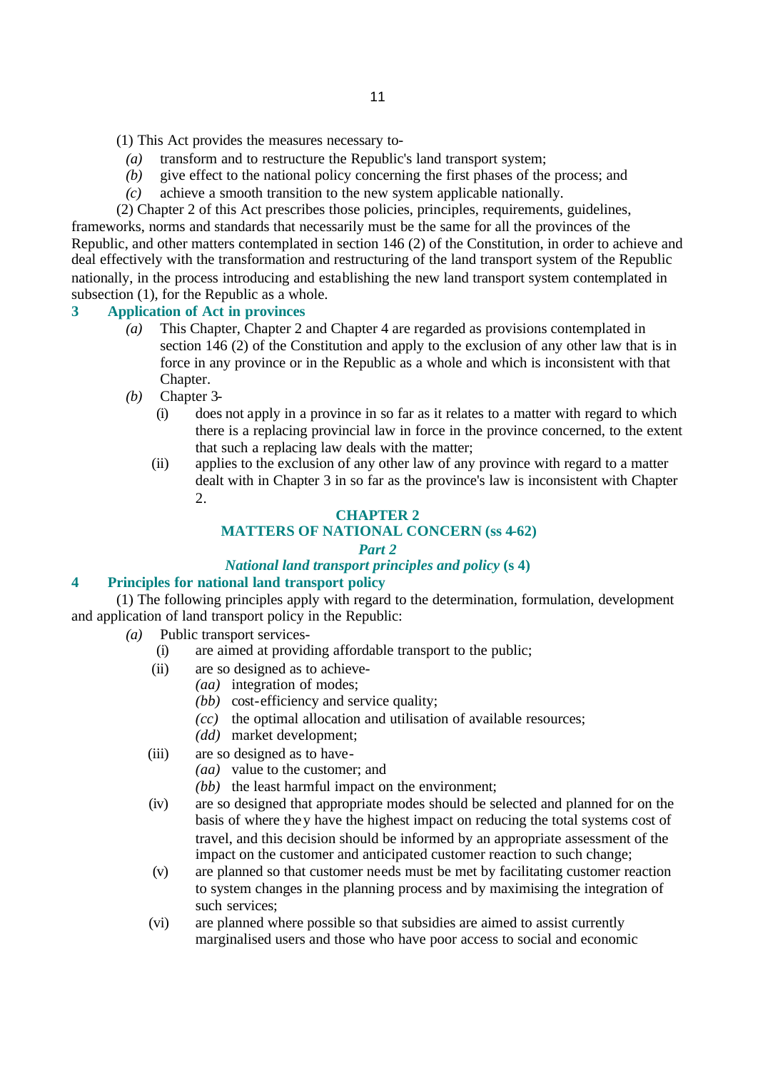(1) This Act provides the measures necessary to-

- *(a)* transform and to restructure the Republic's land transport system;
- *(b)* give effect to the national policy concerning the first phases of the process; and
- *(c)* achieve a smooth transition to the new system applicable nationally.

(2) Chapter 2 of this Act prescribes those policies, principles, requirements, guidelines, frameworks, norms and standards that necessarily must be the same for all the provinces of the Republic, and other matters contemplated in section 146 (2) of the Constitution, in order to achieve and deal effectively with the transformation and restructuring of the land transport system of the Republic nationally, in the process introducing and establishing the new land transport system contemplated in subsection (1), for the Republic as a whole.

### 3 Application of Act in provinces

- *(a)* This Chapter, Chapter 2 and Chapter 4 are regarded as provisions contemplated in section 146 (2) of the Constitution and apply to the exclusion of any other law that is in force in any province or in the Republic as a whole and which is inconsistent with that Chapter.
- *(b)* Chapter 3-
  - (i) does not apply in a province in so far as it relates to a matter with regard to which there is a replacing provincial law in force in the province concerned, to the extent that such a replacing law deals with the matter;
  - (ii) applies to the exclusion of any other law of any province with regard to a matter dealt with in Chapter 3 in so far as the province's law is inconsistent with Chapter 2.

## CHAPTER 2
## MATTERS OF NATIONAL CONCERN (ss 4-62)

### *Part 2*
### *National land transport principles and policy* (s 4)

### 4 Principles for national land transport policy

(1) The following principles apply with regard to the determination, formulation, development and application of land transport policy in the Republic:

- *(a)* Public transport services-
  - (i) are aimed at providing affordable transport to the public;
  - (ii) are so designed as to achieve-
    - *(aa)* integration of modes;
    - *(bb)* cost-efficiency and service quality;
    - *(cc)* the optimal allocation and utilisation of available resources;
    - *(dd)* market development;
  - (iii) are so designed as to have-
    - *(aa)* value to the customer; and
    - *(bb)* the least harmful impact on the environment;
  - (iv) are so designed that appropriate modes should be selected and planned for on the basis of where they have the highest impact on reducing the total systems cost of travel, and this decision should be informed by an appropriate assessment of the impact on the customer and anticipated customer reaction to such change;
  - (v) are planned so that customer needs must be met by facilitating customer reaction to system changes in the planning process and by maximising the integration of such services;
  - (vi) are planned where possible so that subsidies are aimed to assist currently marginalised users and those who have poor access to social and economic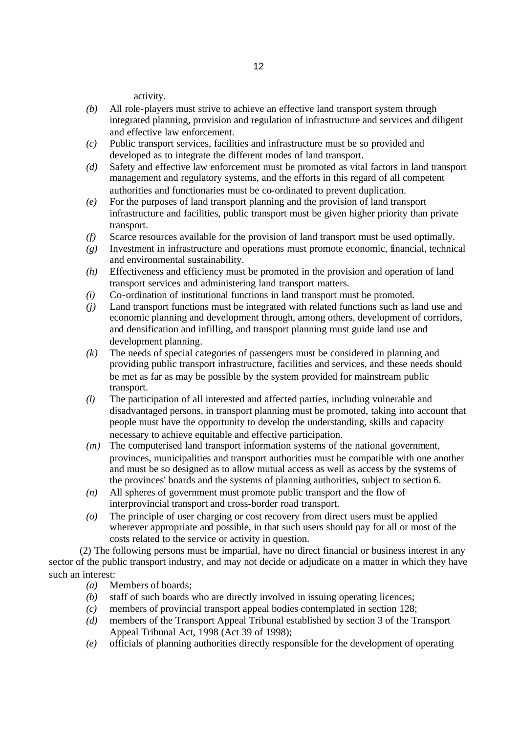activity.

*(b)* All role-players must strive to achieve an effective land transport system through integrated planning, provision and regulation of infrastructure and services and diligent and effective law enforcement.

*(c)* Public transport services, facilities and infrastructure must be so provided and developed as to integrate the different modes of land transport.

*(d)* Safety and effective law enforcement must be promoted as vital factors in land transport management and regulatory systems, and the efforts in this regard of all competent authorities and functionaries must be co-ordinated to prevent duplication.

*(e)* For the purposes of land transport planning and the provision of land transport infrastructure and facilities, public transport must be given higher priority than private transport.

*(f)* Scarce resources available for the provision of land transport must be used optimally.

*(g)* Investment in infrastructure and operations must promote economic, financial, technical and environmental sustainability.

*(h)* Effectiveness and efficiency must be promoted in the provision and operation of land transport services and administering land transport matters.

*(i)* Co-ordination of institutional functions in land transport must be promoted.

*(j)* Land transport functions must be integrated with related functions such as land use and economic planning and development through, among others, development of corridors, and densification and infilling, and transport planning must guide land use and development planning.

*(k)* The needs of special categories of passengers must be considered in planning and providing public transport infrastructure, facilities and services, and these needs should be met as far as may be possible by the system provided for mainstream public transport.

*(l)* The participation of all interested and affected parties, including vulnerable and disadvantaged persons, in transport planning must be promoted, taking into account that people must have the opportunity to develop the understanding, skills and capacity necessary to achieve equitable and effective participation.

*(m)* The computerised land transport information systems of the national government, provinces, municipalities and transport authorities must be compatible with one another and must be so designed as to allow mutual access as well as access by the systems of the provinces' boards and the systems of planning authorities, subject to section 6.

*(n)* All spheres of government must promote public transport and the flow of interprovincial transport and cross-border road transport.

*(o)* The principle of user charging or cost recovery from direct users must be applied wherever appropriate and possible, in that such users should pay for all or most of the costs related to the service or activity in question.

(2) The following persons must be impartial, have no direct financial or business interest in any sector of the public transport industry, and may not decide or adjudicate on a matter in which they have such an interest:

*(a)* Members of boards;

*(b)* staff of such boards who are directly involved in issuing operating licences;

*(c)* members of provincial transport appeal bodies contemplated in section 128;

*(d)* members of the Transport Appeal Tribunal established by section 3 of the Transport Appeal Tribunal Act, 1998 (Act 39 of 1998);

*(e)* officials of planning authorities directly responsible for the development of operating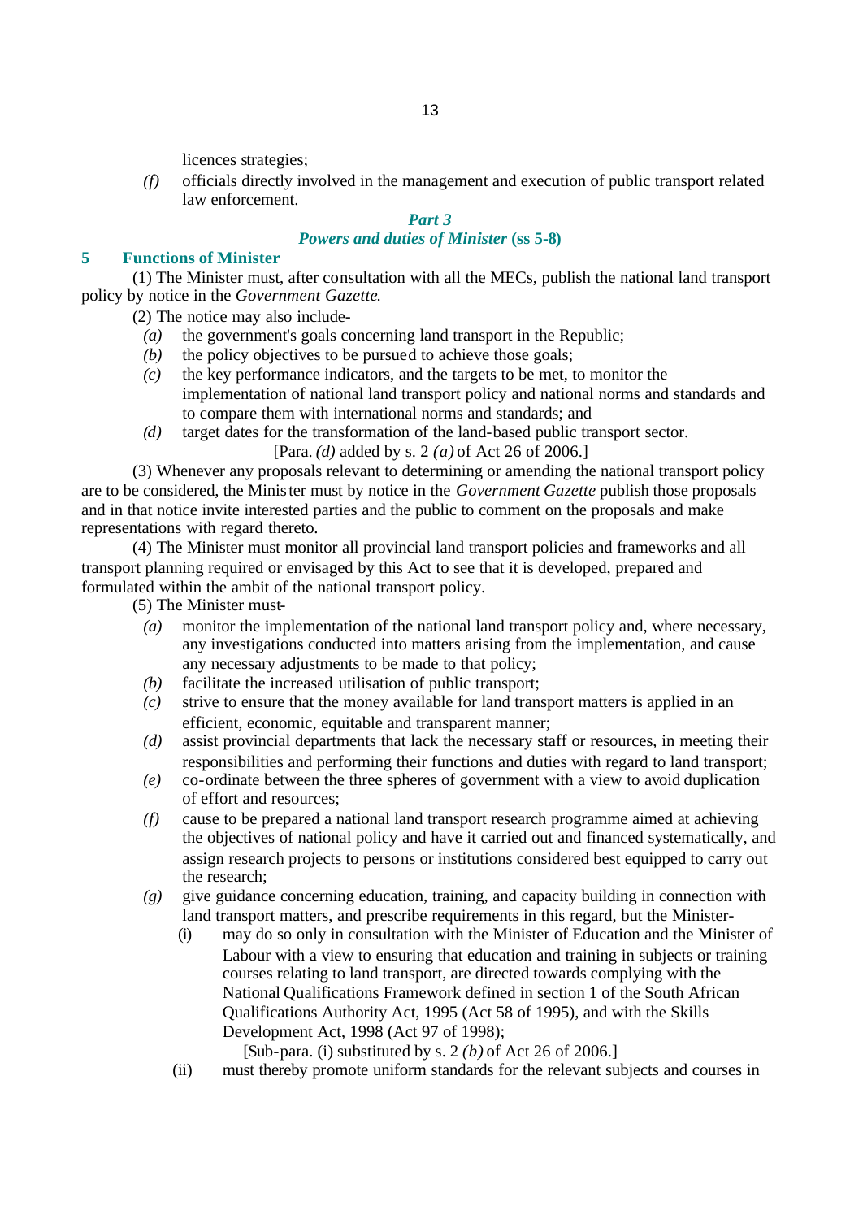licences strategies;

*(f)* officials directly involved in the management and execution of public transport related law enforcement.

### *Part 3*
### *Powers and duties of Minister* (ss 5-8)

## 5 Functions of Minister

(1) The Minister must, after consultation with all the MECs, publish the national land transport policy by notice in the *Government Gazette*.

(2) The notice may also include-

*(a)* the government's goals concerning land transport in the Republic;

*(b)* the policy objectives to be pursued to achieve those goals;

*(c)* the key performance indicators, and the targets to be met, to monitor the implementation of national land transport policy and national norms and standards and to compare them with international norms and standards; and

*(d)* target dates for the transformation of the land-based public transport sector.

[Para. *(d)* added by s. 2 *(a)* of Act 26 of 2006.]

(3) Whenever any proposals relevant to determining or amending the national transport policy are to be considered, the Minister must by notice in the *Government Gazette* publish those proposals and in that notice invite interested parties and the public to comment on the proposals and make representations with regard thereto.

(4) The Minister must monitor all provincial land transport policies and frameworks and all transport planning required or envisaged by this Act to see that it is developed, prepared and formulated within the ambit of the national transport policy.

(5) The Minister must-

*(a)* monitor the implementation of the national land transport policy and, where necessary, any investigations conducted into matters arising from the implementation, and cause any necessary adjustments to be made to that policy;

*(b)* facilitate the increased utilisation of public transport;

*(c)* strive to ensure that the money available for land transport matters is applied in an efficient, economic, equitable and transparent manner;

*(d)* assist provincial departments that lack the necessary staff or resources, in meeting their responsibilities and performing their functions and duties with regard to land transport;

*(e)* co-ordinate between the three spheres of government with a view to avoid duplication of effort and resources;

*(f)* cause to be prepared a national land transport research programme aimed at achieving the objectives of national policy and have it carried out and financed systematically, and assign research projects to persons or institutions considered best equipped to carry out the research;

*(g)* give guidance concerning education, training, and capacity building in connection with land transport matters, and prescribe requirements in this regard, but the Minister-

(i) may do so only in consultation with the Minister of Education and the Minister of Labour with a view to ensuring that education and training in subjects or training courses relating to land transport, are directed towards complying with the National Qualifications Framework defined in section 1 of the South African Qualifications Authority Act, 1995 (Act 58 of 1995), and with the Skills Development Act, 1998 (Act 97 of 1998);

[Sub-para. (i) substituted by s. 2 *(b)* of Act 26 of 2006.]

(ii) must thereby promote uniform standards for the relevant subjects and courses in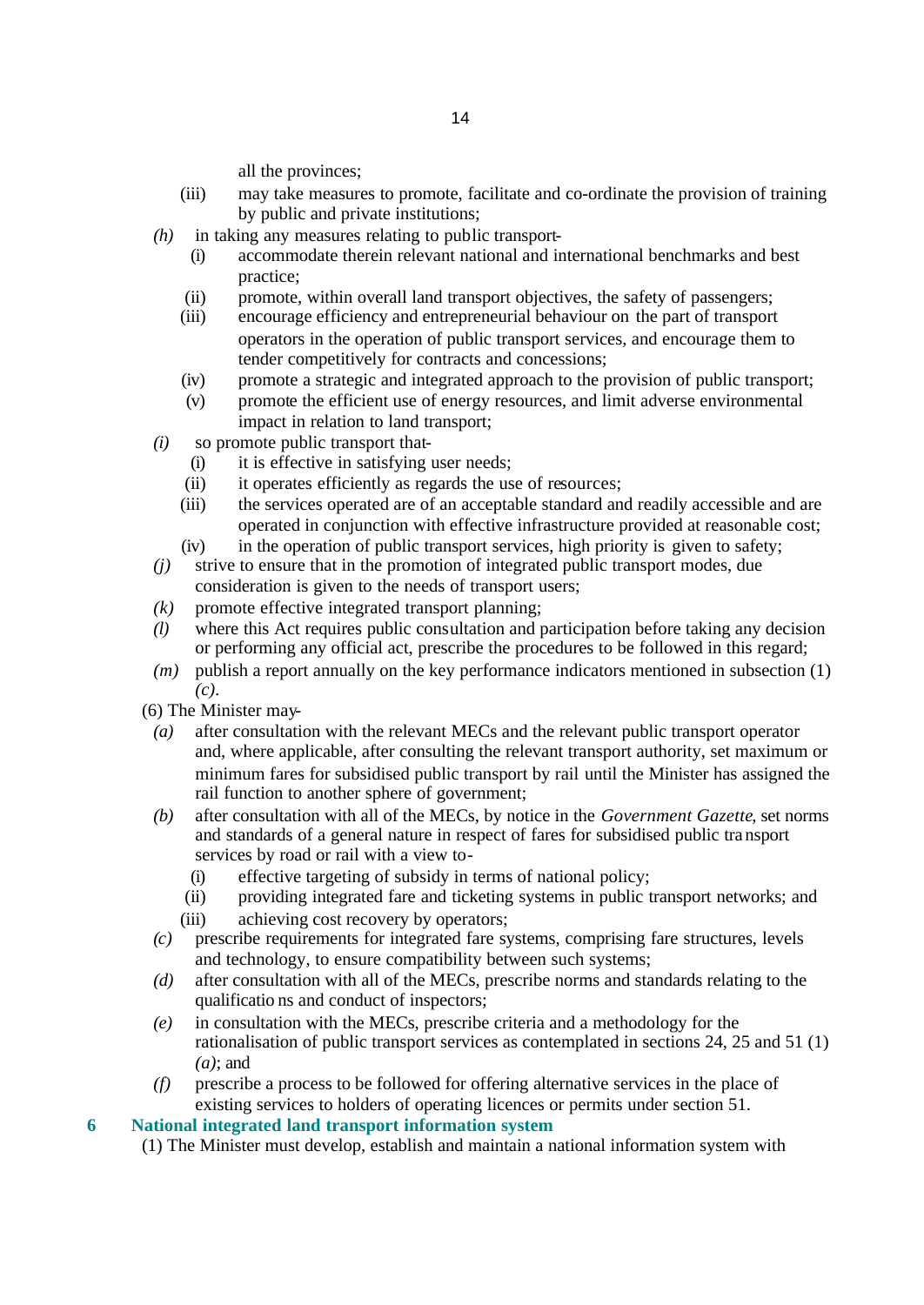all the provinces;

(iii) may take measures to promote, facilitate and co-ordinate the provision of training by public and private institutions;

*(h)* in taking any measures relating to public transport-

(i) accommodate therein relevant national and international benchmarks and best practice;

(ii) promote, within overall land transport objectives, the safety of passengers;

(iii) encourage efficiency and entrepreneurial behaviour on the part of transport operators in the operation of public transport services, and encourage them to tender competitively for contracts and concessions;

(iv) promote a strategic and integrated approach to the provision of public transport;

(v) promote the efficient use of energy resources, and limit adverse environmental impact in relation to land transport;

*(i)* so promote public transport that-

(i) it is effective in satisfying user needs;

(ii) it operates efficiently as regards the use of resources;

(iii) the services operated are of an acceptable standard and readily accessible and are operated in conjunction with effective infrastructure provided at reasonable cost;

(iv) in the operation of public transport services, high priority is given to safety;

*(j)* strive to ensure that in the promotion of integrated public transport modes, due consideration is given to the needs of transport users;

*(k)* promote effective integrated transport planning;

*(l)* where this Act requires public consultation and participation before taking any decision or performing any official act, prescribe the procedures to be followed in this regard;

*(m)* publish a report annually on the key performance indicators mentioned in subsection (1) *(c)*.

(6) The Minister may-

*(a)* after consultation with the relevant MECs and the relevant public transport operator and, where applicable, after consulting the relevant transport authority, set maximum or minimum fares for subsidised public transport by rail until the Minister has assigned the rail function to another sphere of government;

*(b)* after consultation with all of the MECs, by notice in the *Government Gazette*, set norms and standards of a general nature in respect of fares for subsidised public transport services by road or rail with a view to-

(i) effective targeting of subsidy in terms of national policy;

(ii) providing integrated fare and ticketing systems in public transport networks; and

(iii) achieving cost recovery by operators;

*(c)* prescribe requirements for integrated fare systems, comprising fare structures, levels and technology, to ensure compatibility between such systems;

*(d)* after consultation with all of the MECs, prescribe norms and standards relating to the qualifications and conduct of inspectors;

*(e)* in consultation with the MECs, prescribe criteria and a methodology for the rationalisation of public transport services as contemplated in sections 24, 25 and 51 (1) *(a)*; and

*(f)* prescribe a process to be followed for offering alternative services in the place of existing services to holders of operating licences or permits under section 51.

## 6 National integrated land transport information system

(1) The Minister must develop, establish and maintain a national information system with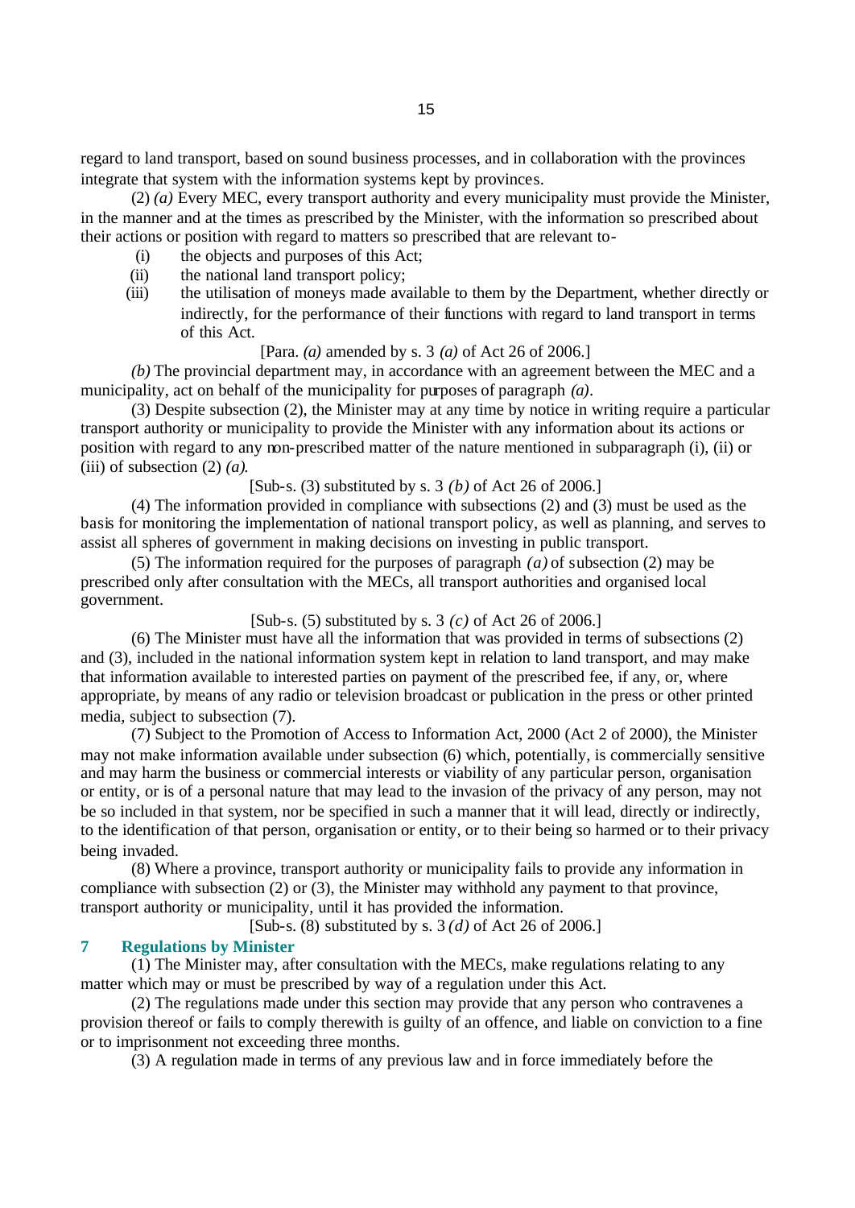regard to land transport, based on sound business processes, and in collaboration with the provinces integrate that system with the information systems kept by provinces.

(2) *(a)* Every MEC, every transport authority and every municipality must provide the Minister, in the manner and at the times as prescribed by the Minister, with the information so prescribed about their actions or position with regard to matters so prescribed that are relevant to-

(i) the objects and purposes of this Act;

(ii) the national land transport policy;

(iii) the utilisation of moneys made available to them by the Department, whether directly or indirectly, for the performance of their functions with regard to land transport in terms of this Act.

[Para. *(a)* amended by s. 3 *(a)* of Act 26 of 2006.]

*(b)* The provincial department may, in accordance with an agreement between the MEC and a municipality, act on behalf of the municipality for purposes of paragraph *(a)*.

(3) Despite subsection (2), the Minister may at any time by notice in writing require a particular transport authority or municipality to provide the Minister with any information about its actions or position with regard to any non-prescribed matter of the nature mentioned in subparagraph (i), (ii) or (iii) of subsection (2) *(a)*.

[Sub-s. (3) substituted by s. 3 *(b)* of Act 26 of 2006.]

(4) The information provided in compliance with subsections (2) and (3) must be used as the basis for monitoring the implementation of national transport policy, as well as planning, and serves to assist all spheres of government in making decisions on investing in public transport.

(5) The information required for the purposes of paragraph *(a)* of subsection (2) may be prescribed only after consultation with the MECs, all transport authorities and organised local government.

[Sub-s. (5) substituted by s. 3 *(c)* of Act 26 of 2006.]

(6) The Minister must have all the information that was provided in terms of subsections (2) and (3), included in the national information system kept in relation to land transport, and may make that information available to interested parties on payment of the prescribed fee, if any, or, where appropriate, by means of any radio or television broadcast or publication in the press or other printed media, subject to subsection (7).

(7) Subject to the Promotion of Access to Information Act, 2000 (Act 2 of 2000), the Minister may not make information available under subsection (6) which, potentially, is commercially sensitive and may harm the business or commercial interests or viability of any particular person, organisation or entity, or is of a personal nature that may lead to the invasion of the privacy of any person, may not be so included in that system, nor be specified in such a manner that it will lead, directly or indirectly, to the identification of that person, organisation or entity, or to their being so harmed or to their privacy being invaded.

(8) Where a province, transport authority or municipality fails to provide any information in compliance with subsection (2) or (3), the Minister may withhold any payment to that province, transport authority or municipality, until it has provided the information.

[Sub-s. (8) substituted by s. 3 *(d)* of Act 26 of 2006.]

## 7 Regulations by Minister

(1) The Minister may, after consultation with the MECs, make regulations relating to any matter which may or must be prescribed by way of a regulation under this Act.

(2) The regulations made under this section may provide that any person who contravenes a provision thereof or fails to comply therewith is guilty of an offence, and liable on conviction to a fine or to imprisonment not exceeding three months.

(3) A regulation made in terms of any previous law and in force immediately before the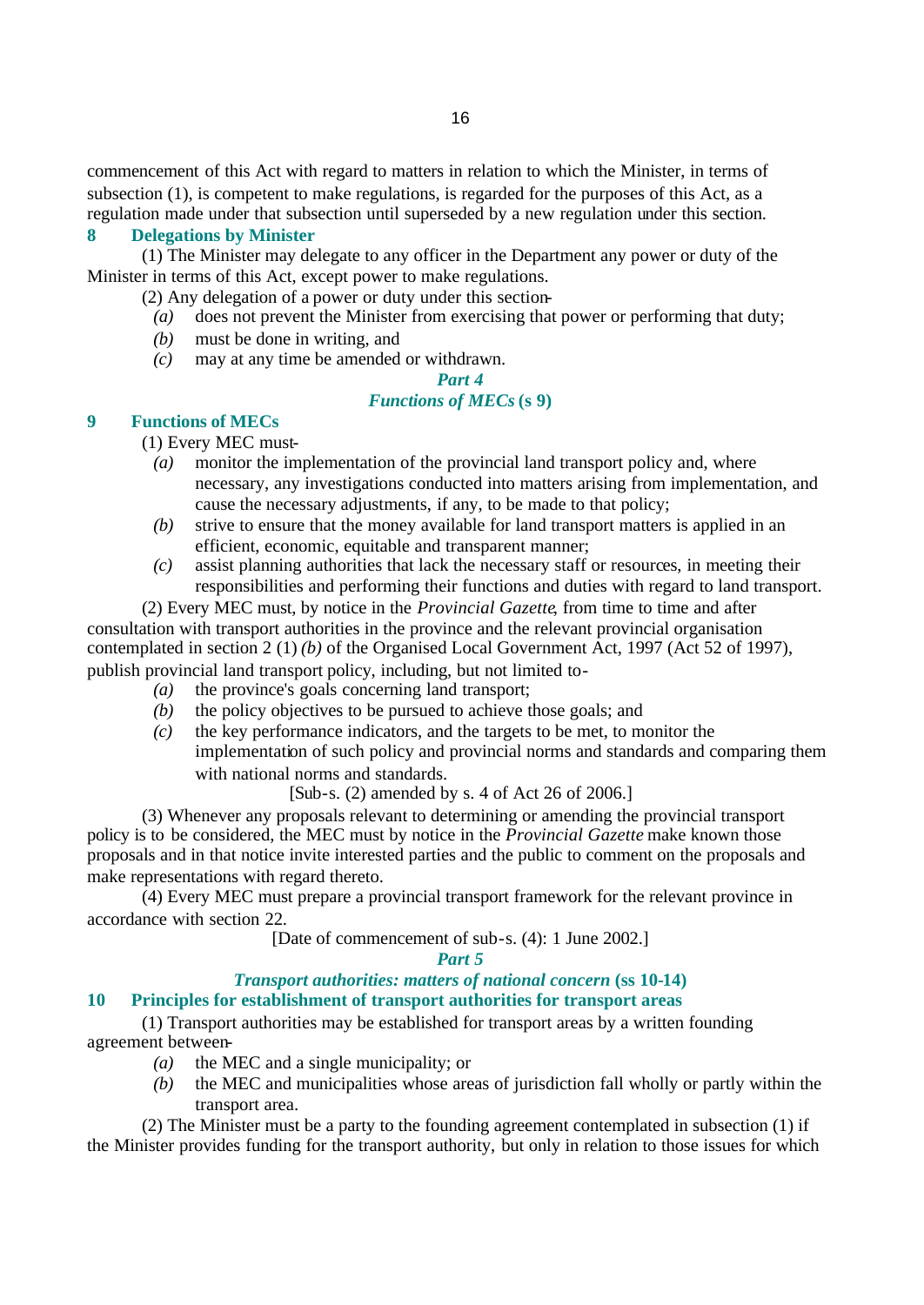commencement of this Act with regard to matters in relation to which the Minister, in terms of subsection (1), is competent to make regulations, is regarded for the purposes of this Act, as a regulation made under that subsection until superseded by a new regulation under this section.

### 8 Delegations by Minister

(1) The Minister may delegate to any officer in the Department any power or duty of the Minister in terms of this Act, except power to make regulations.

(2) Any delegation of a power or duty under this section-

*(a)* does not prevent the Minister from exercising that power or performing that duty;

*(b)* must be done in writing, and

*(c)* may at any time be amended or withdrawn.

## *Part 4*
## *Functions of MECs* (s 9)

### 9 Functions of MECs

(1) Every MEC must-

*(a)* monitor the implementation of the provincial land transport policy and, where necessary, any investigations conducted into matters arising from implementation, and cause the necessary adjustments, if any, to be made to that policy;

*(b)* strive to ensure that the money available for land transport matters is applied in an efficient, economic, equitable and transparent manner;

*(c)* assist planning authorities that lack the necessary staff or resources, in meeting their responsibilities and performing their functions and duties with regard to land transport.

(2) Every MEC must, by notice in the *Provincial Gazette*, from time to time and after consultation with transport authorities in the province and the relevant provincial organisation contemplated in section 2 (1) *(b)* of the Organised Local Government Act, 1997 (Act 52 of 1997), publish provincial land transport policy, including, but not limited to-

*(a)* the province's goals concerning land transport;

*(b)* the policy objectives to be pursued to achieve those goals; and

*(c)* the key performance indicators, and the targets to be met, to monitor the implementation of such policy and provincial norms and standards and comparing them with national norms and standards.

[Sub-s. (2) amended by s. 4 of Act 26 of 2006.]

(3) Whenever any proposals relevant to determining or amending the provincial transport policy is to be considered, the MEC must by notice in the *Provincial Gazette* make known those proposals and in that notice invite interested parties and the public to comment on the proposals and make representations with regard thereto.

(4) Every MEC must prepare a provincial transport framework for the relevant province in accordance with section 22.

[Date of commencement of sub-s. (4): 1 June 2002.]

## *Part 5*
## *Transport authorities: matters of national concern* (ss 10-14)

### 10 Principles for establishment of transport authorities for transport areas

(1) Transport authorities may be established for transport areas by a written founding agreement between-

*(a)* the MEC and a single municipality; or

*(b)* the MEC and municipalities whose areas of jurisdiction fall wholly or partly within the transport area.

(2) The Minister must be a party to the founding agreement contemplated in subsection (1) if the Minister provides funding for the transport authority, but only in relation to those issues for which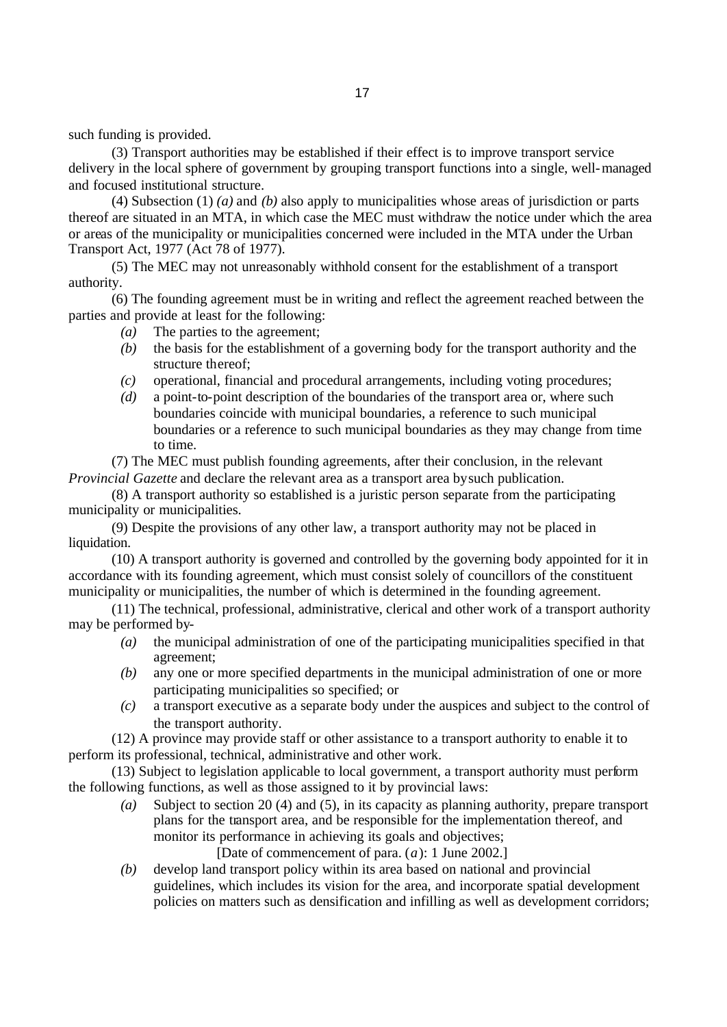such funding is provided.

(3) Transport authorities may be established if their effect is to improve transport service delivery in the local sphere of government by grouping transport functions into a single, well-managed and focused institutional structure.

(4) Subsection (1) *(a)* and *(b)* also apply to municipalities whose areas of jurisdiction or parts thereof are situated in an MTA, in which case the MEC must withdraw the notice under which the area or areas of the municipality or municipalities concerned were included in the MTA under the Urban Transport Act, 1977 (Act 78 of 1977).

(5) The MEC may not unreasonably withhold consent for the establishment of a transport authority.

(6) The founding agreement must be in writing and reflect the agreement reached between the parties and provide at least for the following:

- *(a)* The parties to the agreement;
- *(b)* the basis for the establishment of a governing body for the transport authority and the structure thereof;
- *(c)* operational, financial and procedural arrangements, including voting procedures;
- *(d)* a point-to-point description of the boundaries of the transport area or, where such boundaries coincide with municipal boundaries, a reference to such municipal boundaries or a reference to such municipal boundaries as they may change from time to time.

(7) The MEC must publish founding agreements, after their conclusion, in the relevant *Provincial Gazette* and declare the relevant area as a transport area by such publication.

(8) A transport authority so established is a juristic person separate from the participating municipality or municipalities.

(9) Despite the provisions of any other law, a transport authority may not be placed in liquidation.

(10) A transport authority is governed and controlled by the governing body appointed for it in accordance with its founding agreement, which must consist solely of councillors of the constituent municipality or municipalities, the number of which is determined in the founding agreement.

(11) The technical, professional, administrative, clerical and other work of a transport authority may be performed by-

- *(a)* the municipal administration of one of the participating municipalities specified in that agreement;
- *(b)* any one or more specified departments in the municipal administration of one or more participating municipalities so specified; or
- *(c)* a transport executive as a separate body under the auspices and subject to the control of the transport authority.

(12) A province may provide staff or other assistance to a transport authority to enable it to perform its professional, technical, administrative and other work.

(13) Subject to legislation applicable to local government, a transport authority must perform the following functions, as well as those assigned to it by provincial laws:

- *(a)* Subject to section 20 (4) and (5), in its capacity as planning authority, prepare transport plans for the transport area, and be responsible for the implementation thereof, and monitor its performance in achieving its goals and objectives;

  [Date of commencement of para. (*a*): 1 June 2002.]

- *(b)* develop land transport policy within its area based on national and provincial guidelines, which includes its vision for the area, and incorporate spatial development policies on matters such as densification and infilling as well as development corridors;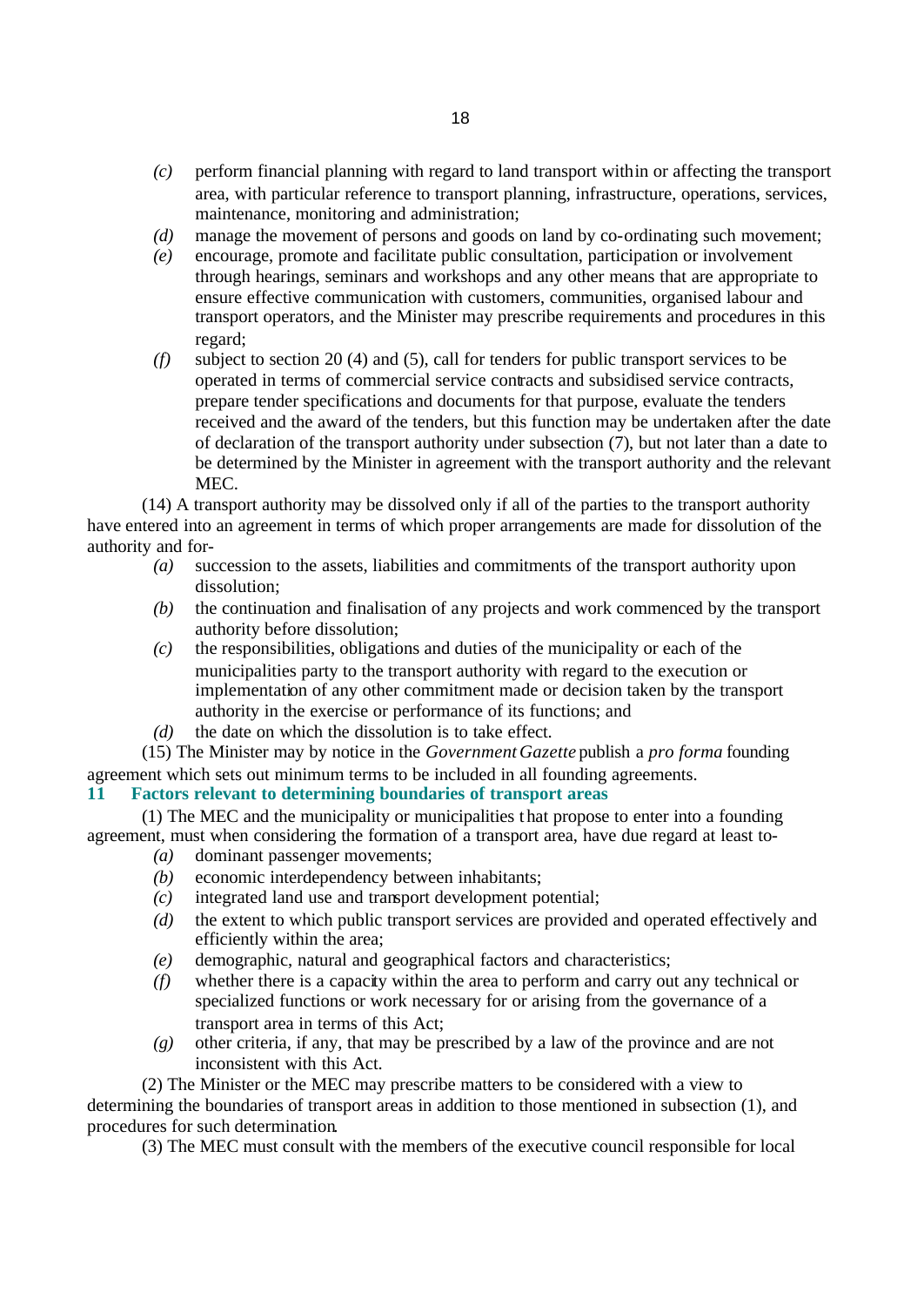*(c)* perform financial planning with regard to land transport within or affecting the transport area, with particular reference to transport planning, infrastructure, operations, services, maintenance, monitoring and administration;

*(d)* manage the movement of persons and goods on land by co-ordinating such movement;

*(e)* encourage, promote and facilitate public consultation, participation or involvement through hearings, seminars and workshops and any other means that are appropriate to ensure effective communication with customers, communities, organised labour and transport operators, and the Minister may prescribe requirements and procedures in this regard;

*(f)* subject to section 20 (4) and (5), call for tenders for public transport services to be operated in terms of commercial service contracts and subsidised service contracts, prepare tender specifications and documents for that purpose, evaluate the tenders received and the award of the tenders, but this function may be undertaken after the date of declaration of the transport authority under subsection (7), but not later than a date to be determined by the Minister in agreement with the transport authority and the relevant MEC.

(14) A transport authority may be dissolved only if all of the parties to the transport authority have entered into an agreement in terms of which proper arrangements are made for dissolution of the authority and for-

*(a)* succession to the assets, liabilities and commitments of the transport authority upon dissolution;

*(b)* the continuation and finalisation of any projects and work commenced by the transport authority before dissolution;

*(c)* the responsibilities, obligations and duties of the municipality or each of the municipalities party to the transport authority with regard to the execution or implementation of any other commitment made or decision taken by the transport authority in the exercise or performance of its functions; and

*(d)* the date on which the dissolution is to take effect.

(15) The Minister may by notice in the *Government Gazette* publish a *pro forma* founding agreement which sets out minimum terms to be included in all founding agreements.

## 11 Factors relevant to determining boundaries of transport areas

(1) The MEC and the municipality or municipalities that propose to enter into a founding agreement, must when considering the formation of a transport area, have due regard at least to-

*(a)* dominant passenger movements;

*(b)* economic interdependency between inhabitants;

*(c)* integrated land use and transport development potential;

*(d)* the extent to which public transport services are provided and operated effectively and efficiently within the area;

*(e)* demographic, natural and geographical factors and characteristics;

*(f)* whether there is a capacity within the area to perform and carry out any technical or specialized functions or work necessary for or arising from the governance of a transport area in terms of this Act;

*(g)* other criteria, if any, that may be prescribed by a law of the province and are not inconsistent with this Act.

(2) The Minister or the MEC may prescribe matters to be considered with a view to determining the boundaries of transport areas in addition to those mentioned in subsection (1), and procedures for such determination.

(3) The MEC must consult with the members of the executive council responsible for local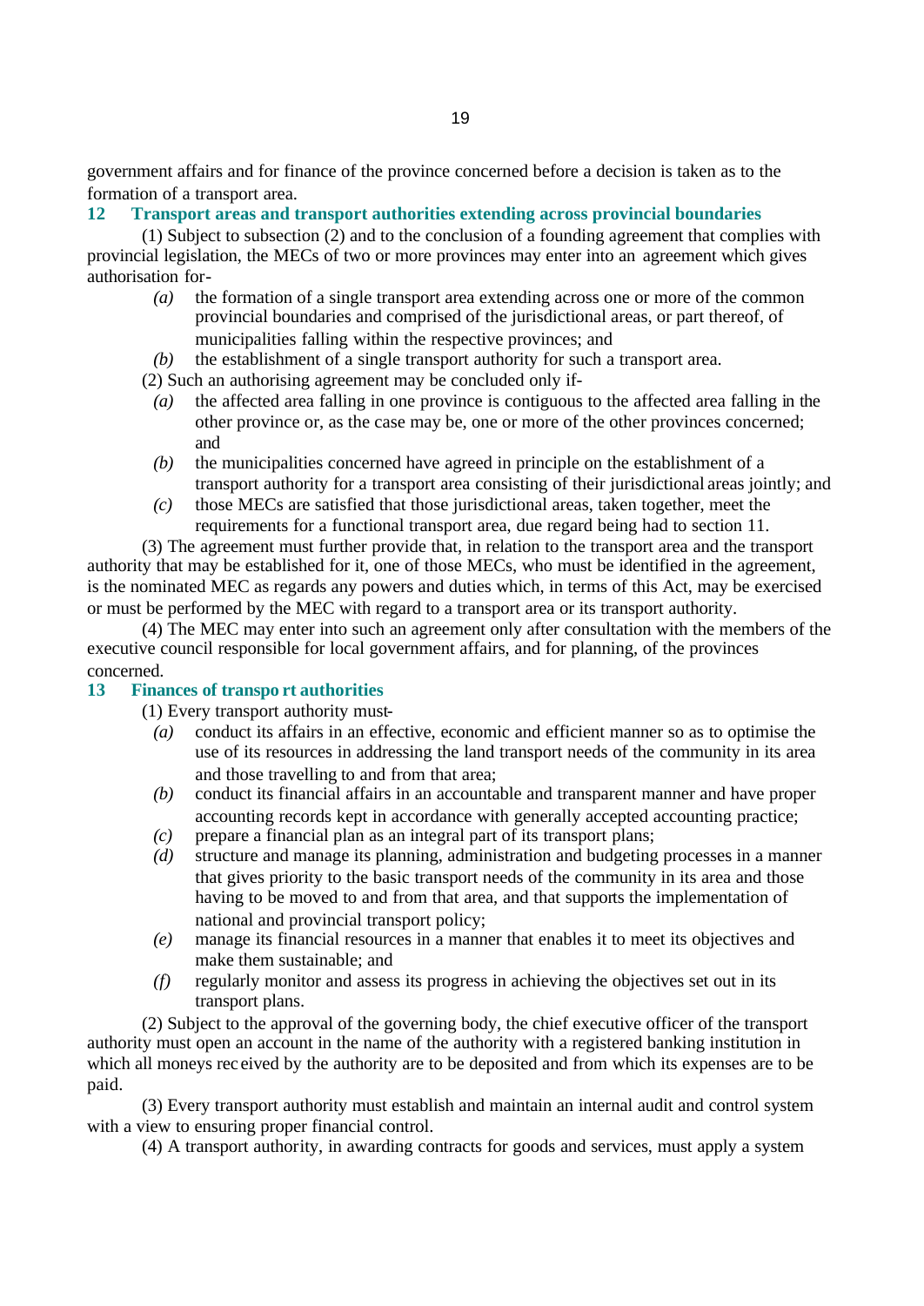government affairs and for finance of the province concerned before a decision is taken as to the formation of a transport area.

## 12 Transport areas and transport authorities extending across provincial boundaries

(1) Subject to subsection (2) and to the conclusion of a founding agreement that complies with provincial legislation, the MECs of two or more provinces may enter into an agreement which gives authorisation for-

*(a)* the formation of a single transport area extending across one or more of the common provincial boundaries and comprised of the jurisdictional areas, or part thereof, of municipalities falling within the respective provinces; and

*(b)* the establishment of a single transport authority for such a transport area.

(2) Such an authorising agreement may be concluded only if-

*(a)* the affected area falling in one province is contiguous to the affected area falling in the other province or, as the case may be, one or more of the other provinces concerned; and

*(b)* the municipalities concerned have agreed in principle on the establishment of a transport authority for a transport area consisting of their jurisdictional areas jointly; and

*(c)* those MECs are satisfied that those jurisdictional areas, taken together, meet the requirements for a functional transport area, due regard being had to section 11.

(3) The agreement must further provide that, in relation to the transport area and the transport authority that may be established for it, one of those MECs, who must be identified in the agreement, is the nominated MEC as regards any powers and duties which, in terms of this Act, may be exercised or must be performed by the MEC with regard to a transport area or its transport authority.

(4) The MEC may enter into such an agreement only after consultation with the members of the executive council responsible for local government affairs, and for planning, of the provinces concerned.

## 13 Finances of transport authorities

(1) Every transport authority must-

*(a)* conduct its affairs in an effective, economic and efficient manner so as to optimise the use of its resources in addressing the land transport needs of the community in its area and those travelling to and from that area;

*(b)* conduct its financial affairs in an accountable and transparent manner and have proper accounting records kept in accordance with generally accepted accounting practice;

*(c)* prepare a financial plan as an integral part of its transport plans;

*(d)* structure and manage its planning, administration and budgeting processes in a manner that gives priority to the basic transport needs of the community in its area and those having to be moved to and from that area, and that supports the implementation of national and provincial transport policy;

*(e)* manage its financial resources in a manner that enables it to meet its objectives and make them sustainable; and

*(f)* regularly monitor and assess its progress in achieving the objectives set out in its transport plans.

(2) Subject to the approval of the governing body, the chief executive officer of the transport authority must open an account in the name of the authority with a registered banking institution in which all moneys received by the authority are to be deposited and from which its expenses are to be paid.

(3) Every transport authority must establish and maintain an internal audit and control system with a view to ensuring proper financial control.

(4) A transport authority, in awarding contracts for goods and services, must apply a system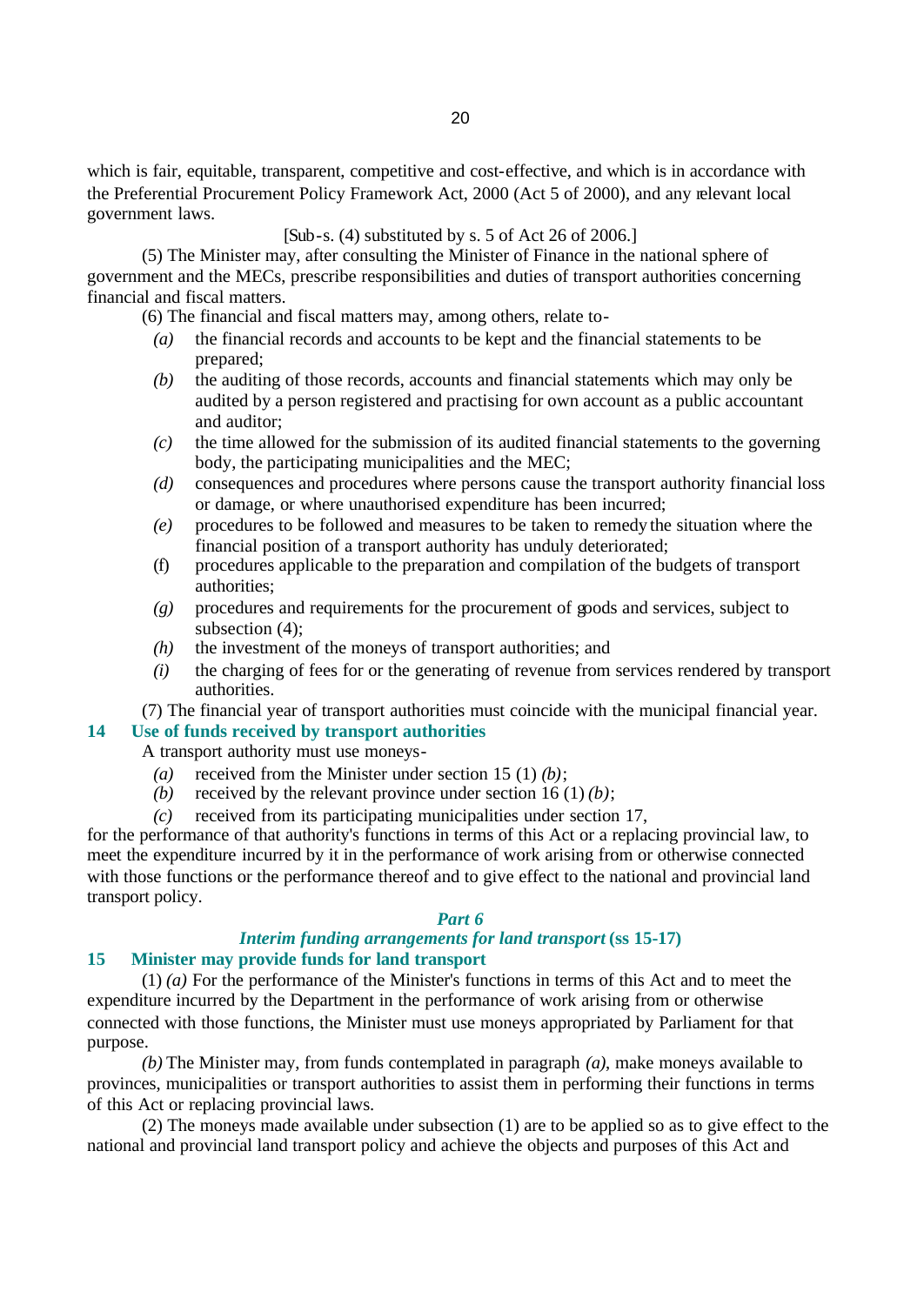which is fair, equitable, transparent, competitive and cost-effective, and which is in accordance with the Preferential Procurement Policy Framework Act, 2000 (Act 5 of 2000), and any relevant local government laws.

[Sub-s. (4) substituted by s. 5 of Act 26 of 2006.]

(5) The Minister may, after consulting the Minister of Finance in the national sphere of government and the MECs, prescribe responsibilities and duties of transport authorities concerning financial and fiscal matters.

(6) The financial and fiscal matters may, among others, relate to-

*(a)* the financial records and accounts to be kept and the financial statements to be prepared;

*(b)* the auditing of those records, accounts and financial statements which may only be audited by a person registered and practising for own account as a public accountant and auditor;

*(c)* the time allowed for the submission of its audited financial statements to the governing body, the participating municipalities and the MEC;

*(d)* consequences and procedures where persons cause the transport authority financial loss or damage, or where unauthorised expenditure has been incurred;

*(e)* procedures to be followed and measures to be taken to remedy the situation where the financial position of a transport authority has unduly deteriorated;

(f) procedures applicable to the preparation and compilation of the budgets of transport authorities;

*(g)* procedures and requirements for the procurement of goods and services, subject to subsection (4);

*(h)* the investment of the moneys of transport authorities; and

*(i)* the charging of fees for or the generating of revenue from services rendered by transport authorities.

(7) The financial year of transport authorities must coincide with the municipal financial year.

### 14 Use of funds received by transport authorities

A transport authority must use moneys-

*(a)* received from the Minister under section 15 (1) *(b)*;

*(b)* received by the relevant province under section 16 (1) *(b)*;

*(c)* received from its participating municipalities under section 17,

for the performance of that authority's functions in terms of this Act or a replacing provincial law, to meet the expenditure incurred by it in the performance of work arising from or otherwise connected with those functions or the performance thereof and to give effect to the national and provincial land transport policy.

## *Part 6*

## *Interim funding arrangements for land transport* (ss 15-17)

### 15 Minister may provide funds for land transport

(1) *(a)* For the performance of the Minister's functions in terms of this Act and to meet the expenditure incurred by the Department in the performance of work arising from or otherwise connected with those functions, the Minister must use moneys appropriated by Parliament for that purpose.

*(b)* The Minister may, from funds contemplated in paragraph *(a)*, make moneys available to provinces, municipalities or transport authorities to assist them in performing their functions in terms of this Act or replacing provincial laws.

(2) The moneys made available under subsection (1) are to be applied so as to give effect to the national and provincial land transport policy and achieve the objects and purposes of this Act and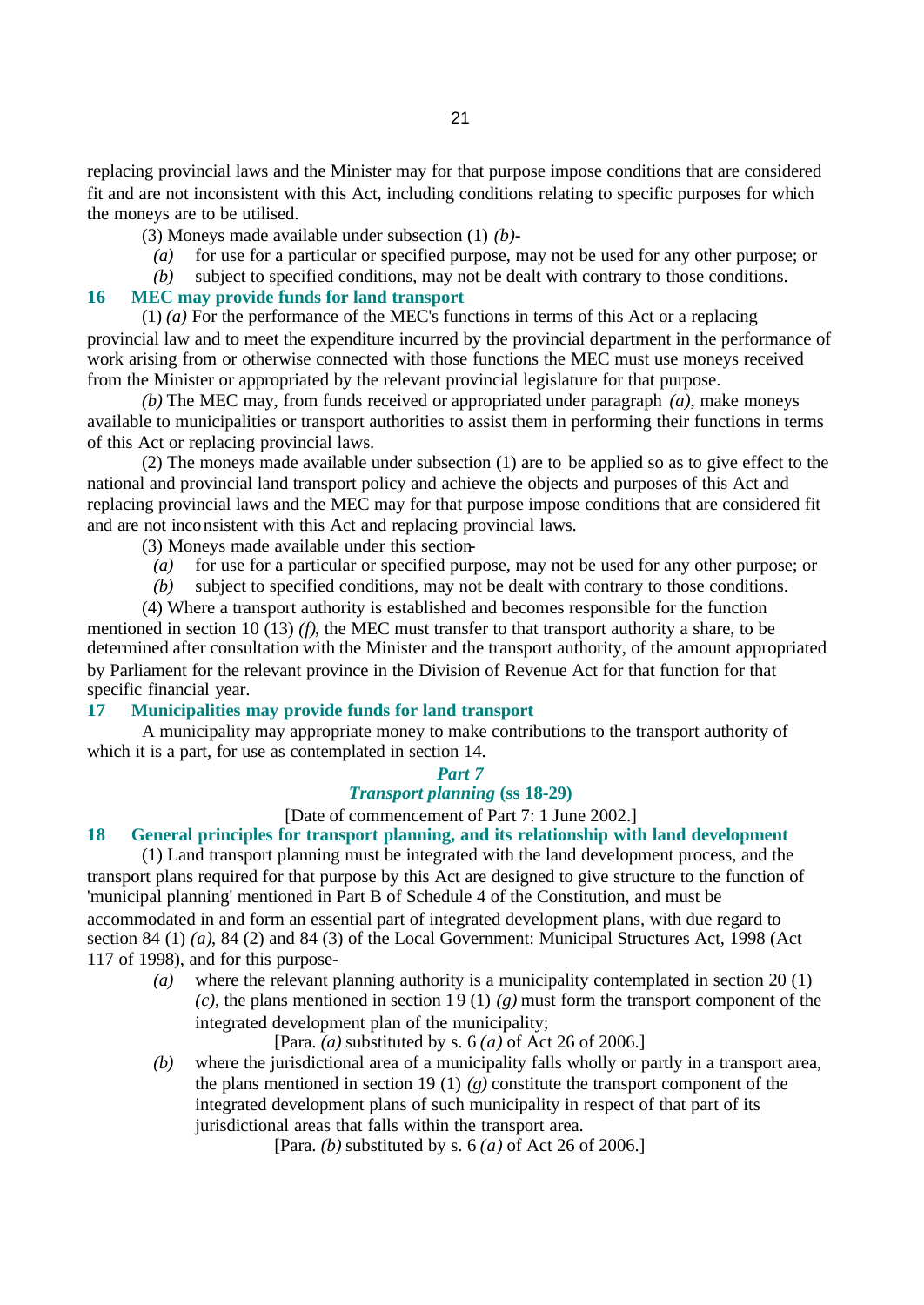replacing provincial laws and the Minister may for that purpose impose conditions that are considered fit and are not inconsistent with this Act, including conditions relating to specific purposes for which the moneys are to be utilised.

(3) Moneys made available under subsection (1) *(b)*-

*(a)* for use for a particular or specified purpose, may not be used for any other purpose; or

*(b)* subject to specified conditions, may not be dealt with contrary to those conditions.

### 16 MEC may provide funds for land transport

(1) *(a)* For the performance of the MEC's functions in terms of this Act or a replacing provincial law and to meet the expenditure incurred by the provincial department in the performance of work arising from or otherwise connected with those functions the MEC must use moneys received from the Minister or appropriated by the relevant provincial legislature for that purpose.

*(b)* The MEC may, from funds received or appropriated under paragraph *(a)*, make moneys available to municipalities or transport authorities to assist them in performing their functions in terms of this Act or replacing provincial laws.

(2) The moneys made available under subsection (1) are to be applied so as to give effect to the national and provincial land transport policy and achieve the objects and purposes of this Act and replacing provincial laws and the MEC may for that purpose impose conditions that are considered fit and are not inconsistent with this Act and replacing provincial laws.

(3) Moneys made available under this section-

*(a)* for use for a particular or specified purpose, may not be used for any other purpose; or

*(b)* subject to specified conditions, may not be dealt with contrary to those conditions.

(4) Where a transport authority is established and becomes responsible for the function mentioned in section 10 (13) *(f)*, the MEC must transfer to that transport authority a share, to be determined after consultation with the Minister and the transport authority, of the amount appropriated by Parliament for the relevant province in the Division of Revenue Act for that function for that specific financial year.

### 17 Municipalities may provide funds for land transport

A municipality may appropriate money to make contributions to the transport authority of which it is a part, for use as contemplated in section 14.

## *Part 7*
## *Transport planning* (ss 18-29)

[Date of commencement of Part 7: 1 June 2002.]

### 18 General principles for transport planning, and its relationship with land development

(1) Land transport planning must be integrated with the land development process, and the transport plans required for that purpose by this Act are designed to give structure to the function of 'municipal planning' mentioned in Part B of Schedule 4 of the Constitution, and must be accommodated in and form an essential part of integrated development plans, with due regard to section 84 (1) *(a)*, 84 (2) and 84 (3) of the Local Government: Municipal Structures Act, 1998 (Act 117 of 1998), and for this purpose-

*(a)* where the relevant planning authority is a municipality contemplated in section 20 (1) *(c)*, the plans mentioned in section 19 (1) *(g)* must form the transport component of the integrated development plan of the municipality;

[Para. *(a)* substituted by s. 6 *(a)* of Act 26 of 2006.]

*(b)* where the jurisdictional area of a municipality falls wholly or partly in a transport area, the plans mentioned in section 19 (1) *(g)* constitute the transport component of the integrated development plans of such municipality in respect of that part of its jurisdictional areas that falls within the transport area.

[Para. *(b)* substituted by s. 6 *(a)* of Act 26 of 2006.]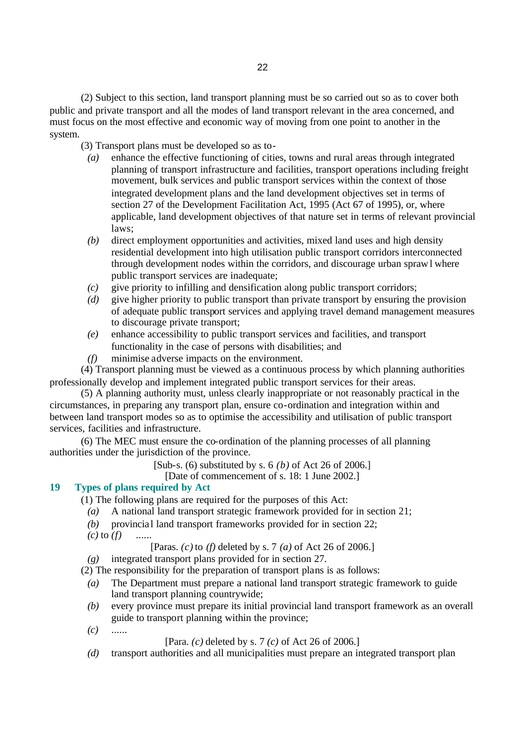(2) Subject to this section, land transport planning must be so carried out so as to cover both public and private transport and all the modes of land transport relevant in the area concerned, and must focus on the most effective and economic way of moving from one point to another in the system.

(3) Transport plans must be developed so as to-

*(a)* enhance the effective functioning of cities, towns and rural areas through integrated planning of transport infrastructure and facilities, transport operations including freight movement, bulk services and public transport services within the context of those integrated development plans and the land development objectives set in terms of section 27 of the Development Facilitation Act, 1995 (Act 67 of 1995), or, where applicable, land development objectives of that nature set in terms of relevant provincial laws;

*(b)* direct employment opportunities and activities, mixed land uses and high density residential development into high utilisation public transport corridors interconnected through development nodes within the corridors, and discourage urban sprawl where public transport services are inadequate;

*(c)* give priority to infilling and densification along public transport corridors;

*(d)* give higher priority to public transport than private transport by ensuring the provision of adequate public transport services and applying travel demand management measures to discourage private transport;

*(e)* enhance accessibility to public transport services and facilities, and transport functionality in the case of persons with disabilities; and

*(f)* minimise adverse impacts on the environment.

(4) Transport planning must be viewed as a continuous process by which planning authorities professionally develop and implement integrated public transport services for their areas.

(5) A planning authority must, unless clearly inappropriate or not reasonably practical in the circumstances, in preparing any transport plan, ensure co-ordination and integration within and between land transport modes so as to optimise the accessibility and utilisation of public transport services, facilities and infrastructure.

(6) The MEC must ensure the co-ordination of the planning processes of all planning authorities under the jurisdiction of the province.

[Sub-s. (6) substituted by s. 6 *(b)* of Act 26 of 2006.]

[Date of commencement of s. 18: 1 June 2002.]

### 19 Types of plans required by Act

(1) The following plans are required for the purposes of this Act:

*(a)* A national land transport strategic framework provided for in section 21;

*(b)* provincial land transport frameworks provided for in section 22;

*(c)* to *(f)* ......

[Paras. *(c)* to *(f)* deleted by s. 7 *(a)* of Act 26 of 2006.]

*(g)* integrated transport plans provided for in section 27.

(2) The responsibility for the preparation of transport plans is as follows:

*(a)* The Department must prepare a national land transport strategic framework to guide land transport planning countrywide;

*(b)* every province must prepare its initial provincial land transport framework as an overall guide to transport planning within the province;

*(c)* ......

[Para. *(c)* deleted by s. 7 *(c)* of Act 26 of 2006.]

*(d)* transport authorities and all municipalities must prepare an integrated transport plan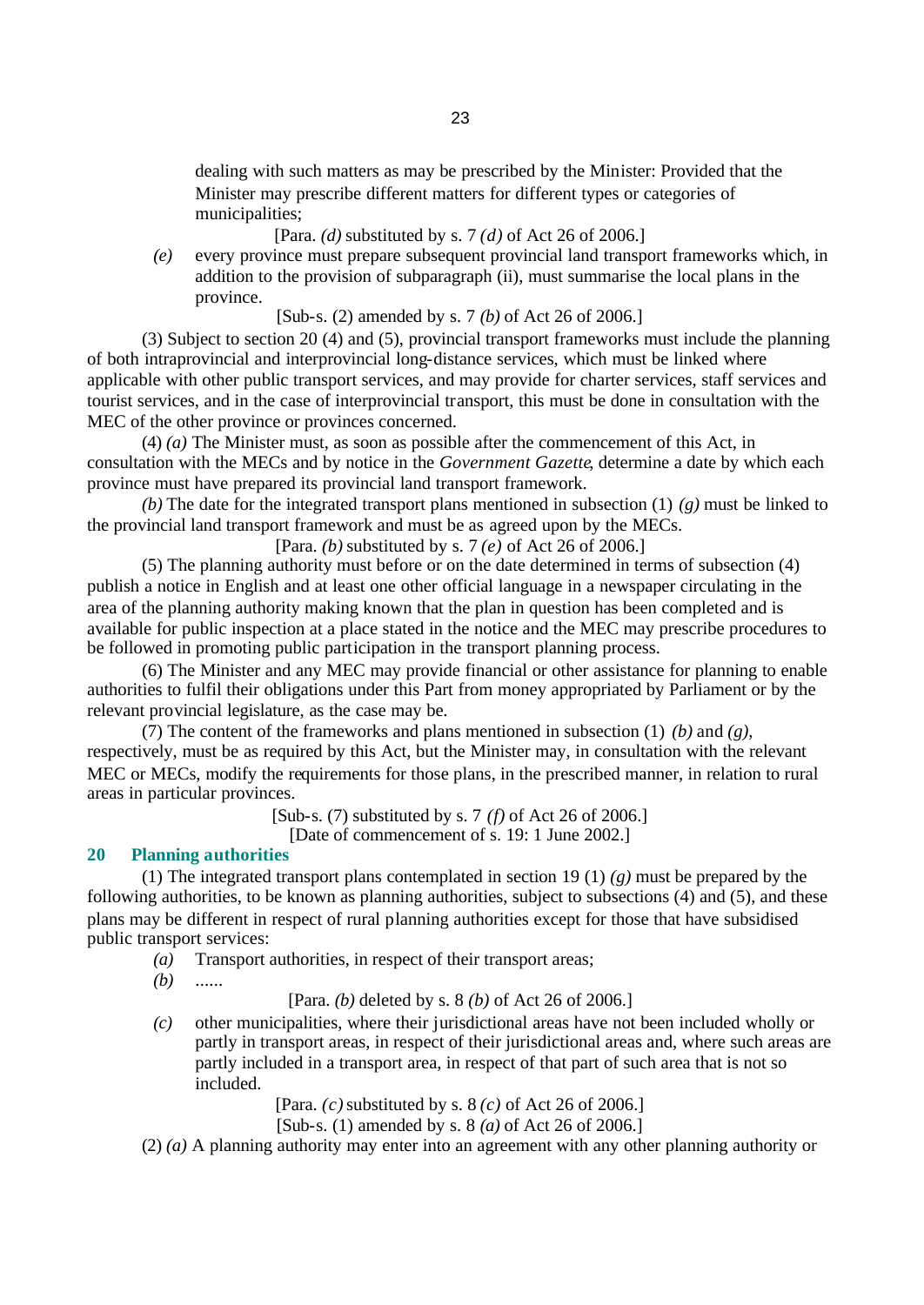dealing with such matters as may be prescribed by the Minister: Provided that the Minister may prescribe different matters for different types or categories of municipalities;

[Para. *(d)* substituted by s. 7 *(d)* of Act 26 of 2006.]

*(e)* every province must prepare subsequent provincial land transport frameworks which, in addition to the provision of subparagraph (ii), must summarise the local plans in the province.

[Sub-s. (2) amended by s. 7 *(b)* of Act 26 of 2006.]

(3) Subject to section 20 (4) and (5), provincial transport frameworks must include the planning of both intraprovincial and interprovincial long-distance services, which must be linked where applicable with other public transport services, and may provide for charter services, staff services and tourist services, and in the case of interprovincial transport, this must be done in consultation with the MEC of the other province or provinces concerned.

(4) *(a)* The Minister must, as soon as possible after the commencement of this Act, in consultation with the MECs and by notice in the *Government Gazette*, determine a date by which each province must have prepared its provincial land transport framework.

*(b)* The date for the integrated transport plans mentioned in subsection (1) *(g)* must be linked to the provincial land transport framework and must be as agreed upon by the MECs.

[Para. *(b)* substituted by s. 7 *(e)* of Act 26 of 2006.]

(5) The planning authority must before or on the date determined in terms of subsection (4) publish a notice in English and at least one other official language in a newspaper circulating in the area of the planning authority making known that the plan in question has been completed and is available for public inspection at a place stated in the notice and the MEC may prescribe procedures to be followed in promoting public participation in the transport planning process.

(6) The Minister and any MEC may provide financial or other assistance for planning to enable authorities to fulfil their obligations under this Part from money appropriated by Parliament or by the relevant provincial legislature, as the case may be.

(7) The content of the frameworks and plans mentioned in subsection (1) *(b)* and *(g)*, respectively, must be as required by this Act, but the Minister may, in consultation with the relevant MEC or MECs, modify the requirements for those plans, in the prescribed manner, in relation to rural areas in particular provinces.

[Sub-s. (7) substituted by s. 7 *(f)* of Act 26 of 2006.]

[Date of commencement of s. 19: 1 June 2002.]

## 20 Planning authorities

(1) The integrated transport plans contemplated in section 19 (1) *(g)* must be prepared by the following authorities, to be known as planning authorities, subject to subsections (4) and (5), and these plans may be different in respect of rural planning authorities except for those that have subsidised public transport services:

*(a)* Transport authorities, in respect of their transport areas;

*(b)* ......

[Para. *(b)* deleted by s. 8 *(b)* of Act 26 of 2006.]

*(c)* other municipalities, where their jurisdictional areas have not been included wholly or partly in transport areas, in respect of their jurisdictional areas and, where such areas are partly included in a transport area, in respect of that part of such area that is not so included.

[Para. *(c)* substituted by s. 8 *(c)* of Act 26 of 2006.]

[Sub-s. (1) amended by s. 8 *(a)* of Act 26 of 2006.]

(2) *(a)* A planning authority may enter into an agreement with any other planning authority or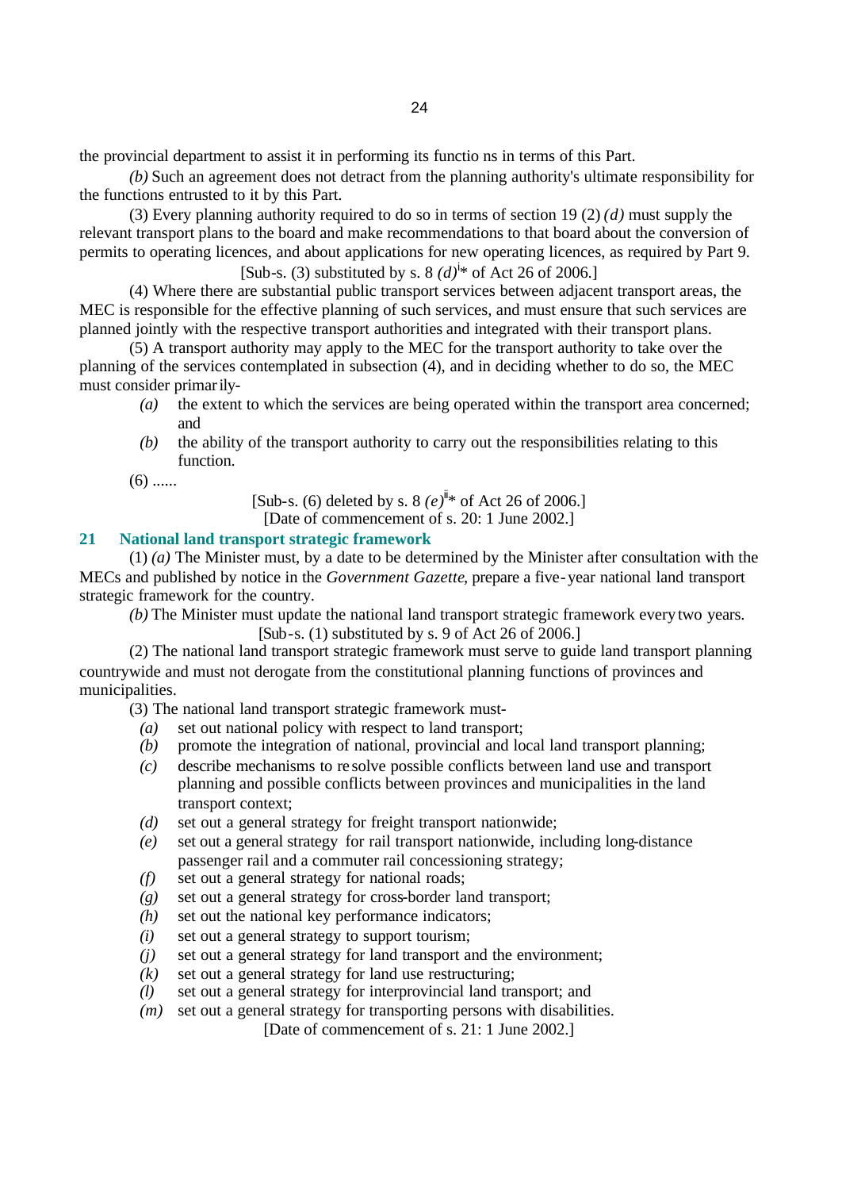the provincial department to assist it in performing its functions in terms of this Part.

*(b)* Such an agreement does not detract from the planning authority's ultimate responsibility for the functions entrusted to it by this Part.

(3) Every planning authority required to do so in terms of section 19 (2) *(d)* must supply the relevant transport plans to the board and make recommendations to that board about the conversion of permits to operating licences, and about applications for new operating licences, as required by Part 9.

[Sub-s. (3) substituted by s. 8 *(d)*[i]* of Act 26 of 2006.]

(4) Where there are substantial public transport services between adjacent transport areas, the MEC is responsible for the effective planning of such services, and must ensure that such services are planned jointly with the respective transport authorities and integrated with their transport plans.

(5) A transport authority may apply to the MEC for the transport authority to take over the planning of the services contemplated in subsection (4), and in deciding whether to do so, the MEC must consider primarily-

*(a)* the extent to which the services are being operated within the transport area concerned; and

*(b)* the ability of the transport authority to carry out the responsibilities relating to this function.

(6) ......

[Sub-s. (6) deleted by s. 8 *(e)*[ii]* of Act 26 of 2006.]

[Date of commencement of s. 20: 1 June 2002.]

## 21 National land transport strategic framework

(1) *(a)* The Minister must, by a date to be determined by the Minister after consultation with the MECs and published by notice in the *Government Gazette*, prepare a five-year national land transport strategic framework for the country.

*(b)* The Minister must update the national land transport strategic framework every two years.

[Sub-s. (1) substituted by s. 9 of Act 26 of 2006.]

(2) The national land transport strategic framework must serve to guide land transport planning countrywide and must not derogate from the constitutional planning functions of provinces and municipalities.

(3) The national land transport strategic framework must-

*(a)* set out national policy with respect to land transport;

*(b)* promote the integration of national, provincial and local land transport planning;

*(c)* describe mechanisms to resolve possible conflicts between land use and transport planning and possible conflicts between provinces and municipalities in the land transport context;

*(d)* set out a general strategy for freight transport nationwide;

*(e)* set out a general strategy for rail transport nationwide, including long-distance passenger rail and a commuter rail concessioning strategy;

*(f)* set out a general strategy for national roads;

*(g)* set out a general strategy for cross-border land transport;

*(h)* set out the national key performance indicators;

*(i)* set out a general strategy to support tourism;

*(j)* set out a general strategy for land transport and the environment;

*(k)* set out a general strategy for land use restructuring;

*(l)* set out a general strategy for interprovincial land transport; and

*(m)* set out a general strategy for transporting persons with disabilities.

[Date of commencement of s. 21: 1 June 2002.]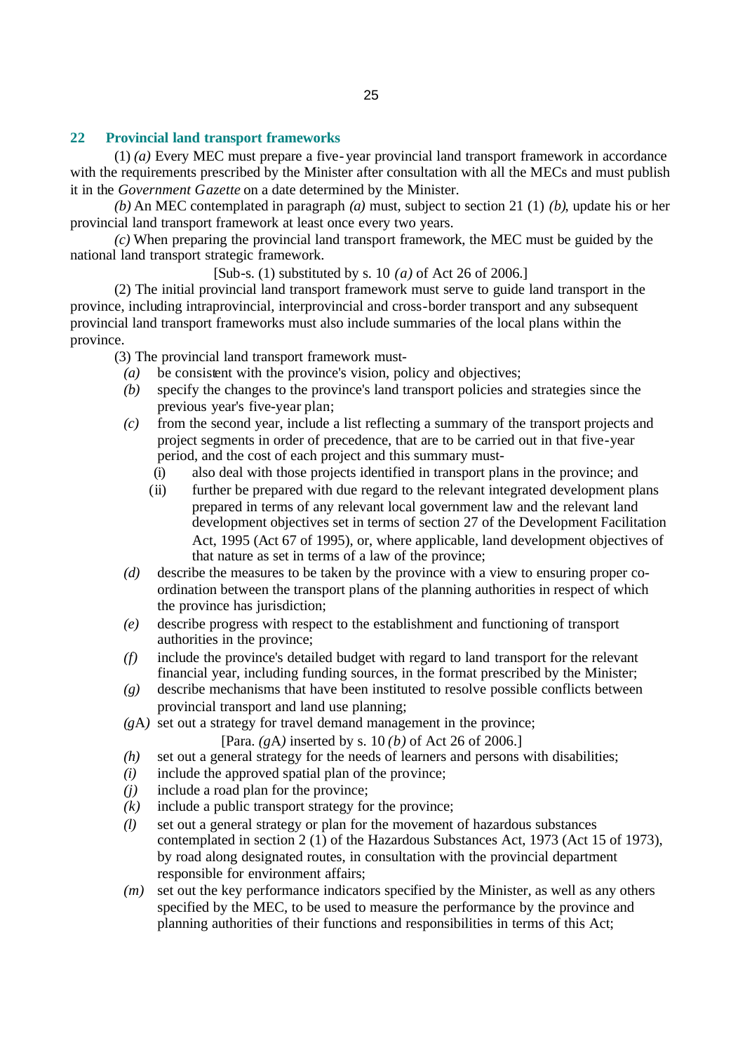## 22 Provincial land transport frameworks

(1) *(a)* Every MEC must prepare a five-year provincial land transport framework in accordance with the requirements prescribed by the Minister after consultation with all the MECs and must publish it in the *Government Gazette* on a date determined by the Minister.

*(b)* An MEC contemplated in paragraph *(a)* must, subject to section 21 (1) *(b)*, update his or her provincial land transport framework at least once every two years.

*(c)* When preparing the provincial land transport framework, the MEC must be guided by the national land transport strategic framework.

[Sub-s. (1) substituted by s. 10 *(a)* of Act 26 of 2006.]

(2) The initial provincial land transport framework must serve to guide land transport in the province, including intraprovincial, interprovincial and cross-border transport and any subsequent provincial land transport frameworks must also include summaries of the local plans within the province.

(3) The provincial land transport framework must-

*(a)* be consistent with the province's vision, policy and objectives;

*(b)* specify the changes to the province's land transport policies and strategies since the previous year's five-year plan;

*(c)* from the second year, include a list reflecting a summary of the transport projects and project segments in order of precedence, that are to be carried out in that five-year period, and the cost of each project and this summary must-

(i) also deal with those projects identified in transport plans in the province; and

(ii) further be prepared with due regard to the relevant integrated development plans prepared in terms of any relevant local government law and the relevant land development objectives set in terms of section 27 of the Development Facilitation Act, 1995 (Act 67 of 1995), or, where applicable, land development objectives of that nature as set in terms of a law of the province;

*(d)* describe the measures to be taken by the province with a view to ensuring proper co-ordination between the transport plans of the planning authorities in respect of which the province has jurisdiction;

*(e)* describe progress with respect to the establishment and functioning of transport authorities in the province;

*(f)* include the province's detailed budget with regard to land transport for the relevant financial year, including funding sources, in the format prescribed by the Minister;

*(g)* describe mechanisms that have been instituted to resolve possible conflicts between provincial transport and land use planning;

*(g*A*)* set out a strategy for travel demand management in the province;

[Para. *(g*A*)* inserted by s. 10 *(b)* of Act 26 of 2006.]

*(h)* set out a general strategy for the needs of learners and persons with disabilities;

*(i)* include the approved spatial plan of the province;

*(j)* include a road plan for the province;

*(k)* include a public transport strategy for the province;

*(l)* set out a general strategy or plan for the movement of hazardous substances contemplated in section 2 (1) of the Hazardous Substances Act, 1973 (Act 15 of 1973), by road along designated routes, in consultation with the provincial department responsible for environment affairs;

*(m)* set out the key performance indicators specified by the Minister, as well as any others specified by the MEC, to be used to measure the performance by the province and planning authorities of their functions and responsibilities in terms of this Act;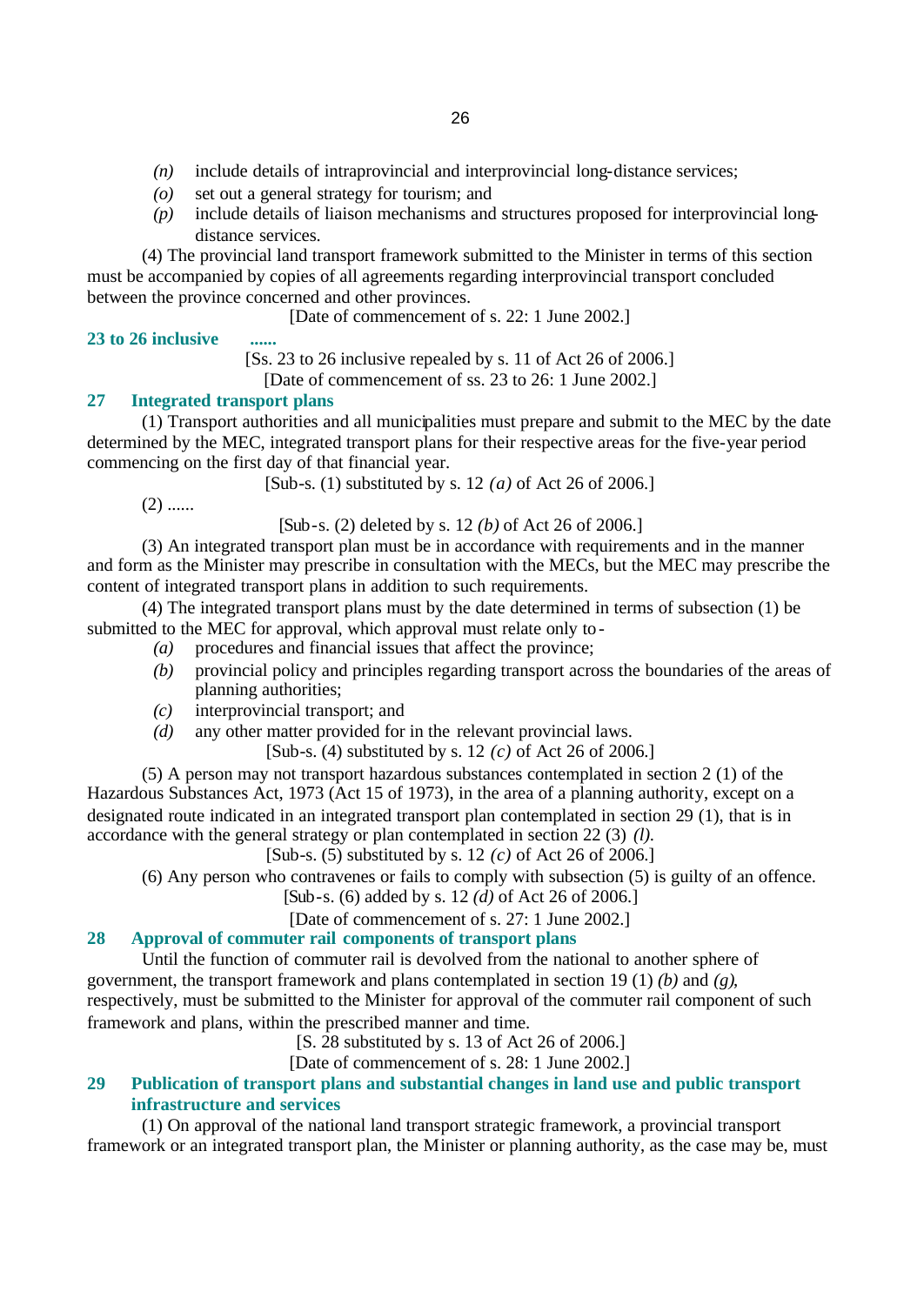*(n)* include details of intraprovincial and interprovincial long-distance services;

*(o)* set out a general strategy for tourism; and

*(p)* include details of liaison mechanisms and structures proposed for interprovincial long-distance services.

(4) The provincial land transport framework submitted to the Minister in terms of this section must be accompanied by copies of all agreements regarding interprovincial transport concluded between the province concerned and other provinces.

[Date of commencement of s. 22: 1 June 2002.]

### 23 to 26 inclusive ......

[Ss. 23 to 26 inclusive repealed by s. 11 of Act 26 of 2006.]

[Date of commencement of ss. 23 to 26: 1 June 2002.]

### 27 Integrated transport plans

(1) Transport authorities and all municipalities must prepare and submit to the MEC by the date determined by the MEC, integrated transport plans for their respective areas for the five-year period commencing on the first day of that financial year.

[Sub-s. (1) substituted by s. 12 *(a)* of Act 26 of 2006.]

(2) ......

[Sub-s. (2) deleted by s. 12 *(b)* of Act 26 of 2006.]

(3) An integrated transport plan must be in accordance with requirements and in the manner and form as the Minister may prescribe in consultation with the MECs, but the MEC may prescribe the content of integrated transport plans in addition to such requirements.

(4) The integrated transport plans must by the date determined in terms of subsection (1) be submitted to the MEC for approval, which approval must relate only to-

*(a)* procedures and financial issues that affect the province;

*(b)* provincial policy and principles regarding transport across the boundaries of the areas of planning authorities;

*(c)* interprovincial transport; and

*(d)* any other matter provided for in the relevant provincial laws.

[Sub-s. (4) substituted by s. 12 *(c)* of Act 26 of 2006.]

(5) A person may not transport hazardous substances contemplated in section 2 (1) of the Hazardous Substances Act, 1973 (Act 15 of 1973), in the area of a planning authority, except on a designated route indicated in an integrated transport plan contemplated in section 29 (1), that is in accordance with the general strategy or plan contemplated in section 22 (3) *(l)*.

[Sub-s. (5) substituted by s. 12 *(c)* of Act 26 of 2006.]

(6) Any person who contravenes or fails to comply with subsection (5) is guilty of an offence.

[Sub-s. (6) added by s. 12 *(d)* of Act 26 of 2006.]

[Date of commencement of s. 27: 1 June 2002.]

### 28 Approval of commuter rail components of transport plans

Until the function of commuter rail is devolved from the national to another sphere of government, the transport framework and plans contemplated in section 19 (1) *(b)* and *(g)*, respectively, must be submitted to the Minister for approval of the commuter rail component of such framework and plans, within the prescribed manner and time.

[S. 28 substituted by s. 13 of Act 26 of 2006.]

[Date of commencement of s. 28: 1 June 2002.]

### 29 Publication of transport plans and substantial changes in land use and public transport infrastructure and services

(1) On approval of the national land transport strategic framework, a provincial transport framework or an integrated transport plan, the Minister or planning authority, as the case may be, must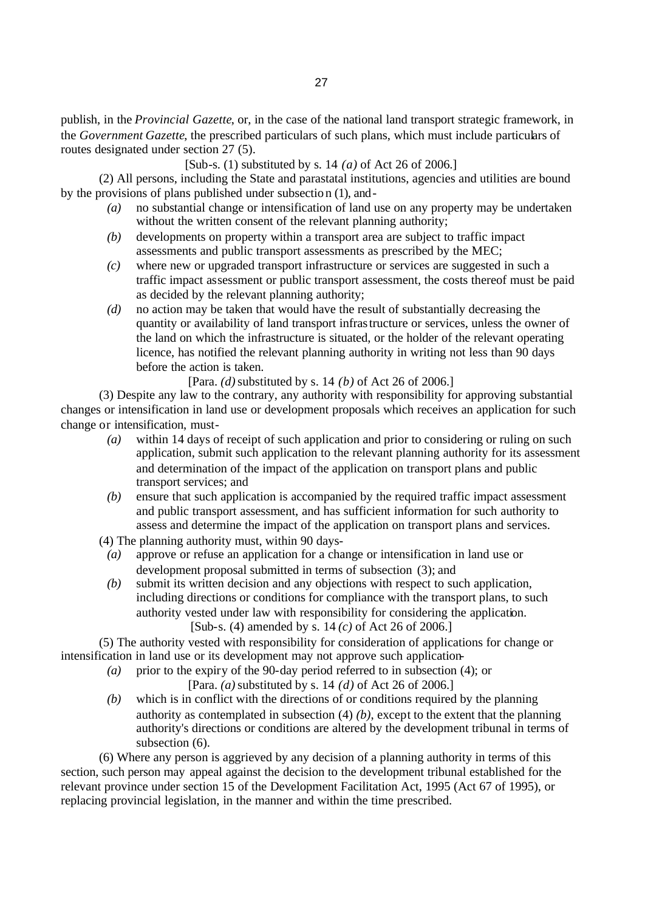publish, in the *Provincial Gazette*, or, in the case of the national land transport strategic framework, in the *Government Gazette*, the prescribed particulars of such plans, which must include particulars of routes designated under section 27 (5).

[Sub-s. (1) substituted by s. 14 *(a)* of Act 26 of 2006.]

(2) All persons, including the State and parastatal institutions, agencies and utilities are bound by the provisions of plans published under subsection (1), and-

*(a)* no substantial change or intensification of land use on any property may be undertaken without the written consent of the relevant planning authority;

*(b)* developments on property within a transport area are subject to traffic impact assessments and public transport assessments as prescribed by the MEC;

*(c)* where new or upgraded transport infrastructure or services are suggested in such a traffic impact assessment or public transport assessment, the costs thereof must be paid as decided by the relevant planning authority;

*(d)* no action may be taken that would have the result of substantially decreasing the quantity or availability of land transport infrastructure or services, unless the owner of the land on which the infrastructure is situated, or the holder of the relevant operating licence, has notified the relevant planning authority in writing not less than 90 days before the action is taken.

[Para. *(d)* substituted by s. 14 *(b)* of Act 26 of 2006.]

(3) Despite any law to the contrary, any authority with responsibility for approving substantial changes or intensification in land use or development proposals which receives an application for such change or intensification, must-

*(a)* within 14 days of receipt of such application and prior to considering or ruling on such application, submit such application to the relevant planning authority for its assessment and determination of the impact of the application on transport plans and public transport services; and

*(b)* ensure that such application is accompanied by the required traffic impact assessment and public transport assessment, and has sufficient information for such authority to assess and determine the impact of the application on transport plans and services.

(4) The planning authority must, within 90 days-

*(a)* approve or refuse an application for a change or intensification in land use or development proposal submitted in terms of subsection (3); and

*(b)* submit its written decision and any objections with respect to such application, including directions or conditions for compliance with the transport plans, to such authority vested under law with responsibility for considering the application.

[Sub-s. (4) amended by s. 14 *(c)* of Act 26 of 2006.]

(5) The authority vested with responsibility for consideration of applications for change or intensification in land use or its development may not approve such application-

*(a)* prior to the expiry of the 90-day period referred to in subsection (4); or

[Para. *(a)* substituted by s. 14 *(d)* of Act 26 of 2006.]

*(b)* which is in conflict with the directions of or conditions required by the planning authority as contemplated in subsection (4) *(b)*, except to the extent that the planning authority's directions or conditions are altered by the development tribunal in terms of subsection (6).

(6) Where any person is aggrieved by any decision of a planning authority in terms of this section, such person may appeal against the decision to the development tribunal established for the relevant province under section 15 of the Development Facilitation Act, 1995 (Act 67 of 1995), or replacing provincial legislation, in the manner and within the time prescribed.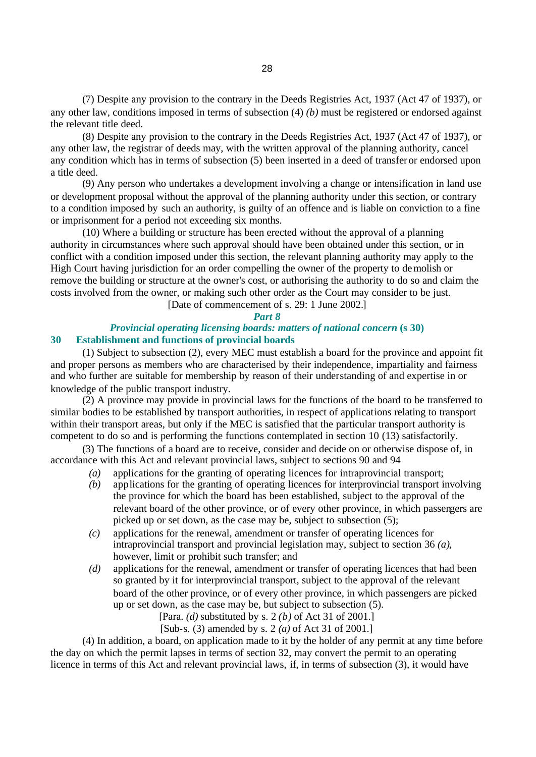(7) Despite any provision to the contrary in the Deeds Registries Act, 1937 (Act 47 of 1937), or any other law, conditions imposed in terms of subsection (4) *(b)* must be registered or endorsed against the relevant title deed.

(8) Despite any provision to the contrary in the Deeds Registries Act, 1937 (Act 47 of 1937), or any other law, the registrar of deeds may, with the written approval of the planning authority, cancel any condition which has in terms of subsection (5) been inserted in a deed of transfer or endorsed upon a title deed.

(9) Any person who undertakes a development involving a change or intensification in land use or development proposal without the approval of the planning authority under this section, or contrary to a condition imposed by such an authority, is guilty of an offence and is liable on conviction to a fine or imprisonment for a period not exceeding six months.

(10) Where a building or structure has been erected without the approval of a planning authority in circumstances where such approval should have been obtained under this section, or in conflict with a condition imposed under this section, the relevant planning authority may apply to the High Court having jurisdiction for an order compelling the owner of the property to demolish or remove the building or structure at the owner's cost, or authorising the authority to do so and claim the costs involved from the owner, or making such other order as the Court may consider to be just.

[Date of commencement of s. 29: 1 June 2002.]

## *Part 8*

## *Provincial operating licensing boards: matters of national concern* (s 30)

### 30 Establishment and functions of provincial boards

(1) Subject to subsection (2), every MEC must establish a board for the province and appoint fit and proper persons as members who are characterised by their independence, impartiality and fairness and who further are suitable for membership by reason of their understanding of and expertise in or knowledge of the public transport industry.

(2) A province may provide in provincial laws for the functions of the board to be transferred to similar bodies to be established by transport authorities, in respect of applications relating to transport within their transport areas, but only if the MEC is satisfied that the particular transport authority is competent to do so and is performing the functions contemplated in section 10 (13) satisfactorily.

(3) The functions of a board are to receive, consider and decide on or otherwise dispose of, in accordance with this Act and relevant provincial laws, subject to sections 90 and 94

*(a)* applications for the granting of operating licences for intraprovincial transport;

*(b)* applications for the granting of operating licences for interprovincial transport involving the province for which the board has been established, subject to the approval of the relevant board of the other province, or of every other province, in which passengers are picked up or set down, as the case may be, subject to subsection (5);

*(c)* applications for the renewal, amendment or transfer of operating licences for intraprovincial transport and provincial legislation may, subject to section 36 *(a)*, however, limit or prohibit such transfer; and

*(d)* applications for the renewal, amendment or transfer of operating licences that had been so granted by it for interprovincial transport, subject to the approval of the relevant board of the other province, or of every other province, in which passengers are picked up or set down, as the case may be, but subject to subsection (5).

[Para. *(d)* substituted by s. 2 *(b)* of Act 31 of 2001.]

[Sub-s. (3) amended by s. 2 *(a)* of Act 31 of 2001.]

(4) In addition, a board, on application made to it by the holder of any permit at any time before the day on which the permit lapses in terms of section 32, may convert the permit to an operating licence in terms of this Act and relevant provincial laws, if, in terms of subsection (3), it would have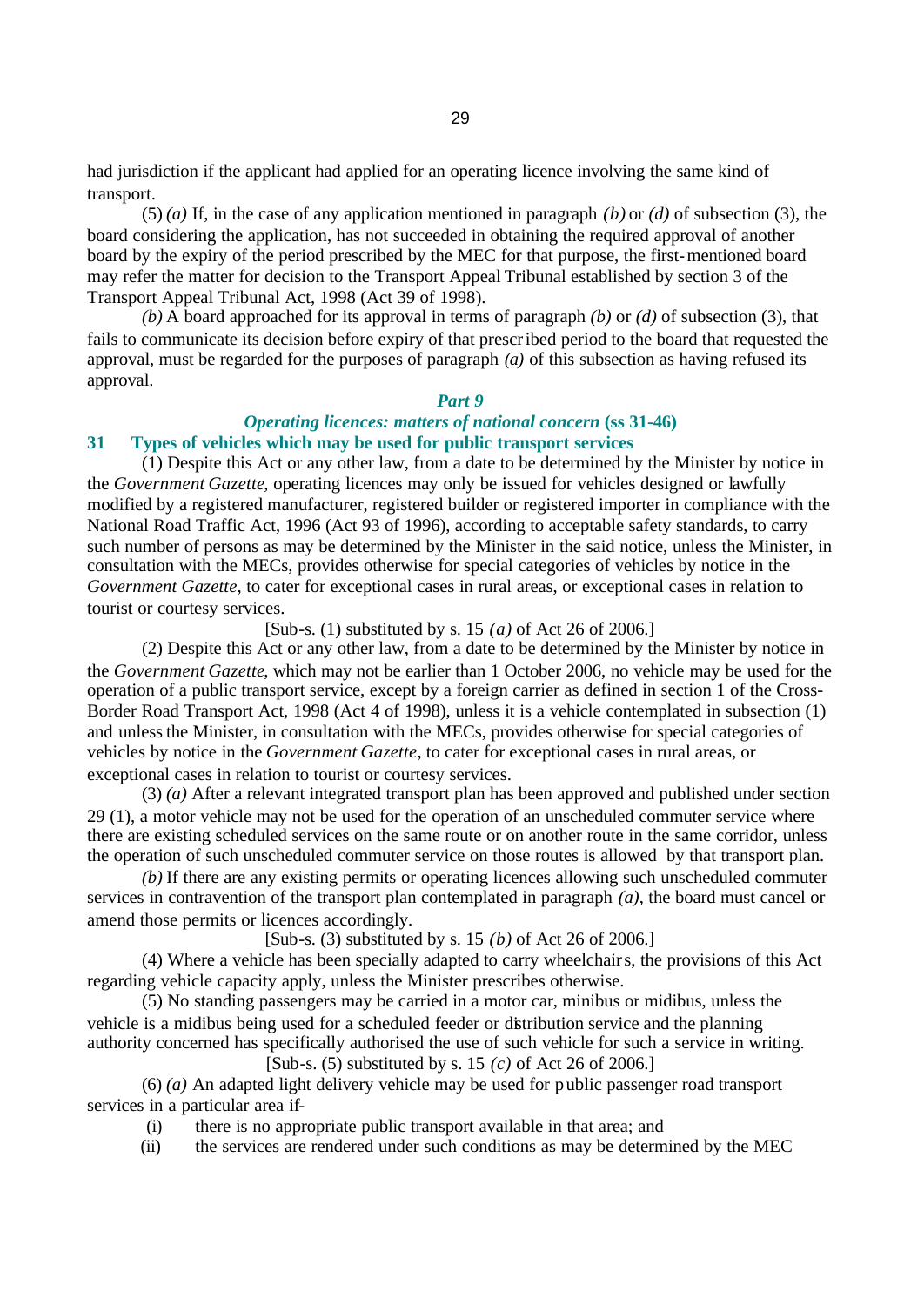had jurisdiction if the applicant had applied for an operating licence involving the same kind of transport.

(5) *(a)* If, in the case of any application mentioned in paragraph *(b)* or *(d)* of subsection (3), the board considering the application, has not succeeded in obtaining the required approval of another board by the expiry of the period prescribed by the MEC for that purpose, the first-mentioned board may refer the matter for decision to the Transport Appeal Tribunal established by section 3 of the Transport Appeal Tribunal Act, 1998 (Act 39 of 1998).

*(b)* A board approached for its approval in terms of paragraph *(b)* or *(d)* of subsection (3), that fails to communicate its decision before expiry of that prescribed period to the board that requested the approval, must be regarded for the purposes of paragraph *(a)* of this subsection as having refused its approval.

## *Part 9*

## *Operating licences: matters of national concern* (ss 31-46)

### 31 Types of vehicles which may be used for public transport services

(1) Despite this Act or any other law, from a date to be determined by the Minister by notice in the *Government Gazette*, operating licences may only be issued for vehicles designed or lawfully modified by a registered manufacturer, registered builder or registered importer in compliance with the National Road Traffic Act, 1996 (Act 93 of 1996), according to acceptable safety standards, to carry such number of persons as may be determined by the Minister in the said notice, unless the Minister, in consultation with the MECs, provides otherwise for special categories of vehicles by notice in the *Government Gazette*, to cater for exceptional cases in rural areas, or exceptional cases in relation to tourist or courtesy services.

[Sub-s. (1) substituted by s. 15 *(a)* of Act 26 of 2006.]

(2) Despite this Act or any other law, from a date to be determined by the Minister by notice in the *Government Gazette*, which may not be earlier than 1 October 2006, no vehicle may be used for the operation of a public transport service, except by a foreign carrier as defined in section 1 of the Cross-Border Road Transport Act, 1998 (Act 4 of 1998), unless it is a vehicle contemplated in subsection (1) and unless the Minister, in consultation with the MECs, provides otherwise for special categories of vehicles by notice in the *Government Gazette*, to cater for exceptional cases in rural areas, or exceptional cases in relation to tourist or courtesy services.

(3) *(a)* After a relevant integrated transport plan has been approved and published under section 29 (1), a motor vehicle may not be used for the operation of an unscheduled commuter service where there are existing scheduled services on the same route or on another route in the same corridor, unless the operation of such unscheduled commuter service on those routes is allowed by that transport plan.

*(b)* If there are any existing permits or operating licences allowing such unscheduled commuter services in contravention of the transport plan contemplated in paragraph *(a)*, the board must cancel or amend those permits or licences accordingly.

[Sub-s. (3) substituted by s. 15 *(b)* of Act 26 of 2006.]

(4) Where a vehicle has been specially adapted to carry wheelchairs, the provisions of this Act regarding vehicle capacity apply, unless the Minister prescribes otherwise.

(5) No standing passengers may be carried in a motor car, minibus or midibus, unless the vehicle is a midibus being used for a scheduled feeder or distribution service and the planning authority concerned has specifically authorised the use of such vehicle for such a service in writing.

[Sub-s. (5) substituted by s. 15 *(c)* of Act 26 of 2006.]

(6) *(a)* An adapted light delivery vehicle may be used for public passenger road transport services in a particular area if-

(i) there is no appropriate public transport available in that area; and

(ii) the services are rendered under such conditions as may be determined by the MEC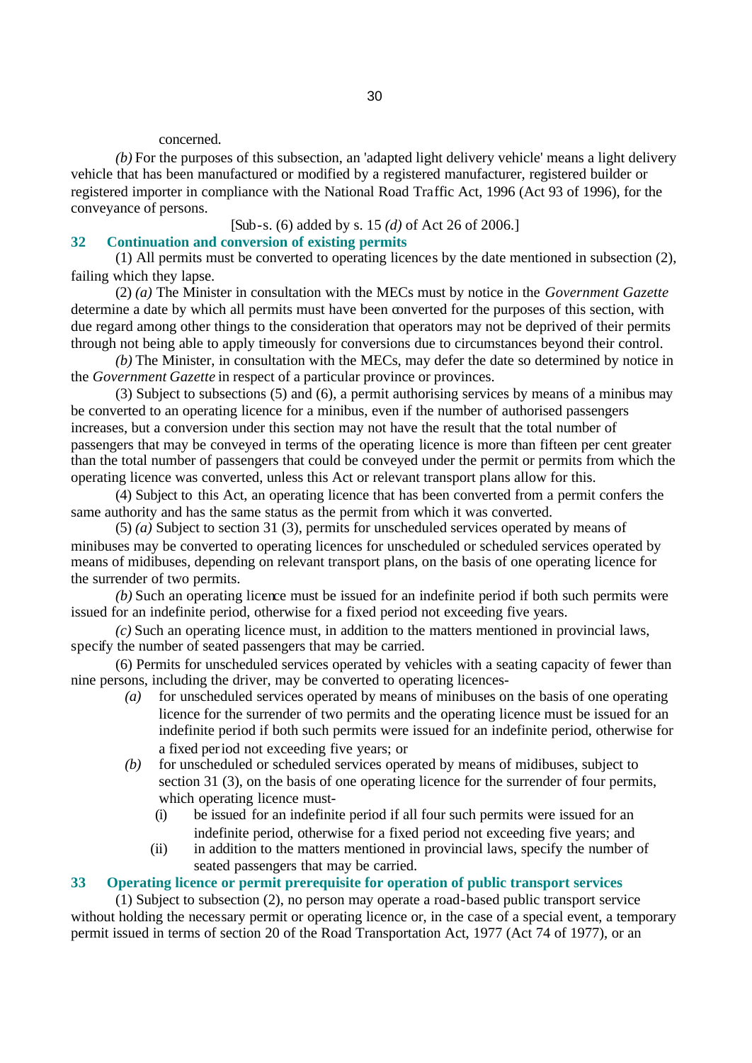concerned.

*(b)* For the purposes of this subsection, an 'adapted light delivery vehicle' means a light delivery vehicle that has been manufactured or modified by a registered manufacturer, registered builder or registered importer in compliance with the National Road Traffic Act, 1996 (Act 93 of 1996), for the conveyance of persons.

[Sub-s. (6) added by s. 15 *(d)* of Act 26 of 2006.]

### 32 Continuation and conversion of existing permits

(1) All permits must be converted to operating licences by the date mentioned in subsection (2), failing which they lapse.

(2) *(a)* The Minister in consultation with the MECs must by notice in the *Government Gazette* determine a date by which all permits must have been converted for the purposes of this section, with due regard among other things to the consideration that operators may not be deprived of their permits through not being able to apply timeously for conversions due to circumstances beyond their control.

*(b)* The Minister, in consultation with the MECs, may defer the date so determined by notice in the *Government Gazette* in respect of a particular province or provinces.

(3) Subject to subsections (5) and (6), a permit authorising services by means of a minibus may be converted to an operating licence for a minibus, even if the number of authorised passengers increases, but a conversion under this section may not have the result that the total number of passengers that may be conveyed in terms of the operating licence is more than fifteen per cent greater than the total number of passengers that could be conveyed under the permit or permits from which the operating licence was converted, unless this Act or relevant transport plans allow for this.

(4) Subject to this Act, an operating licence that has been converted from a permit confers the same authority and has the same status as the permit from which it was converted.

(5) *(a)* Subject to section 31 (3), permits for unscheduled services operated by means of minibuses may be converted to operating licences for unscheduled or scheduled services operated by means of midibuses, depending on relevant transport plans, on the basis of one operating licence for the surrender of two permits.

*(b)* Such an operating licence must be issued for an indefinite period if both such permits were issued for an indefinite period, otherwise for a fixed period not exceeding five years.

*(c)* Such an operating licence must, in addition to the matters mentioned in provincial laws, specify the number of seated passengers that may be carried.

(6) Permits for unscheduled services operated by vehicles with a seating capacity of fewer than nine persons, including the driver, may be converted to operating licences-

*(a)* for unscheduled services operated by means of minibuses on the basis of one operating licence for the surrender of two permits and the operating licence must be issued for an indefinite period if both such permits were issued for an indefinite period, otherwise for a fixed period not exceeding five years; or

*(b)* for unscheduled or scheduled services operated by means of midibuses, subject to section 31 (3), on the basis of one operating licence for the surrender of four permits, which operating licence must-

(i) be issued for an indefinite period if all four such permits were issued for an indefinite period, otherwise for a fixed period not exceeding five years; and

(ii) in addition to the matters mentioned in provincial laws, specify the number of seated passengers that may be carried.

### 33 Operating licence or permit prerequisite for operation of public transport services

(1) Subject to subsection (2), no person may operate a road-based public transport service without holding the necessary permit or operating licence or, in the case of a special event, a temporary permit issued in terms of section 20 of the Road Transportation Act, 1977 (Act 74 of 1977), or an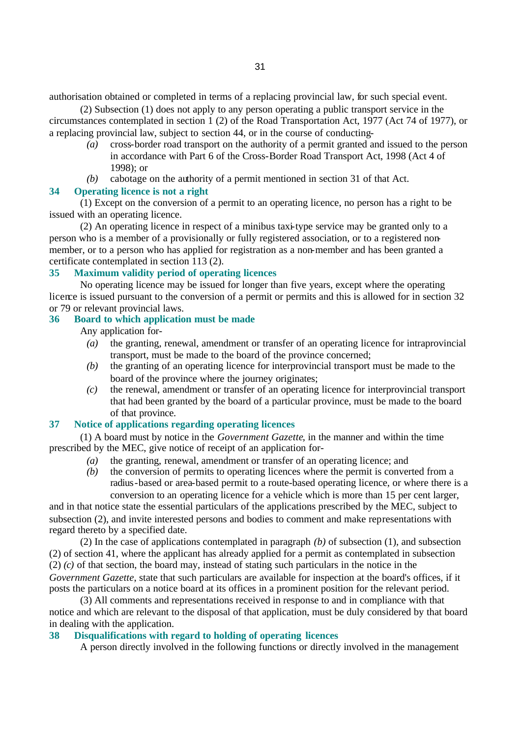authorisation obtained or completed in terms of a replacing provincial law, for such special event.

(2) Subsection (1) does not apply to any person operating a public transport service in the circumstances contemplated in section 1 (2) of the Road Transportation Act, 1977 (Act 74 of 1977), or a replacing provincial law, subject to section 44, or in the course of conducting-

*(a)* cross-border road transport on the authority of a permit granted and issued to the person in accordance with Part 6 of the Cross-Border Road Transport Act, 1998 (Act 4 of 1998); or

*(b)* cabotage on the authority of a permit mentioned in section 31 of that Act.

### 34 Operating licence is not a right

(1) Except on the conversion of a permit to an operating licence, no person has a right to be issued with an operating licence.

(2) An operating licence in respect of a minibus taxi-type service may be granted only to a person who is a member of a provisionally or fully registered association, or to a registered non-member, or to a person who has applied for registration as a non-member and has been granted a certificate contemplated in section 113 (2).

### 35 Maximum validity period of operating licences

No operating licence may be issued for longer than five years, except where the operating licence is issued pursuant to the conversion of a permit or permits and this is allowed for in section 32 or 79 or relevant provincial laws.

### 36 Board to which application must be made

Any application for-

*(a)* the granting, renewal, amendment or transfer of an operating licence for intraprovincial transport, must be made to the board of the province concerned;

*(b)* the granting of an operating licence for interprovincial transport must be made to the board of the province where the journey originates;

*(c)* the renewal, amendment or transfer of an operating licence for interprovincial transport that had been granted by the board of a particular province, must be made to the board of that province.

### 37 Notice of applications regarding operating licences

(1) A board must by notice in the *Government Gazette*, in the manner and within the time prescribed by the MEC, give notice of receipt of an application for-

*(a)* the granting, renewal, amendment or transfer of an operating licence; and

*(b)* the conversion of permits to operating licences where the permit is converted from a radius-based or area-based permit to a route-based operating licence, or where there is a conversion to an operating licence for a vehicle which is more than 15 per cent larger,

and in that notice state the essential particulars of the applications prescribed by the MEC, subject to subsection (2), and invite interested persons and bodies to comment and make representations with regard thereto by a specified date.

(2) In the case of applications contemplated in paragraph *(b)* of subsection (1), and subsection (2) of section 41, where the applicant has already applied for a permit as contemplated in subsection (2) *(c)* of that section, the board may, instead of stating such particulars in the notice in the *Government Gazette*, state that such particulars are available for inspection at the board's offices, if it posts the particulars on a notice board at its offices in a prominent position for the relevant period.

(3) All comments and representations received in response to and in compliance with that notice and which are relevant to the disposal of that application, must be duly considered by that board in dealing with the application.

### 38 Disqualifications with regard to holding of operating licences

A person directly involved in the following functions or directly involved in the management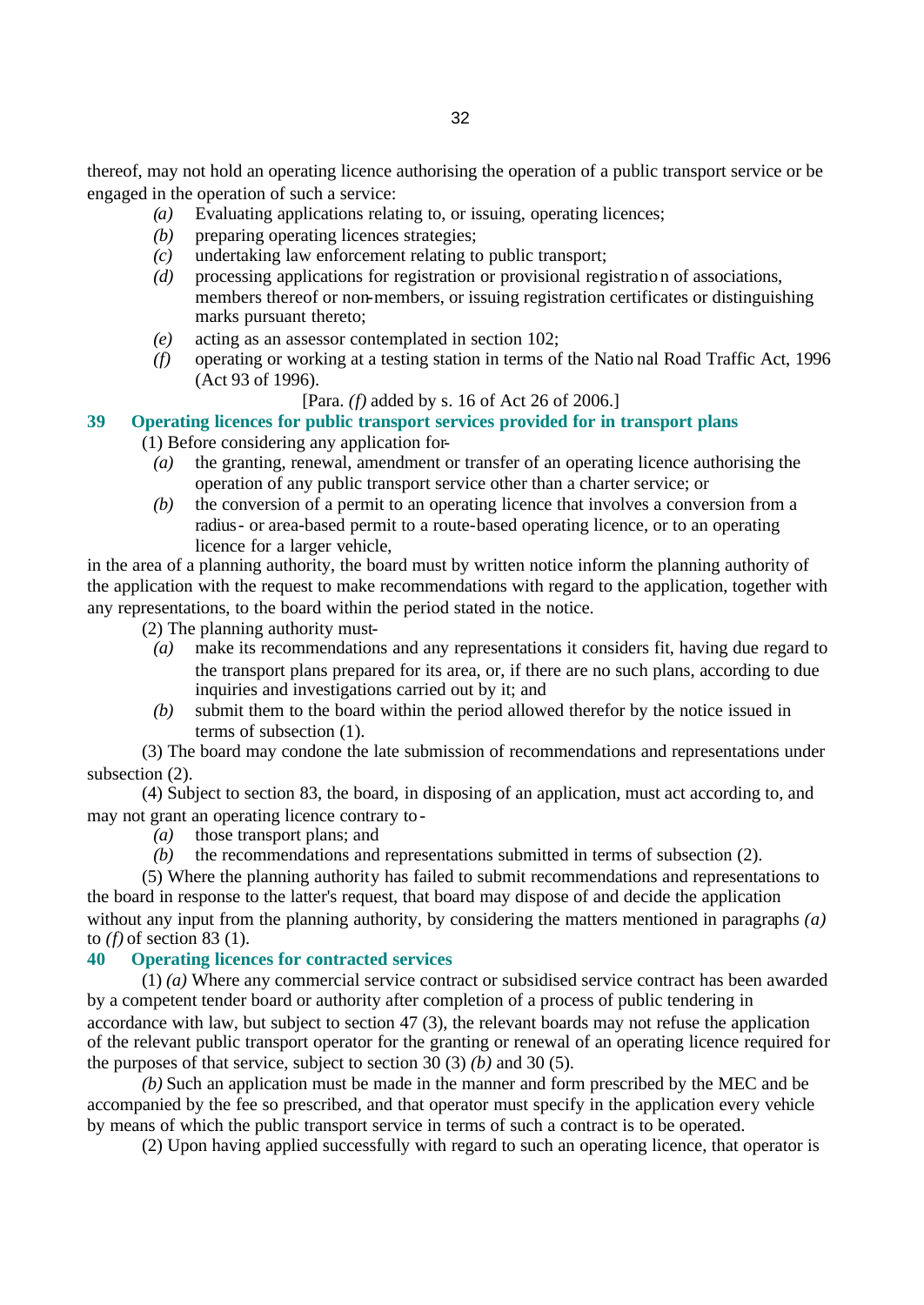thereof, may not hold an operating licence authorising the operation of a public transport service or be engaged in the operation of such a service:

*(a)* Evaluating applications relating to, or issuing, operating licences;

*(b)* preparing operating licences strategies;

*(c)* undertaking law enforcement relating to public transport;

*(d)* processing applications for registration or provisional registration of associations, members thereof or non-members, or issuing registration certificates or distinguishing marks pursuant thereto;

*(e)* acting as an assessor contemplated in section 102;

*(f)* operating or working at a testing station in terms of the National Road Traffic Act, 1996 (Act 93 of 1996).

[Para. *(f)* added by s. 16 of Act 26 of 2006.]

**39 Operating licences for public transport services provided for in transport plans**

(1) Before considering any application for-

*(a)* the granting, renewal, amendment or transfer of an operating licence authorising the operation of any public transport service other than a charter service; or

*(b)* the conversion of a permit to an operating licence that involves a conversion from a radius- or area-based permit to a route-based operating licence, or to an operating licence for a larger vehicle,

in the area of a planning authority, the board must by written notice inform the planning authority of the application with the request to make recommendations with regard to the application, together with any representations, to the board within the period stated in the notice.

(2) The planning authority must-

*(a)* make its recommendations and any representations it considers fit, having due regard to the transport plans prepared for its area, or, if there are no such plans, according to due inquiries and investigations carried out by it; and

*(b)* submit them to the board within the period allowed therefor by the notice issued in terms of subsection (1).

(3) The board may condone the late submission of recommendations and representations under subsection (2).

(4) Subject to section 83, the board, in disposing of an application, must act according to, and may not grant an operating licence contrary to-

*(a)* those transport plans; and

*(b)* the recommendations and representations submitted in terms of subsection (2).

(5) Where the planning authority has failed to submit recommendations and representations to the board in response to the latter's request, that board may dispose of and decide the application without any input from the planning authority, by considering the matters mentioned in paragraphs *(a)* to *(f)* of section 83 (1).

**40 Operating licences for contracted services**

(1) *(a)* Where any commercial service contract or subsidised service contract has been awarded by a competent tender board or authority after completion of a process of public tendering in accordance with law, but subject to section 47 (3), the relevant boards may not refuse the application of the relevant public transport operator for the granting or renewal of an operating licence required for the purposes of that service, subject to section 30 (3) *(b)* and 30 (5).

*(b)* Such an application must be made in the manner and form prescribed by the MEC and be accompanied by the fee so prescribed, and that operator must specify in the application every vehicle by means of which the public transport service in terms of such a contract is to be operated.

(2) Upon having applied successfully with regard to such an operating licence, that operator is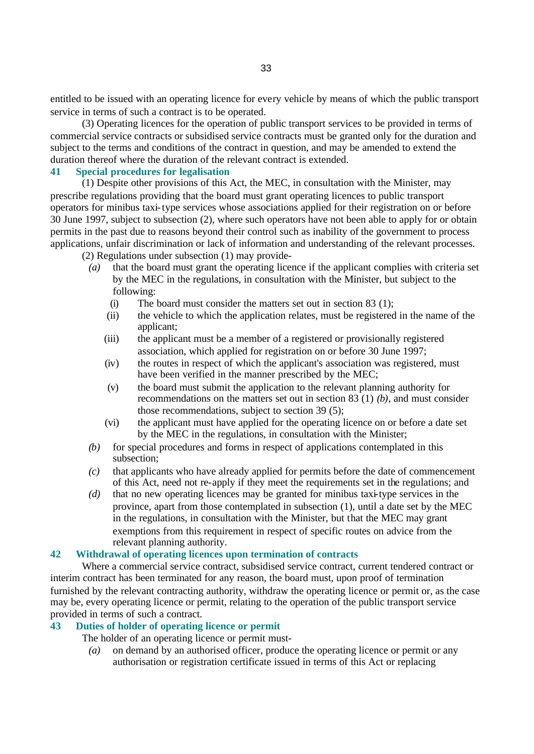entitled to be issued with an operating licence for every vehicle by means of which the public transport service in terms of such a contract is to be operated.

(3) Operating licences for the operation of public transport services to be provided in terms of commercial service contracts or subsidised service contracts must be granted only for the duration and subject to the terms and conditions of the contract in question, and may be amended to extend the duration thereof where the duration of the relevant contract is extended.

### 41 Special procedures for legalisation

(1) Despite other provisions of this Act, the MEC, in consultation with the Minister, may prescribe regulations providing that the board must grant operating licences to public transport operators for minibus taxi-type services whose associations applied for their registration on or before 30 June 1997, subject to subsection (2), where such operators have not been able to apply for or obtain permits in the past due to reasons beyond their control such as inability of the government to process applications, unfair discrimination or lack of information and understanding of the relevant processes.

(2) Regulations under subsection (1) may provide-

*(a)* that the board must grant the operating licence if the applicant complies with criteria set by the MEC in the regulations, in consultation with the Minister, but subject to the following:

(i) The board must consider the matters set out in section 83 (1);

(ii) the vehicle to which the application relates, must be registered in the name of the applicant;

(iii) the applicant must be a member of a registered or provisionally registered association, which applied for registration on or before 30 June 1997;

(iv) the routes in respect of which the applicant's association was registered, must have been verified in the manner prescribed by the MEC;

(v) the board must submit the application to the relevant planning authority for recommendations on the matters set out in section 83 (1) *(b)*, and must consider those recommendations, subject to section 39 (5);

(vi) the applicant must have applied for the operating licence on or before a date set by the MEC in the regulations, in consultation with the Minister;

*(b)* for special procedures and forms in respect of applications contemplated in this subsection;

*(c)* that applicants who have already applied for permits before the date of commencement of this Act, need not re-apply if they meet the requirements set in the regulations; and

*(d)* that no new operating licences may be granted for minibus taxi-type services in the province, apart from those contemplated in subsection (1), until a date set by the MEC in the regulations, in consultation with the Minister, but that the MEC may grant exemptions from this requirement in respect of specific routes on advice from the relevant planning authority.

### 42 Withdrawal of operating licences upon termination of contracts

Where a commercial service contract, subsidised service contract, current tendered contract or interim contract has been terminated for any reason, the board must, upon proof of termination furnished by the relevant contracting authority, withdraw the operating licence or permit or, as the case may be, every operating licence or permit, relating to the operation of the public transport service provided in terms of such a contract.

### 43 Duties of holder of operating licence or permit

The holder of an operating licence or permit must-

*(a)* on demand by an authorised officer, produce the operating licence or permit or any authorisation or registration certificate issued in terms of this Act or replacing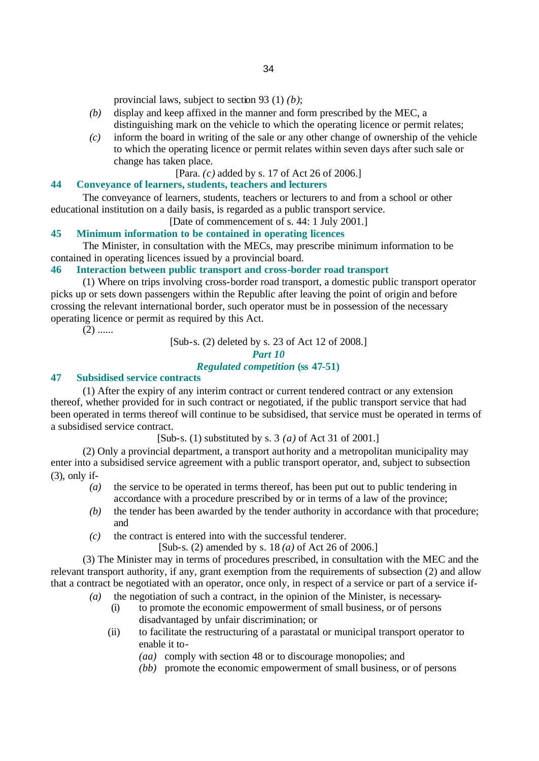provincial laws, subject to section 93 (1) *(b)*;

*(b)* display and keep affixed in the manner and form prescribed by the MEC, a distinguishing mark on the vehicle to which the operating licence or permit relates;

*(c)* inform the board in writing of the sale or any other change of ownership of the vehicle to which the operating licence or permit relates within seven days after such sale or change has taken place.

[Para. *(c)* added by s. 17 of Act 26 of 2006.]

### 44 Conveyance of learners, students, teachers and lecturers

The conveyance of learners, students, teachers or lecturers to and from a school or other educational institution on a daily basis, is regarded as a public transport service.

[Date of commencement of s. 44: 1 July 2001.]

### 45 Minimum information to be contained in operating licences

The Minister, in consultation with the MECs, may prescribe minimum information to be contained in operating licences issued by a provincial board.

### 46 Interaction between public transport and cross-border road transport

(1) Where on trips involving cross-border road transport, a domestic public transport operator picks up or sets down passengers within the Republic after leaving the point of origin and before crossing the relevant international border, such operator must be in possession of the necessary operating licence or permit as required by this Act.

(2) ......

[Sub-s. (2) deleted by s. 23 of Act 12 of 2008.]

## *Part 10*

## *Regulated competition* (ss 47-51)

### 47 Subsidised service contracts

(1) After the expiry of any interim contract or current tendered contract or any extension thereof, whether provided for in such contract or negotiated, if the public transport service that had been operated in terms thereof will continue to be subsidised, that service must be operated in terms of a subsidised service contract.

[Sub-s. (1) substituted by s. 3 *(a)* of Act 31 of 2001.]

(2) Only a provincial department, a transport authority and a metropolitan municipality may enter into a subsidised service agreement with a public transport operator, and, subject to subsection (3), only if-

*(a)* the service to be operated in terms thereof, has been put out to public tendering in accordance with a procedure prescribed by or in terms of a law of the province;

*(b)* the tender has been awarded by the tender authority in accordance with that procedure; and

*(c)* the contract is entered into with the successful tenderer.

[Sub-s. (2) amended by s. 18 *(a)* of Act 26 of 2006.]

(3) The Minister may in terms of procedures prescribed, in consultation with the MEC and the relevant transport authority, if any, grant exemption from the requirements of subsection (2) and allow that a contract be negotiated with an operator, once only, in respect of a service or part of a service if-

*(a)* the negotiation of such a contract, in the opinion of the Minister, is necessary-

(i) to promote the economic empowerment of small business, or of persons disadvantaged by unfair discrimination; or

(ii) to facilitate the restructuring of a parastatal or municipal transport operator to enable it to-

*(aa)* comply with section 48 or to discourage monopolies; and

*(bb)* promote the economic empowerment of small business, or of persons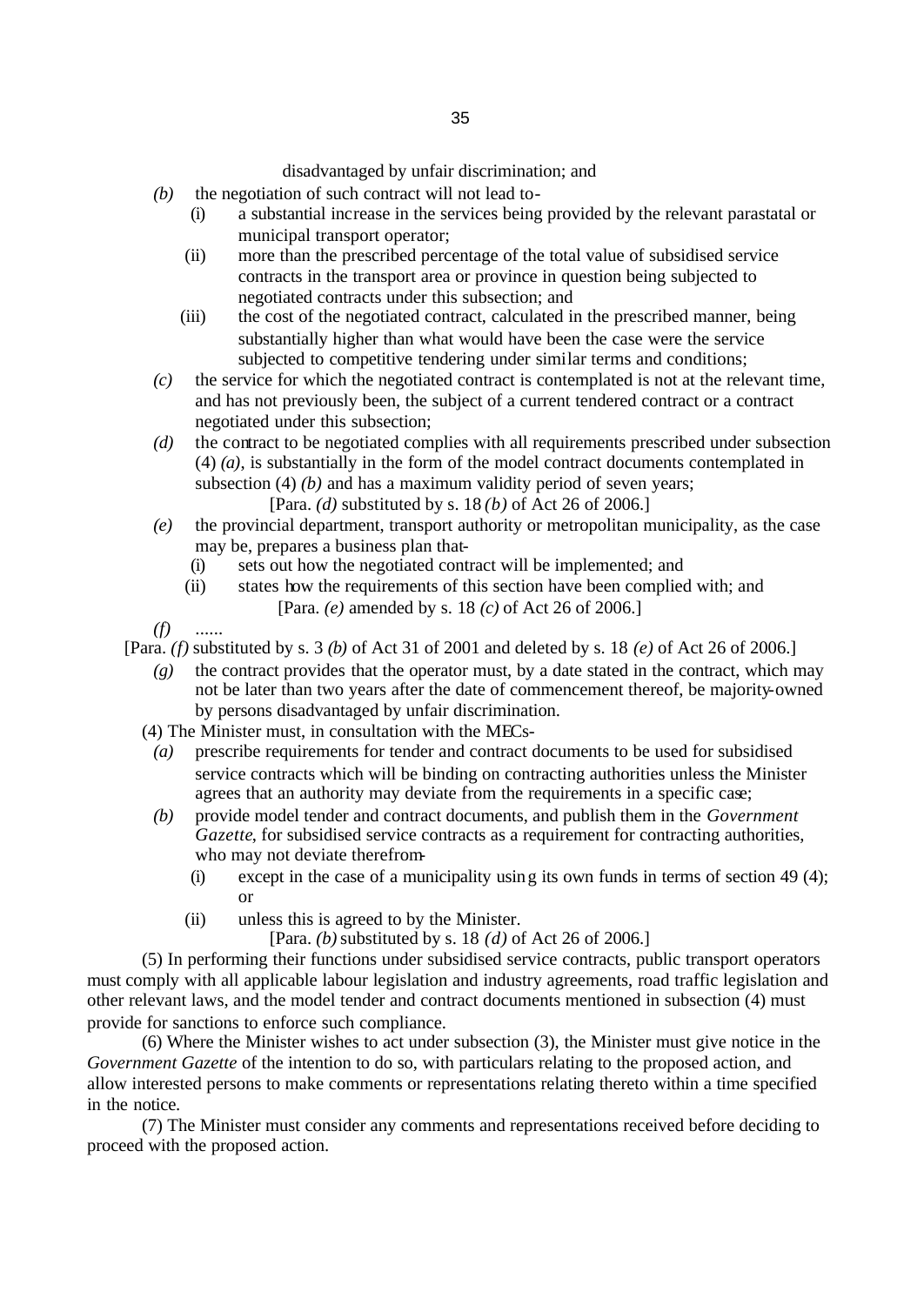disadvantaged by unfair discrimination; and

*(b)* the negotiation of such contract will not lead to-

(i) a substantial increase in the services being provided by the relevant parastatal or municipal transport operator;

(ii) more than the prescribed percentage of the total value of subsidised service contracts in the transport area or province in question being subjected to negotiated contracts under this subsection; and

(iii) the cost of the negotiated contract, calculated in the prescribed manner, being substantially higher than what would have been the case were the service subjected to competitive tendering under similar terms and conditions;

*(c)* the service for which the negotiated contract is contemplated is not at the relevant time, and has not previously been, the subject of a current tendered contract or a contract negotiated under this subsection;

*(d)* the contract to be negotiated complies with all requirements prescribed under subsection (4) *(a)*, is substantially in the form of the model contract documents contemplated in subsection (4) *(b)* and has a maximum validity period of seven years;

[Para. *(d)* substituted by s. 18 *(b)* of Act 26 of 2006.]

*(e)* the provincial department, transport authority or metropolitan municipality, as the case may be, prepares a business plan that-

(i) sets out how the negotiated contract will be implemented; and

(ii) states how the requirements of this section have been complied with; and

[Para. *(e)* amended by s. 18 *(c)* of Act 26 of 2006.]

*(f)* ......

[Para. *(f)* substituted by s. 3 *(b)* of Act 31 of 2001 and deleted by s. 18 *(e)* of Act 26 of 2006.]

*(g)* the contract provides that the operator must, by a date stated in the contract, which may not be later than two years after the date of commencement thereof, be majority-owned by persons disadvantaged by unfair discrimination.

(4) The Minister must, in consultation with the MECs-

*(a)* prescribe requirements for tender and contract documents to be used for subsidised service contracts which will be binding on contracting authorities unless the Minister agrees that an authority may deviate from the requirements in a specific case;

*(b)* provide model tender and contract documents, and publish them in the *Government Gazette*, for subsidised service contracts as a requirement for contracting authorities, who may not deviate therefrom-

(i) except in the case of a municipality using its own funds in terms of section 49 (4); or

(ii) unless this is agreed to by the Minister.

[Para. *(b)* substituted by s. 18 *(d)* of Act 26 of 2006.]

(5) In performing their functions under subsidised service contracts, public transport operators must comply with all applicable labour legislation and industry agreements, road traffic legislation and other relevant laws, and the model tender and contract documents mentioned in subsection (4) must provide for sanctions to enforce such compliance.

(6) Where the Minister wishes to act under subsection (3), the Minister must give notice in the *Government Gazette* of the intention to do so, with particulars relating to the proposed action, and allow interested persons to make comments or representations relating thereto within a time specified in the notice.

(7) The Minister must consider any comments and representations received before deciding to proceed with the proposed action.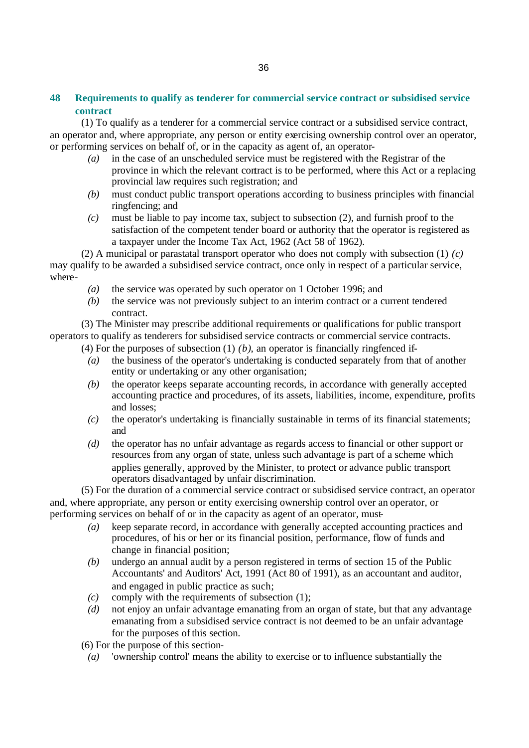### 48 Requirements to qualify as tenderer for commercial service contract or subsidised service contract

(1) To qualify as a tenderer for a commercial service contract or a subsidised service contract, an operator and, where appropriate, any person or entity exercising ownership control over an operator, or performing services on behalf of, or in the capacity as agent of, an operator-

- *(a)* in the case of an unscheduled service must be registered with the Registrar of the province in which the relevant contract is to be performed, where this Act or a replacing provincial law requires such registration; and
- *(b)* must conduct public transport operations according to business principles with financial ringfencing; and
- *(c)* must be liable to pay income tax, subject to subsection (2), and furnish proof to the satisfaction of the competent tender board or authority that the operator is registered as a taxpayer under the Income Tax Act, 1962 (Act 58 of 1962).

(2) A municipal or parastatal transport operator who does not comply with subsection (1) *(c)* may qualify to be awarded a subsidised service contract, once only in respect of a particular service, where-

- *(a)* the service was operated by such operator on 1 October 1996; and
- *(b)* the service was not previously subject to an interim contract or a current tendered contract.

(3) The Minister may prescribe additional requirements or qualifications for public transport operators to qualify as tenderers for subsidised service contracts or commercial service contracts.

(4) For the purposes of subsection (1) *(b)*, an operator is financially ringfenced if-

- *(a)* the business of the operator's undertaking is conducted separately from that of another entity or undertaking or any other organisation;
- *(b)* the operator keeps separate accounting records, in accordance with generally accepted accounting practice and procedures, of its assets, liabilities, income, expenditure, profits and losses;
- *(c)* the operator's undertaking is financially sustainable in terms of its financial statements; and
- *(d)* the operator has no unfair advantage as regards access to financial or other support or resources from any organ of state, unless such advantage is part of a scheme which applies generally, approved by the Minister, to protect or advance public transport operators disadvantaged by unfair discrimination.

(5) For the duration of a commercial service contract or subsidised service contract, an operator and, where appropriate, any person or entity exercising ownership control over an operator, or performing services on behalf of or in the capacity as agent of an operator, must-

- *(a)* keep separate record, in accordance with generally accepted accounting practices and procedures, of his or her or its financial position, performance, flow of funds and change in financial position;
- *(b)* undergo an annual audit by a person registered in terms of section 15 of the Public Accountants' and Auditors' Act, 1991 (Act 80 of 1991), as an accountant and auditor, and engaged in public practice as such;
- *(c)* comply with the requirements of subsection (1);
- *(d)* not enjoy an unfair advantage emanating from an organ of state, but that any advantage emanating from a subsidised service contract is not deemed to be an unfair advantage for the purposes of this section.

(6) For the purpose of this section-

- *(a)* 'ownership control' means the ability to exercise or to influence substantially the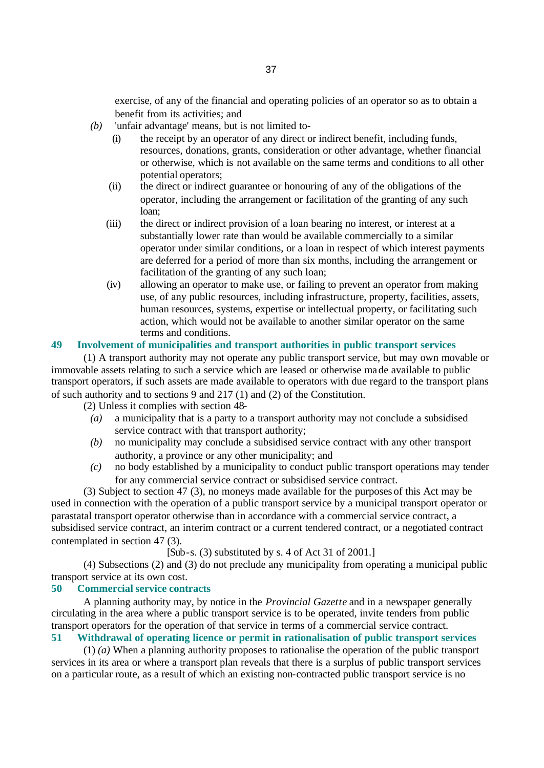exercise, of any of the financial and operating policies of an operator so as to obtain a benefit from its activities; and

*(b)* 'unfair advantage' means, but is not limited to-

(i) the receipt by an operator of any direct or indirect benefit, including funds, resources, donations, grants, consideration or other advantage, whether financial or otherwise, which is not available on the same terms and conditions to all other potential operators;

(ii) the direct or indirect guarantee or honouring of any of the obligations of the operator, including the arrangement or facilitation of the granting of any such loan;

(iii) the direct or indirect provision of a loan bearing no interest, or interest at a substantially lower rate than would be available commercially to a similar operator under similar conditions, or a loan in respect of which interest payments are deferred for a period of more than six months, including the arrangement or facilitation of the granting of any such loan;

(iv) allowing an operator to make use, or failing to prevent an operator from making use, of any public resources, including infrastructure, property, facilities, assets, human resources, systems, expertise or intellectual property, or facilitating such action, which would not be available to another similar operator on the same terms and conditions.

### 49 Involvement of municipalities and transport authorities in public transport services

(1) A transport authority may not operate any public transport service, but may own movable or immovable assets relating to such a service which are leased or otherwise made available to public transport operators, if such assets are made available to operators with due regard to the transport plans of such authority and to sections 9 and 217 (1) and (2) of the Constitution.

(2) Unless it complies with section 48-

*(a)* a municipality that is a party to a transport authority may not conclude a subsidised service contract with that transport authority;

*(b)* no municipality may conclude a subsidised service contract with any other transport authority, a province or any other municipality; and

*(c)* no body established by a municipality to conduct public transport operations may tender for any commercial service contract or subsidised service contract.

(3) Subject to section 47 (3), no moneys made available for the purposes of this Act may be used in connection with the operation of a public transport service by a municipal transport operator or parastatal transport operator otherwise than in accordance with a commercial service contract, a subsidised service contract, an interim contract or a current tendered contract, or a negotiated contract contemplated in section 47 (3).

[Sub-s. (3) substituted by s. 4 of Act 31 of 2001.]

(4) Subsections (2) and (3) do not preclude any municipality from operating a municipal public transport service at its own cost.

### 50 Commercial service contracts

A planning authority may, by notice in the *Provincial Gazette* and in a newspaper generally circulating in the area where a public transport service is to be operated, invite tenders from public transport operators for the operation of that service in terms of a commercial service contract.

### 51 Withdrawal of operating licence or permit in rationalisation of public transport services

(1) *(a)* When a planning authority proposes to rationalise the operation of the public transport services in its area or where a transport plan reveals that there is a surplus of public transport services on a particular route, as a result of which an existing non-contracted public transport service is no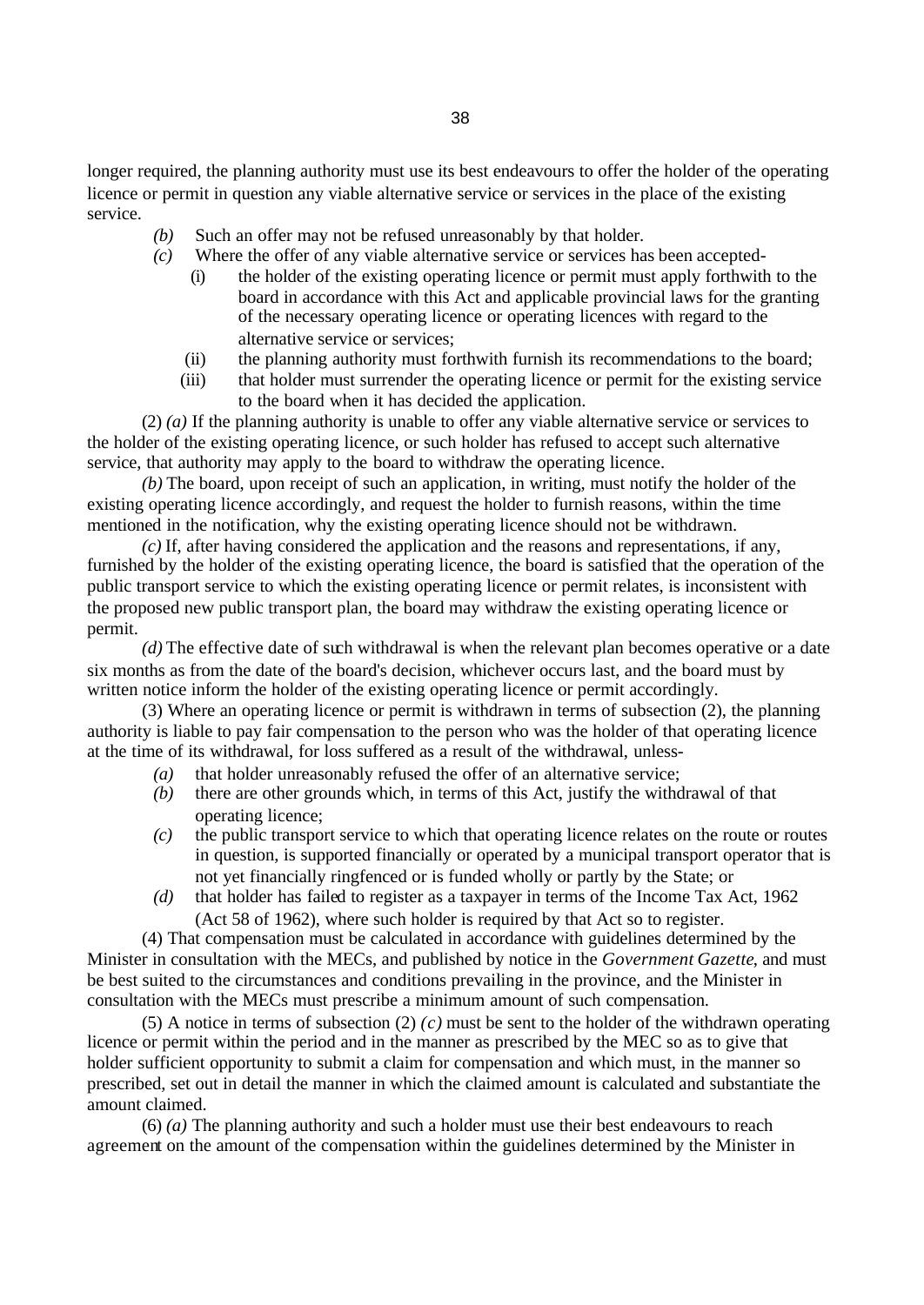longer required, the planning authority must use its best endeavours to offer the holder of the operating licence or permit in question any viable alternative service or services in the place of the existing service.

*(b)* Such an offer may not be refused unreasonably by that holder.

*(c)* Where the offer of any viable alternative service or services has been accepted-

(i) the holder of the existing operating licence or permit must apply forthwith to the board in accordance with this Act and applicable provincial laws for the granting of the necessary operating licence or operating licences with regard to the alternative service or services;

(ii) the planning authority must forthwith furnish its recommendations to the board;

(iii) that holder must surrender the operating licence or permit for the existing service to the board when it has decided the application.

(2) *(a)* If the planning authority is unable to offer any viable alternative service or services to the holder of the existing operating licence, or such holder has refused to accept such alternative service, that authority may apply to the board to withdraw the operating licence.

*(b)* The board, upon receipt of such an application, in writing, must notify the holder of the existing operating licence accordingly, and request the holder to furnish reasons, within the time mentioned in the notification, why the existing operating licence should not be withdrawn.

*(c)* If, after having considered the application and the reasons and representations, if any, furnished by the holder of the existing operating licence, the board is satisfied that the operation of the public transport service to which the existing operating licence or permit relates, is inconsistent with the proposed new public transport plan, the board may withdraw the existing operating licence or permit.

*(d)* The effective date of such withdrawal is when the relevant plan becomes operative or a date six months as from the date of the board's decision, whichever occurs last, and the board must by written notice inform the holder of the existing operating licence or permit accordingly.

(3) Where an operating licence or permit is withdrawn in terms of subsection (2), the planning authority is liable to pay fair compensation to the person who was the holder of that operating licence at the time of its withdrawal, for loss suffered as a result of the withdrawal, unless-

*(a)* that holder unreasonably refused the offer of an alternative service;

*(b)* there are other grounds which, in terms of this Act, justify the withdrawal of that operating licence;

*(c)* the public transport service to which that operating licence relates on the route or routes in question, is supported financially or operated by a municipal transport operator that is not yet financially ringfenced or is funded wholly or partly by the State; or

*(d)* that holder has failed to register as a taxpayer in terms of the Income Tax Act, 1962 (Act 58 of 1962), where such holder is required by that Act so to register.

(4) That compensation must be calculated in accordance with guidelines determined by the Minister in consultation with the MECs, and published by notice in the *Government Gazette*, and must be best suited to the circumstances and conditions prevailing in the province, and the Minister in consultation with the MECs must prescribe a minimum amount of such compensation.

(5) A notice in terms of subsection (2) *(c)* must be sent to the holder of the withdrawn operating licence or permit within the period and in the manner as prescribed by the MEC so as to give that holder sufficient opportunity to submit a claim for compensation and which must, in the manner so prescribed, set out in detail the manner in which the claimed amount is calculated and substantiate the amount claimed.

(6) *(a)* The planning authority and such a holder must use their best endeavours to reach agreement on the amount of the compensation within the guidelines determined by the Minister in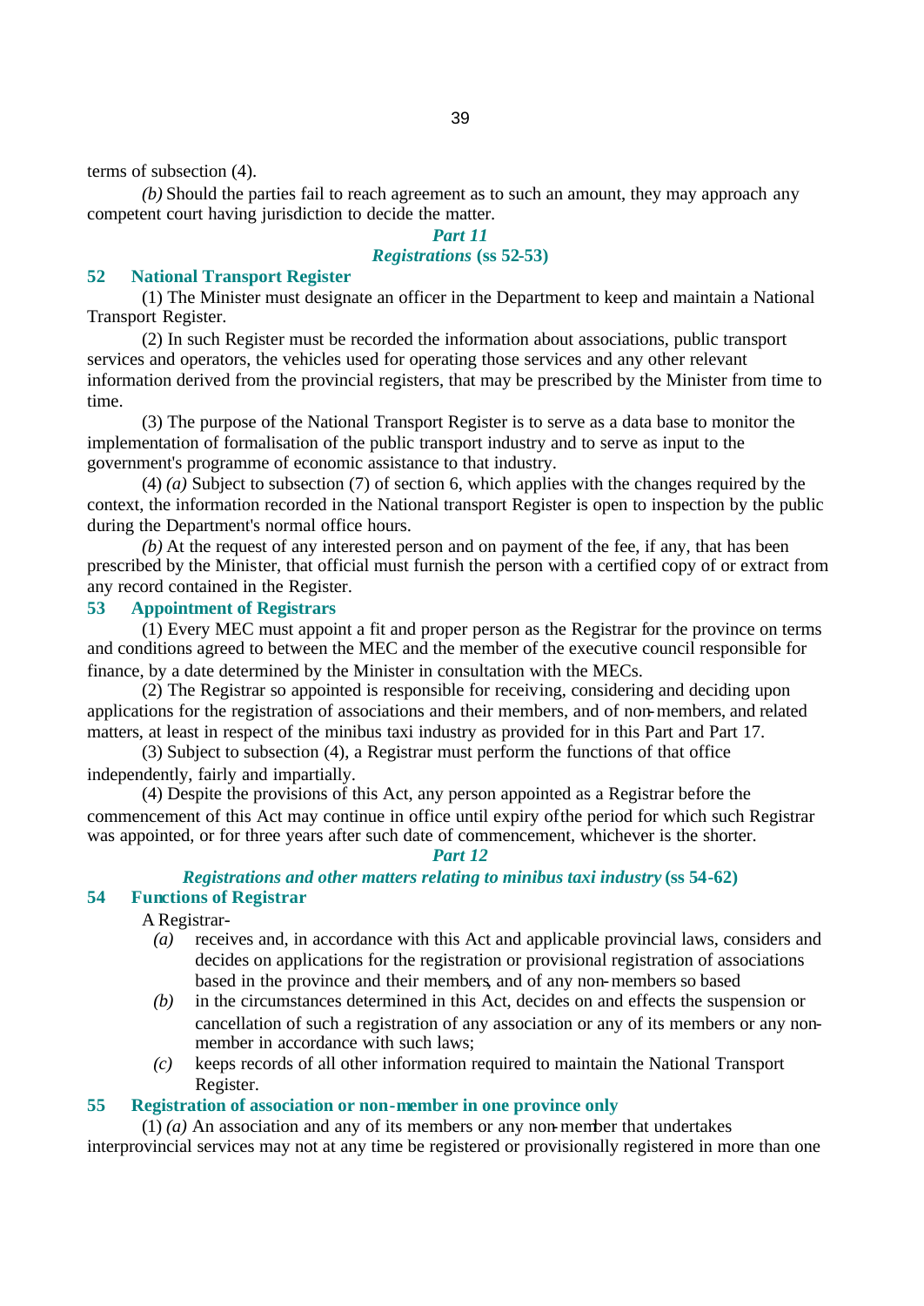terms of subsection (4).

*(b)* Should the parties fail to reach agreement as to such an amount, they may approach any competent court having jurisdiction to decide the matter.

## *Part 11*

## *Registrations* (ss 52-53)

### 52 National Transport Register

(1) The Minister must designate an officer in the Department to keep and maintain a National Transport Register.

(2) In such Register must be recorded the information about associations, public transport services and operators, the vehicles used for operating those services and any other relevant information derived from the provincial registers, that may be prescribed by the Minister from time to time.

(3) The purpose of the National Transport Register is to serve as a data base to monitor the implementation of formalisation of the public transport industry and to serve as input to the government's programme of economic assistance to that industry.

(4) *(a)* Subject to subsection (7) of section 6, which applies with the changes required by the context, the information recorded in the National transport Register is open to inspection by the public during the Department's normal office hours.

*(b)* At the request of any interested person and on payment of the fee, if any, that has been prescribed by the Minister, that official must furnish the person with a certified copy of or extract from any record contained in the Register.

### 53 Appointment of Registrars

(1) Every MEC must appoint a fit and proper person as the Registrar for the province on terms and conditions agreed to between the MEC and the member of the executive council responsible for finance, by a date determined by the Minister in consultation with the MECs.

(2) The Registrar so appointed is responsible for receiving, considering and deciding upon applications for the registration of associations and their members, and of non-members, and related matters, at least in respect of the minibus taxi industry as provided for in this Part and Part 17.

(3) Subject to subsection (4), a Registrar must perform the functions of that office independently, fairly and impartially.

(4) Despite the provisions of this Act, any person appointed as a Registrar before the commencement of this Act may continue in office until expiry of the period for which such Registrar was appointed, or for three years after such date of commencement, whichever is the shorter.

## *Part 12*

## *Registrations and other matters relating to minibus taxi industry* (ss 54-62)

### 54 Functions of Registrar

A Registrar-

*(a)* receives and, in accordance with this Act and applicable provincial laws, considers and decides on applications for the registration or provisional registration of associations based in the province and their members, and of any non-members so based

*(b)* in the circumstances determined in this Act, decides on and effects the suspension or cancellation of such a registration of any association or any of its members or any non-member in accordance with such laws;

*(c)* keeps records of all other information required to maintain the National Transport Register.

### 55 Registration of association or non-member in one province only

(1) *(a)* An association and any of its members or any non-member that undertakes interprovincial services may not at any time be registered or provisionally registered in more than one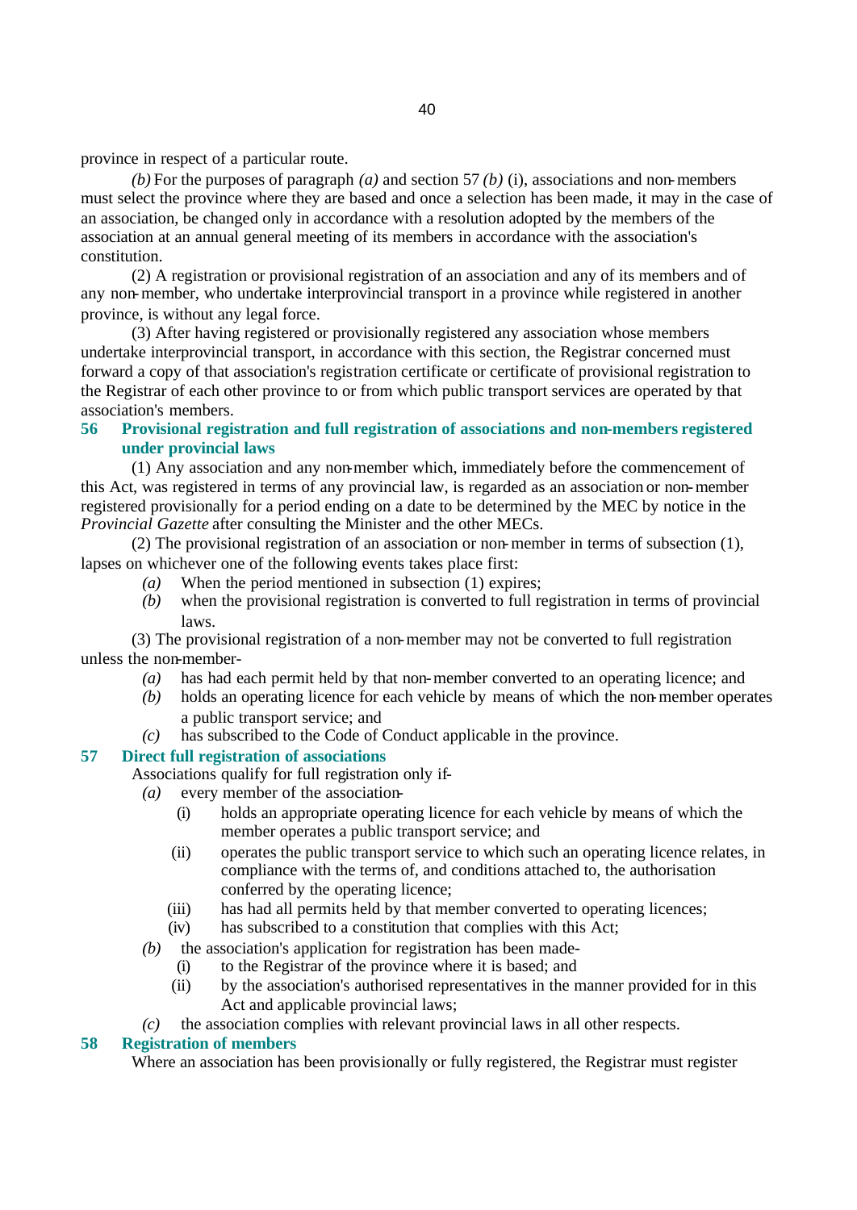province in respect of a particular route.

*(b)* For the purposes of paragraph *(a)* and section 57 *(b)* (i), associations and non-members must select the province where they are based and once a selection has been made, it may in the case of an association, be changed only in accordance with a resolution adopted by the members of the association at an annual general meeting of its members in accordance with the association's constitution.

(2) A registration or provisional registration of an association and any of its members and of any non-member, who undertake interprovincial transport in a province while registered in another province, is without any legal force.

(3) After having registered or provisionally registered any association whose members undertake interprovincial transport, in accordance with this section, the Registrar concerned must forward a copy of that association's registration certificate or certificate of provisional registration to the Registrar of each other province to or from which public transport services are operated by that association's members.

### 56 Provisional registration and full registration of associations and non-members registered under provincial laws

(1) Any association and any non-member which, immediately before the commencement of this Act, was registered in terms of any provincial law, is regarded as an association or non-member registered provisionally for a period ending on a date to be determined by the MEC by notice in the *Provincial Gazette* after consulting the Minister and the other MECs.

(2) The provisional registration of an association or non-member in terms of subsection (1), lapses on whichever one of the following events takes place first:

*(a)* When the period mentioned in subsection (1) expires;

*(b)* when the provisional registration is converted to full registration in terms of provincial laws.

(3) The provisional registration of a non-member may not be converted to full registration unless the non-member-

*(a)* has had each permit held by that non-member converted to an operating licence; and

*(b)* holds an operating licence for each vehicle by means of which the non-member operates a public transport service; and

*(c)* has subscribed to the Code of Conduct applicable in the province.

### 57 Direct full registration of associations

Associations qualify for full registration only if-

*(a)* every member of the association-

(i) holds an appropriate operating licence for each vehicle by means of which the member operates a public transport service; and

(ii) operates the public transport service to which such an operating licence relates, in compliance with the terms of, and conditions attached to, the authorisation conferred by the operating licence;

(iii) has had all permits held by that member converted to operating licences;

(iv) has subscribed to a constitution that complies with this Act;

*(b)* the association's application for registration has been made-

(i) to the Registrar of the province where it is based; and

(ii) by the association's authorised representatives in the manner provided for in this Act and applicable provincial laws;

*(c)* the association complies with relevant provincial laws in all other respects.

### 58 Registration of members

Where an association has been provisionally or fully registered, the Registrar must register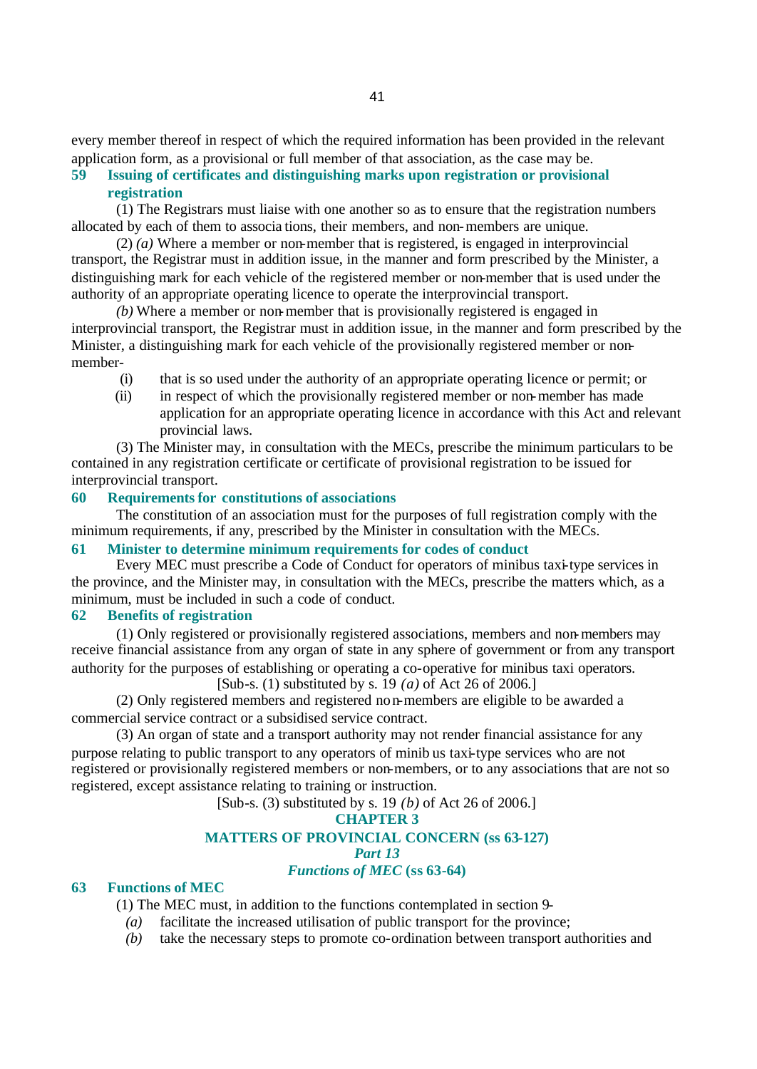every member thereof in respect of which the required information has been provided in the relevant application form, as a provisional or full member of that association, as the case may be.

### 59 Issuing of certificates and distinguishing marks upon registration or provisional registration

(1) The Registrars must liaise with one another so as to ensure that the registration numbers allocated by each of them to associations, their members, and non-members are unique.

(2) *(a)* Where a member or non-member that is registered, is engaged in interprovincial transport, the Registrar must in addition issue, in the manner and form prescribed by the Minister, a distinguishing mark for each vehicle of the registered member or non-member that is used under the authority of an appropriate operating licence to operate the interprovincial transport.

*(b)* Where a member or non-member that is provisionally registered is engaged in interprovincial transport, the Registrar must in addition issue, in the manner and form prescribed by the Minister, a distinguishing mark for each vehicle of the provisionally registered member or non-member-

(i) that is so used under the authority of an appropriate operating licence or permit; or

(ii) in respect of which the provisionally registered member or non-member has made application for an appropriate operating licence in accordance with this Act and relevant provincial laws.

(3) The Minister may, in consultation with the MECs, prescribe the minimum particulars to be contained in any registration certificate or certificate of provisional registration to be issued for interprovincial transport.

### 60 Requirements for constitutions of associations

The constitution of an association must for the purposes of full registration comply with the minimum requirements, if any, prescribed by the Minister in consultation with the MECs.

### 61 Minister to determine minimum requirements for codes of conduct

Every MEC must prescribe a Code of Conduct for operators of minibus taxi-type services in the province, and the Minister may, in consultation with the MECs, prescribe the matters which, as a minimum, must be included in such a code of conduct.

### 62 Benefits of registration

(1) Only registered or provisionally registered associations, members and non-members may receive financial assistance from any organ of state in any sphere of government or from any transport authority for the purposes of establishing or operating a co-operative for minibus taxi operators.

[Sub-s. (1) substituted by s. 19 *(a)* of Act 26 of 2006.]

(2) Only registered members and registered non-members are eligible to be awarded a commercial service contract or a subsidised service contract.

(3) An organ of state and a transport authority may not render financial assistance for any purpose relating to public transport to any operators of minibus taxi-type services who are not registered or provisionally registered members or non-members, or to any associations that are not so registered, except assistance relating to training or instruction.

[Sub-s. (3) substituted by s. 19 *(b)* of Act 26 of 2006.]

## CHAPTER 3

## MATTERS OF PROVINCIAL CONCERN (ss 63-127)

### *Part 13*

### *Functions of MEC* (ss 63-64)

### 63 Functions of MEC

(1) The MEC must, in addition to the functions contemplated in section 9-

*(a)* facilitate the increased utilisation of public transport for the province;

*(b)* take the necessary steps to promote co-ordination between transport authorities and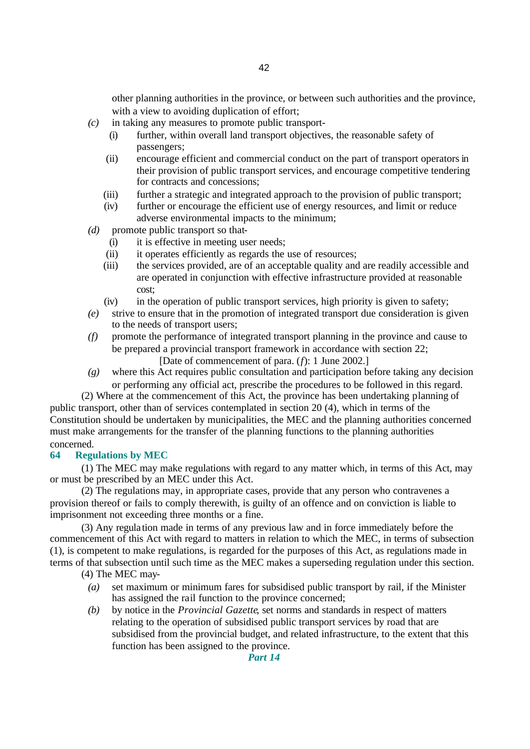other planning authorities in the province, or between such authorities and the province, with a view to avoiding duplication of effort;

*(c)* in taking any measures to promote public transport-

(i) further, within overall land transport objectives, the reasonable safety of passengers;

(ii) encourage efficient and commercial conduct on the part of transport operators in their provision of public transport services, and encourage competitive tendering for contracts and concessions;

(iii) further a strategic and integrated approach to the provision of public transport;

(iv) further or encourage the efficient use of energy resources, and limit or reduce adverse environmental impacts to the minimum;

*(d)* promote public transport so that-

(i) it is effective in meeting user needs;

(ii) it operates efficiently as regards the use of resources;

(iii) the services provided, are of an acceptable quality and are readily accessible and are operated in conjunction with effective infrastructure provided at reasonable cost;

(iv) in the operation of public transport services, high priority is given to safety;

*(e)* strive to ensure that in the promotion of integrated transport due consideration is given to the needs of transport users;

*(f)* promote the performance of integrated transport planning in the province and cause to be prepared a provincial transport framework in accordance with section 22;

[Date of commencement of para. (*f*): 1 June 2002.]

*(g)* where this Act requires public consultation and participation before taking any decision or performing any official act, prescribe the procedures to be followed in this regard.

(2) Where at the commencement of this Act, the province has been undertaking planning of public transport, other than of services contemplated in section 20 (4), which in terms of the Constitution should be undertaken by municipalities, the MEC and the planning authorities concerned must make arrangements for the transfer of the planning functions to the planning authorities concerned.

### 64 Regulations by MEC

(1) The MEC may make regulations with regard to any matter which, in terms of this Act, may or must be prescribed by an MEC under this Act.

(2) The regulations may, in appropriate cases, provide that any person who contravenes a provision thereof or fails to comply therewith, is guilty of an offence and on conviction is liable to imprisonment not exceeding three months or a fine.

(3) Any regulation made in terms of any previous law and in force immediately before the commencement of this Act with regard to matters in relation to which the MEC, in terms of subsection (1), is competent to make regulations, is regarded for the purposes of this Act, as regulations made in terms of that subsection until such time as the MEC makes a superseding regulation under this section.

(4) The MEC may-

*(a)* set maximum or minimum fares for subsidised public transport by rail, if the Minister has assigned the rail function to the province concerned;

*(b)* by notice in the *Provincial Gazette*, set norms and standards in respect of matters relating to the operation of subsidised public transport services by road that are subsidised from the provincial budget, and related infrastructure, to the extent that this function has been assigned to the province.

***Part 14***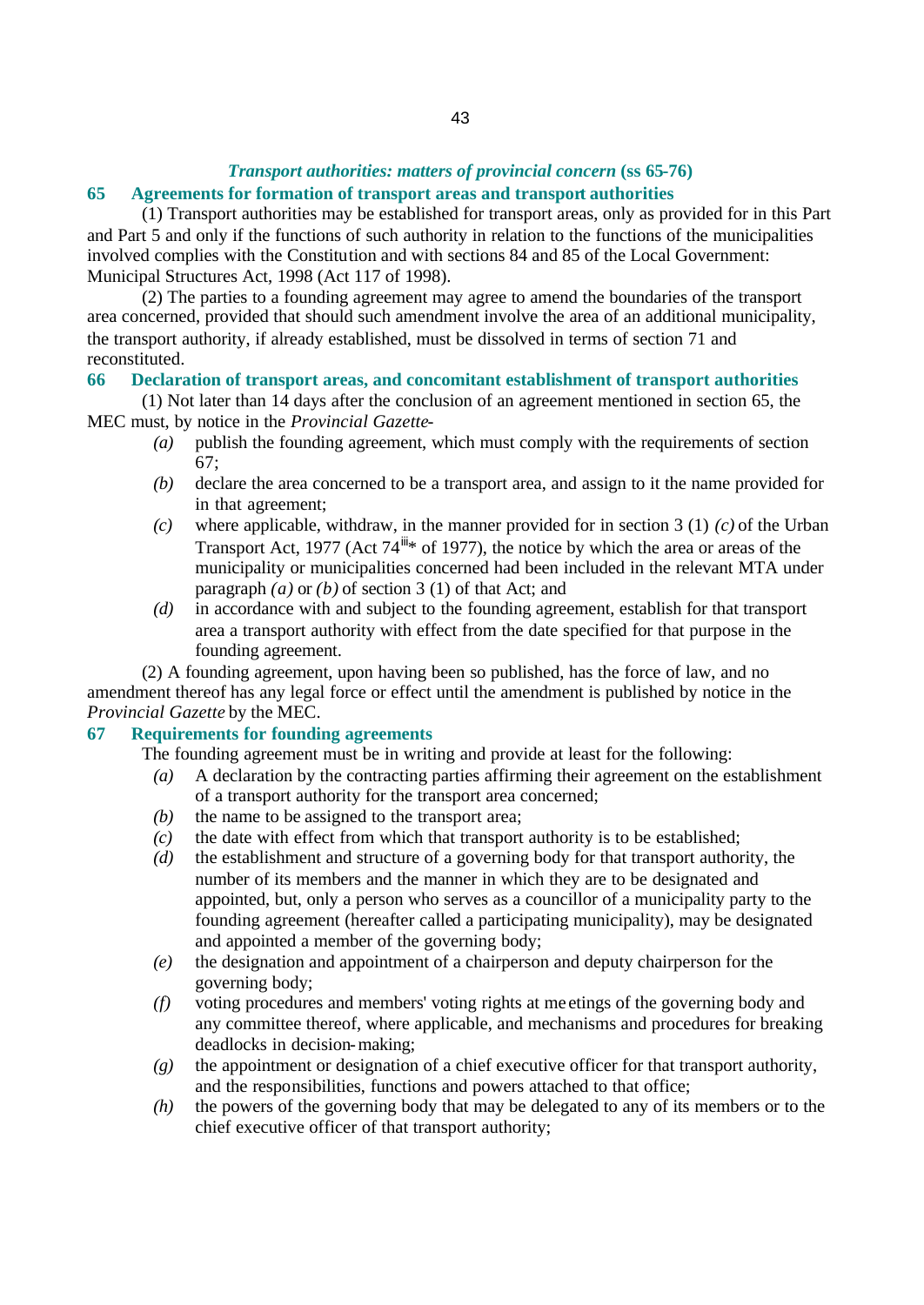### *Transport authorities: matters of provincial concern* (ss 65-76)

**65 Agreements for formation of transport areas and transport authorities**

(1) Transport authorities may be established for transport areas, only as provided for in this Part and Part 5 and only if the functions of such authority in relation to the functions of the municipalities involved complies with the Constitution and with sections 84 and 85 of the Local Government: Municipal Structures Act, 1998 (Act 117 of 1998).

(2) The parties to a founding agreement may agree to amend the boundaries of the transport area concerned, provided that should such amendment involve the area of an additional municipality, the transport authority, if already established, must be dissolved in terms of section 71 and reconstituted.

**66 Declaration of transport areas, and concomitant establishment of transport authorities**

(1) Not later than 14 days after the conclusion of an agreement mentioned in section 65, the MEC must, by notice in the *Provincial Gazette*-

*(a)* publish the founding agreement, which must comply with the requirements of section 67;

*(b)* declare the area concerned to be a transport area, and assign to it the name provided for in that agreement;

*(c)* where applicable, withdraw, in the manner provided for in section 3 (1) *(c)* of the Urban Transport Act, 1977 (Act 74[iii]* of 1977), the notice by which the area or areas of the municipality or municipalities concerned had been included in the relevant MTA under paragraph *(a)* or *(b)* of section 3 (1) of that Act; and

*(d)* in accordance with and subject to the founding agreement, establish for that transport area a transport authority with effect from the date specified for that purpose in the founding agreement.

(2) A founding agreement, upon having been so published, has the force of law, and no amendment thereof has any legal force or effect until the amendment is published by notice in the *Provincial Gazette* by the MEC.

**67 Requirements for founding agreements**

The founding agreement must be in writing and provide at least for the following:

*(a)* A declaration by the contracting parties affirming their agreement on the establishment of a transport authority for the transport area concerned;

*(b)* the name to be assigned to the transport area;

*(c)* the date with effect from which that transport authority is to be established;

*(d)* the establishment and structure of a governing body for that transport authority, the number of its members and the manner in which they are to be designated and appointed, but, only a person who serves as a councillor of a municipality party to the founding agreement (hereafter called a participating municipality), may be designated and appointed a member of the governing body;

*(e)* the designation and appointment of a chairperson and deputy chairperson for the governing body;

*(f)* voting procedures and members' voting rights at meetings of the governing body and any committee thereof, where applicable, and mechanisms and procedures for breaking deadlocks in decision-making;

*(g)* the appointment or designation of a chief executive officer for that transport authority, and the responsibilities, functions and powers attached to that office;

*(h)* the powers of the governing body that may be delegated to any of its members or to the chief executive officer of that transport authority;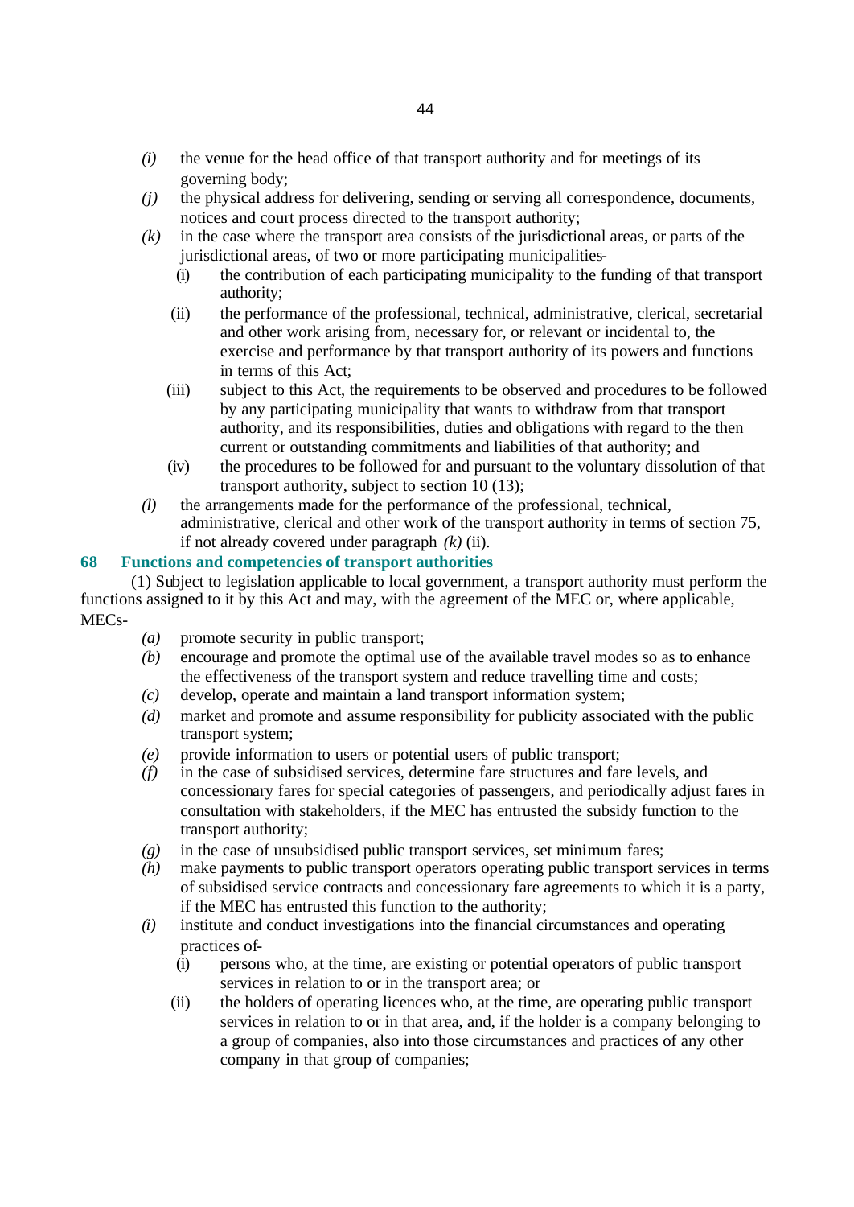*(i)* the venue for the head office of that transport authority and for meetings of its governing body;

*(j)* the physical address for delivering, sending or serving all correspondence, documents, notices and court process directed to the transport authority;

*(k)* in the case where the transport area consists of the jurisdictional areas, or parts of the jurisdictional areas, of two or more participating municipalities-

(i) the contribution of each participating municipality to the funding of that transport authority;

(ii) the performance of the professional, technical, administrative, clerical, secretarial and other work arising from, necessary for, or relevant or incidental to, the exercise and performance by that transport authority of its powers and functions in terms of this Act;

(iii) subject to this Act, the requirements to be observed and procedures to be followed by any participating municipality that wants to withdraw from that transport authority, and its responsibilities, duties and obligations with regard to the then current or outstanding commitments and liabilities of that authority; and

(iv) the procedures to be followed for and pursuant to the voluntary dissolution of that transport authority, subject to section 10 (13);

*(l)* the arrangements made for the performance of the professional, technical, administrative, clerical and other work of the transport authority in terms of section 75, if not already covered under paragraph *(k)* (ii).

## 68 Functions and competencies of transport authorities

(1) Subject to legislation applicable to local government, a transport authority must perform the functions assigned to it by this Act and may, with the agreement of the MEC or, where applicable, MECs-

*(a)* promote security in public transport;

*(b)* encourage and promote the optimal use of the available travel modes so as to enhance the effectiveness of the transport system and reduce travelling time and costs;

*(c)* develop, operate and maintain a land transport information system;

*(d)* market and promote and assume responsibility for publicity associated with the public transport system;

*(e)* provide information to users or potential users of public transport;

*(f)* in the case of subsidised services, determine fare structures and fare levels, and concessionary fares for special categories of passengers, and periodically adjust fares in consultation with stakeholders, if the MEC has entrusted the subsidy function to the transport authority;

*(g)* in the case of unsubsidised public transport services, set minimum fares;

*(h)* make payments to public transport operators operating public transport services in terms of subsidised service contracts and concessionary fare agreements to which it is a party, if the MEC has entrusted this function to the authority;

*(i)* institute and conduct investigations into the financial circumstances and operating practices of-

(i) persons who, at the time, are existing or potential operators of public transport services in relation to or in the transport area; or

(ii) the holders of operating licences who, at the time, are operating public transport services in relation to or in that area, and, if the holder is a company belonging to a group of companies, also into those circumstances and practices of any other company in that group of companies;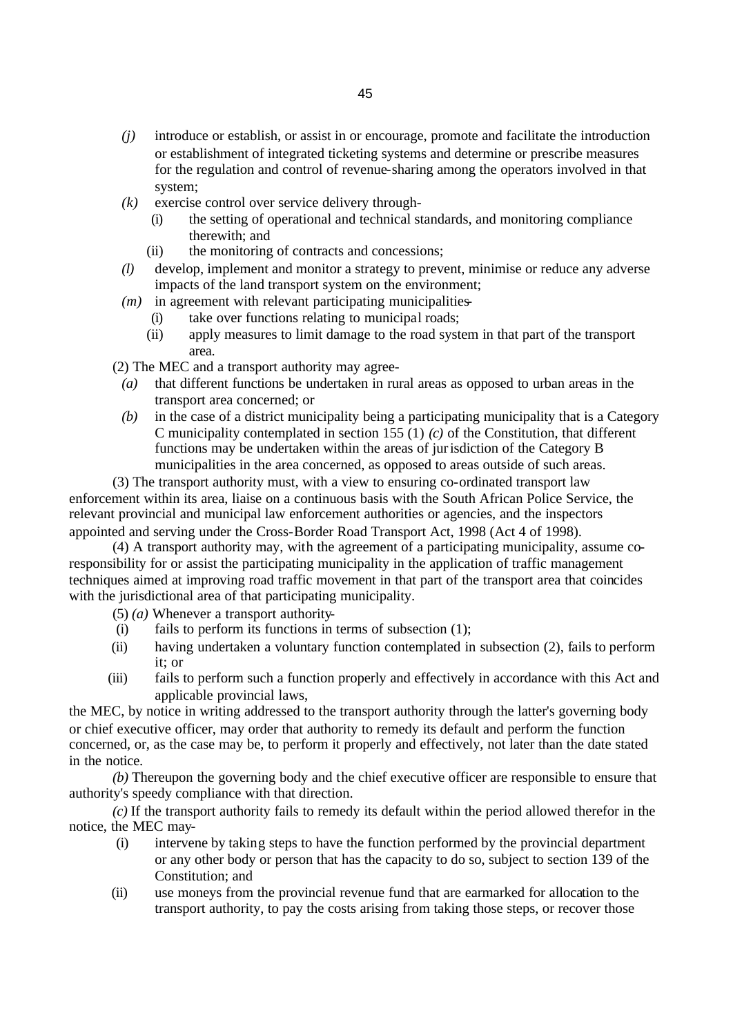*(j)* introduce or establish, or assist in or encourage, promote and facilitate the introduction or establishment of integrated ticketing systems and determine or prescribe measures for the regulation and control of revenue-sharing among the operators involved in that system;

*(k)* exercise control over service delivery through-

(i) the setting of operational and technical standards, and monitoring compliance therewith; and

(ii) the monitoring of contracts and concessions;

*(l)* develop, implement and monitor a strategy to prevent, minimise or reduce any adverse impacts of the land transport system on the environment;

*(m)* in agreement with relevant participating municipalities-

(i) take over functions relating to municipal roads;

(ii) apply measures to limit damage to the road system in that part of the transport area.

(2) The MEC and a transport authority may agree-

*(a)* that different functions be undertaken in rural areas as opposed to urban areas in the transport area concerned; or

*(b)* in the case of a district municipality being a participating municipality that is a Category C municipality contemplated in section 155 (1) *(c)* of the Constitution, that different functions may be undertaken within the areas of jurisdiction of the Category B municipalities in the area concerned, as opposed to areas outside of such areas.

(3) The transport authority must, with a view to ensuring co-ordinated transport law enforcement within its area, liaise on a continuous basis with the South African Police Service, the relevant provincial and municipal law enforcement authorities or agencies, and the inspectors appointed and serving under the Cross-Border Road Transport Act, 1998 (Act 4 of 1998).

(4) A transport authority may, with the agreement of a participating municipality, assume co-responsibility for or assist the participating municipality in the application of traffic management techniques aimed at improving road traffic movement in that part of the transport area that coincides with the jurisdictional area of that participating municipality.

(5) *(a)* Whenever a transport authority-

(i) fails to perform its functions in terms of subsection (1);

(ii) having undertaken a voluntary function contemplated in subsection (2), fails to perform it; or

(iii) fails to perform such a function properly and effectively in accordance with this Act and applicable provincial laws,

the MEC, by notice in writing addressed to the transport authority through the latter's governing body or chief executive officer, may order that authority to remedy its default and perform the function concerned, or, as the case may be, to perform it properly and effectively, not later than the date stated in the notice.

*(b)* Thereupon the governing body and the chief executive officer are responsible to ensure that authority's speedy compliance with that direction.

*(c)* If the transport authority fails to remedy its default within the period allowed therefor in the notice, the MEC may-

(i) intervene by taking steps to have the function performed by the provincial department or any other body or person that has the capacity to do so, subject to section 139 of the Constitution; and

(ii) use moneys from the provincial revenue fund that are earmarked for allocation to the transport authority, to pay the costs arising from taking those steps, or recover those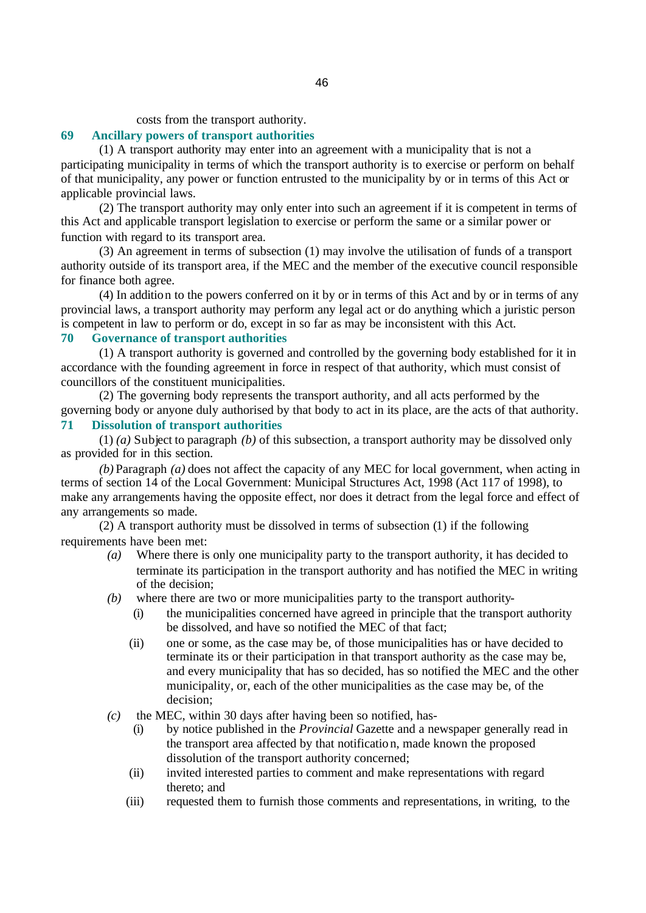costs from the transport authority.

### 69 Ancillary powers of transport authorities

(1) A transport authority may enter into an agreement with a municipality that is not a participating municipality in terms of which the transport authority is to exercise or perform on behalf of that municipality, any power or function entrusted to the municipality by or in terms of this Act or applicable provincial laws.

(2) The transport authority may only enter into such an agreement if it is competent in terms of this Act and applicable transport legislation to exercise or perform the same or a similar power or function with regard to its transport area.

(3) An agreement in terms of subsection (1) may involve the utilisation of funds of a transport authority outside of its transport area, if the MEC and the member of the executive council responsible for finance both agree.

(4) In addition to the powers conferred on it by or in terms of this Act and by or in terms of any provincial laws, a transport authority may perform any legal act or do anything which a juristic person is competent in law to perform or do, except in so far as may be inconsistent with this Act.

### 70 Governance of transport authorities

(1) A transport authority is governed and controlled by the governing body established for it in accordance with the founding agreement in force in respect of that authority, which must consist of councillors of the constituent municipalities.

(2) The governing body represents the transport authority, and all acts performed by the governing body or anyone duly authorised by that body to act in its place, are the acts of that authority.

### 71 Dissolution of transport authorities

(1) *(a)* Subject to paragraph *(b)* of this subsection, a transport authority may be dissolved only as provided for in this section.

*(b)* Paragraph *(a)* does not affect the capacity of any MEC for local government, when acting in terms of section 14 of the Local Government: Municipal Structures Act, 1998 (Act 117 of 1998), to make any arrangements having the opposite effect, nor does it detract from the legal force and effect of any arrangements so made.

(2) A transport authority must be dissolved in terms of subsection (1) if the following requirements have been met:

- *(a)* Where there is only one municipality party to the transport authority, it has decided to terminate its participation in the transport authority and has notified the MEC in writing of the decision;
- *(b)* where there are two or more municipalities party to the transport authority-
  - (i) the municipalities concerned have agreed in principle that the transport authority be dissolved, and have so notified the MEC of that fact;
  - (ii) one or some, as the case may be, of those municipalities has or have decided to terminate its or their participation in that transport authority as the case may be, and every municipality that has so decided, has so notified the MEC and the other municipality, or, each of the other municipalities as the case may be, of the decision;
- *(c)* the MEC, within 30 days after having been so notified, has-
  - (i) by notice published in the *Provincial* Gazette and a newspaper generally read in the transport area affected by that notification, made known the proposed dissolution of the transport authority concerned;
  - (ii) invited interested parties to comment and make representations with regard thereto; and
  - (iii) requested them to furnish those comments and representations, in writing, to the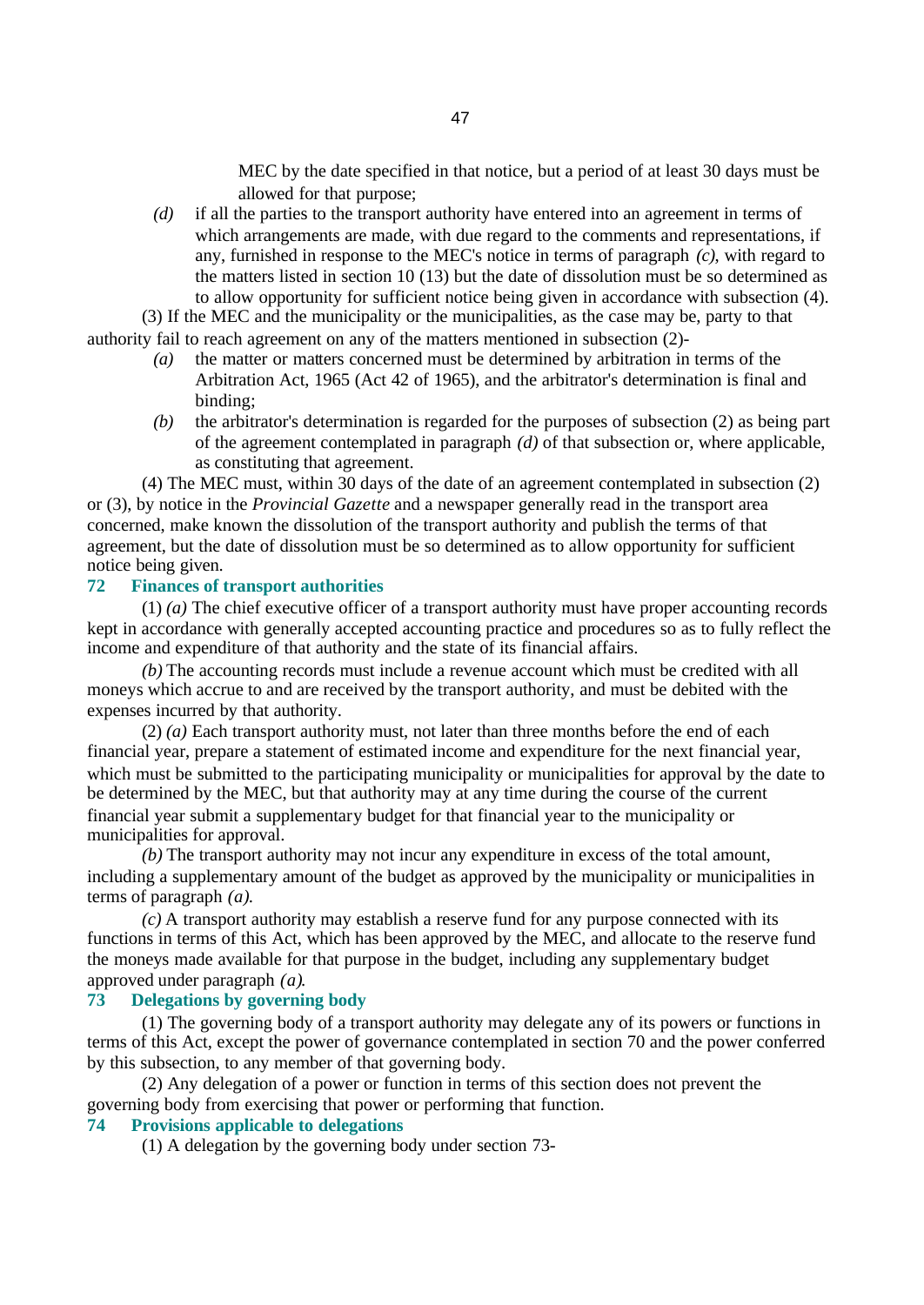MEC by the date specified in that notice, but a period of at least 30 days must be allowed for that purpose;

*(d)* if all the parties to the transport authority have entered into an agreement in terms of which arrangements are made, with due regard to the comments and representations, if any, furnished in response to the MEC's notice in terms of paragraph *(c)*, with regard to the matters listed in section 10 (13) but the date of dissolution must be so determined as to allow opportunity for sufficient notice being given in accordance with subsection (4).

(3) If the MEC and the municipality or the municipalities, as the case may be, party to that authority fail to reach agreement on any of the matters mentioned in subsection (2)-

*(a)* the matter or matters concerned must be determined by arbitration in terms of the Arbitration Act, 1965 (Act 42 of 1965), and the arbitrator's determination is final and binding;

*(b)* the arbitrator's determination is regarded for the purposes of subsection (2) as being part of the agreement contemplated in paragraph *(d)* of that subsection or, where applicable, as constituting that agreement.

(4) The MEC must, within 30 days of the date of an agreement contemplated in subsection (2) or (3), by notice in the *Provincial Gazette* and a newspaper generally read in the transport area concerned, make known the dissolution of the transport authority and publish the terms of that agreement, but the date of dissolution must be so determined as to allow opportunity for sufficient notice being given.

### 72 Finances of transport authorities

(1) *(a)* The chief executive officer of a transport authority must have proper accounting records kept in accordance with generally accepted accounting practice and procedures so as to fully reflect the income and expenditure of that authority and the state of its financial affairs.

*(b)* The accounting records must include a revenue account which must be credited with all moneys which accrue to and are received by the transport authority, and must be debited with the expenses incurred by that authority.

(2) *(a)* Each transport authority must, not later than three months before the end of each financial year, prepare a statement of estimated income and expenditure for the next financial year, which must be submitted to the participating municipality or municipalities for approval by the date to be determined by the MEC, but that authority may at any time during the course of the current financial year submit a supplementary budget for that financial year to the municipality or municipalities for approval.

*(b)* The transport authority may not incur any expenditure in excess of the total amount, including a supplementary amount of the budget as approved by the municipality or municipalities in terms of paragraph *(a)*.

*(c)* A transport authority may establish a reserve fund for any purpose connected with its functions in terms of this Act, which has been approved by the MEC, and allocate to the reserve fund the moneys made available for that purpose in the budget, including any supplementary budget approved under paragraph *(a)*.

### 73 Delegations by governing body

(1) The governing body of a transport authority may delegate any of its powers or functions in terms of this Act, except the power of governance contemplated in section 70 and the power conferred by this subsection, to any member of that governing body.

(2) Any delegation of a power or function in terms of this section does not prevent the governing body from exercising that power or performing that function.

### 74 Provisions applicable to delegations

(1) A delegation by the governing body under section 73-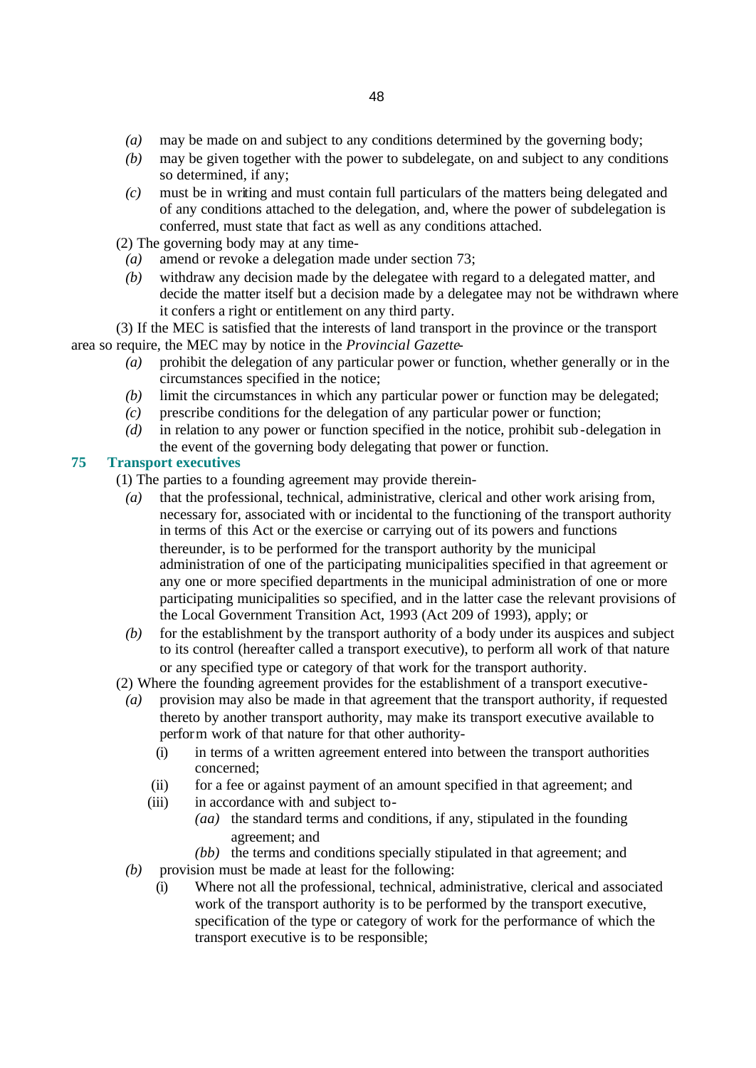*(a)* may be made on and subject to any conditions determined by the governing body;

*(b)* may be given together with the power to subdelegate, on and subject to any conditions so determined, if any;

*(c)* must be in writing and must contain full particulars of the matters being delegated and of any conditions attached to the delegation, and, where the power of subdelegation is conferred, must state that fact as well as any conditions attached.

(2) The governing body may at any time-

*(a)* amend or revoke a delegation made under section 73;

*(b)* withdraw any decision made by the delegatee with regard to a delegated matter, and decide the matter itself but a decision made by a delegatee may not be withdrawn where it confers a right or entitlement on any third party.

(3) If the MEC is satisfied that the interests of land transport in the province or the transport area so require, the MEC may by notice in the *Provincial Gazette*-

*(a)* prohibit the delegation of any particular power or function, whether generally or in the circumstances specified in the notice;

*(b)* limit the circumstances in which any particular power or function may be delegated;

*(c)* prescribe conditions for the delegation of any particular power or function;

*(d)* in relation to any power or function specified in the notice, prohibit sub-delegation in the event of the governing body delegating that power or function.

## 75 Transport executives

(1) The parties to a founding agreement may provide therein-

*(a)* that the professional, technical, administrative, clerical and other work arising from, necessary for, associated with or incidental to the functioning of the transport authority in terms of this Act or the exercise or carrying out of its powers and functions thereunder, is to be performed for the transport authority by the municipal administration of one of the participating municipalities specified in that agreement or any one or more specified departments in the municipal administration of one or more participating municipalities so specified, and in the latter case the relevant provisions of the Local Government Transition Act, 1993 (Act 209 of 1993), apply; or

*(b)* for the establishment by the transport authority of a body under its auspices and subject to its control (hereafter called a transport executive), to perform all work of that nature or any specified type or category of that work for the transport authority.

(2) Where the founding agreement provides for the establishment of a transport executive-

*(a)* provision may also be made in that agreement that the transport authority, if requested thereto by another transport authority, may make its transport executive available to perform work of that nature for that other authority-

(i) in terms of a written agreement entered into between the transport authorities concerned;

(ii) for a fee or against payment of an amount specified in that agreement; and

(iii) in accordance with and subject to-

*(aa)* the standard terms and conditions, if any, stipulated in the founding agreement; and

*(bb)* the terms and conditions specially stipulated in that agreement; and

*(b)* provision must be made at least for the following:

(i) Where not all the professional, technical, administrative, clerical and associated work of the transport authority is to be performed by the transport executive, specification of the type or category of work for the performance of which the transport executive is to be responsible;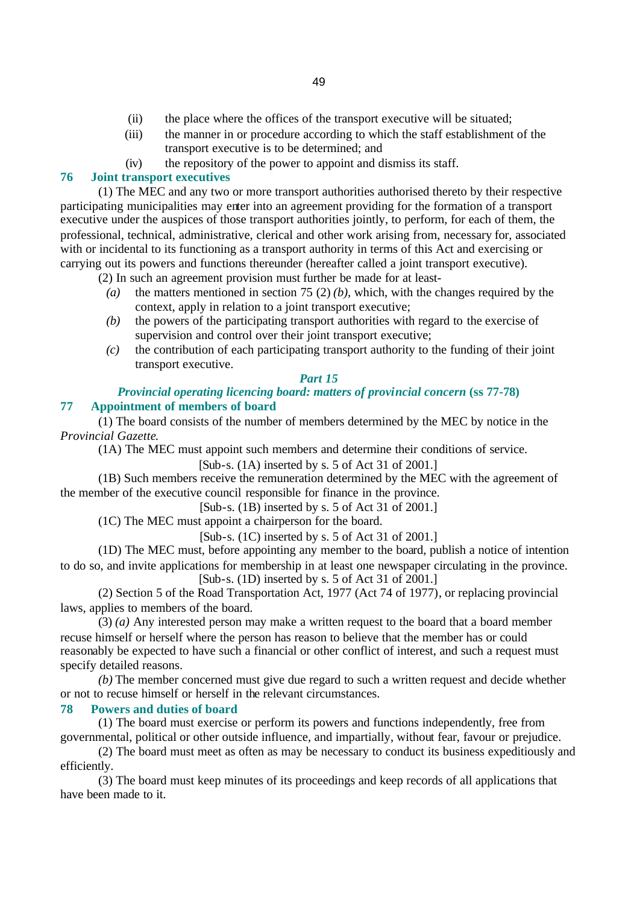(ii) the place where the offices of the transport executive will be situated;

(iii) the manner in or procedure according to which the staff establishment of the transport executive is to be determined; and

(iv) the repository of the power to appoint and dismiss its staff.

### 76 Joint transport executives

(1) The MEC and any two or more transport authorities authorised thereto by their respective participating municipalities may enter into an agreement providing for the formation of a transport executive under the auspices of those transport authorities jointly, to perform, for each of them, the professional, technical, administrative, clerical and other work arising from, necessary for, associated with or incidental to its functioning as a transport authority in terms of this Act and exercising or carrying out its powers and functions thereunder (hereafter called a joint transport executive).

(2) In such an agreement provision must further be made for at least-

*(a)* the matters mentioned in section 75 (2) *(b)*, which, with the changes required by the context, apply in relation to a joint transport executive;

*(b)* the powers of the participating transport authorities with regard to the exercise of supervision and control over their joint transport executive;

*(c)* the contribution of each participating transport authority to the funding of their joint transport executive.

## *Part 15*

## *Provincial operating licencing board: matters of provincial concern* (ss 77-78)

### 77 Appointment of members of board

(1) The board consists of the number of members determined by the MEC by notice in the *Provincial Gazette*.

(1A) The MEC must appoint such members and determine their conditions of service.

[Sub-s. (1A) inserted by s. 5 of Act 31 of 2001.]

(1B) Such members receive the remuneration determined by the MEC with the agreement of the member of the executive council responsible for finance in the province.

[Sub-s. (1B) inserted by s. 5 of Act 31 of 2001.]

(1C) The MEC must appoint a chairperson for the board.

[Sub-s. (1C) inserted by s. 5 of Act 31 of 2001.]

(1D) The MEC must, before appointing any member to the board, publish a notice of intention to do so, and invite applications for membership in at least one newspaper circulating in the province.

[Sub-s. (1D) inserted by s. 5 of Act 31 of 2001.]

(2) Section 5 of the Road Transportation Act, 1977 (Act 74 of 1977), or replacing provincial laws, applies to members of the board.

(3) *(a)* Any interested person may make a written request to the board that a board member recuse himself or herself where the person has reason to believe that the member has or could reasonably be expected to have such a financial or other conflict of interest, and such a request must specify detailed reasons.

*(b)* The member concerned must give due regard to such a written request and decide whether or not to recuse himself or herself in the relevant circumstances.

### 78 Powers and duties of board

(1) The board must exercise or perform its powers and functions independently, free from governmental, political or other outside influence, and impartially, without fear, favour or prejudice.

(2) The board must meet as often as may be necessary to conduct its business expeditiously and efficiently.

(3) The board must keep minutes of its proceedings and keep records of all applications that have been made to it.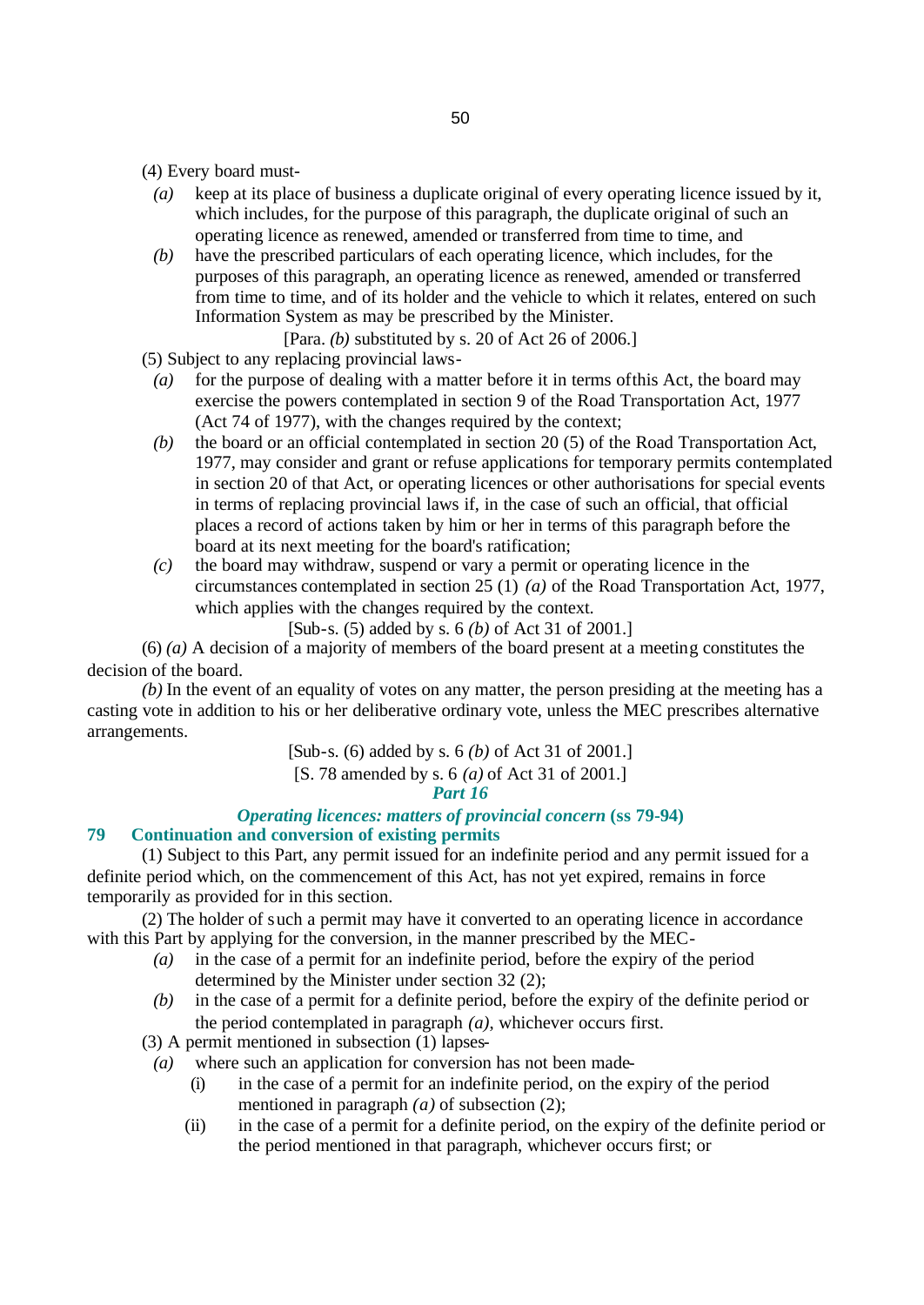(4) Every board must-

*(a)* keep at its place of business a duplicate original of every operating licence issued by it, which includes, for the purpose of this paragraph, the duplicate original of such an operating licence as renewed, amended or transferred from time to time, and

*(b)* have the prescribed particulars of each operating licence, which includes, for the purposes of this paragraph, an operating licence as renewed, amended or transferred from time to time, and of its holder and the vehicle to which it relates, entered on such Information System as may be prescribed by the Minister.

[Para. *(b)* substituted by s. 20 of Act 26 of 2006.]

(5) Subject to any replacing provincial laws-

*(a)* for the purpose of dealing with a matter before it in terms of this Act, the board may exercise the powers contemplated in section 9 of the Road Transportation Act, 1977 (Act 74 of 1977), with the changes required by the context;

*(b)* the board or an official contemplated in section 20 (5) of the Road Transportation Act, 1977, may consider and grant or refuse applications for temporary permits contemplated in section 20 of that Act, or operating licences or other authorisations for special events in terms of replacing provincial laws if, in the case of such an official, that official places a record of actions taken by him or her in terms of this paragraph before the board at its next meeting for the board's ratification;

*(c)* the board may withdraw, suspend or vary a permit or operating licence in the circumstances contemplated in section 25 (1) *(a)* of the Road Transportation Act, 1977, which applies with the changes required by the context.

[Sub-s. (5) added by s. 6 *(b)* of Act 31 of 2001.]

(6) *(a)* A decision of a majority of members of the board present at a meeting constitutes the decision of the board.

*(b)* In the event of an equality of votes on any matter, the person presiding at the meeting has a casting vote in addition to his or her deliberative ordinary vote, unless the MEC prescribes alternative arrangements.

[Sub-s. (6) added by s. 6 *(b)* of Act 31 of 2001.]

[S. 78 amended by s. 6 *(a)* of Act 31 of 2001.]

## *Part 16*

## *Operating licences: matters of provincial concern* (ss 79-94)

### 79 Continuation and conversion of existing permits

(1) Subject to this Part, any permit issued for an indefinite period and any permit issued for a definite period which, on the commencement of this Act, has not yet expired, remains in force temporarily as provided for in this section.

(2) The holder of such a permit may have it converted to an operating licence in accordance with this Part by applying for the conversion, in the manner prescribed by the MEC-

*(a)* in the case of a permit for an indefinite period, before the expiry of the period determined by the Minister under section 32 (2);

*(b)* in the case of a permit for a definite period, before the expiry of the definite period or the period contemplated in paragraph *(a)*, whichever occurs first.

(3) A permit mentioned in subsection (1) lapses-

*(a)* where such an application for conversion has not been made-

(i) in the case of a permit for an indefinite period, on the expiry of the period mentioned in paragraph *(a)* of subsection (2);

(ii) in the case of a permit for a definite period, on the expiry of the definite period or the period mentioned in that paragraph, whichever occurs first; or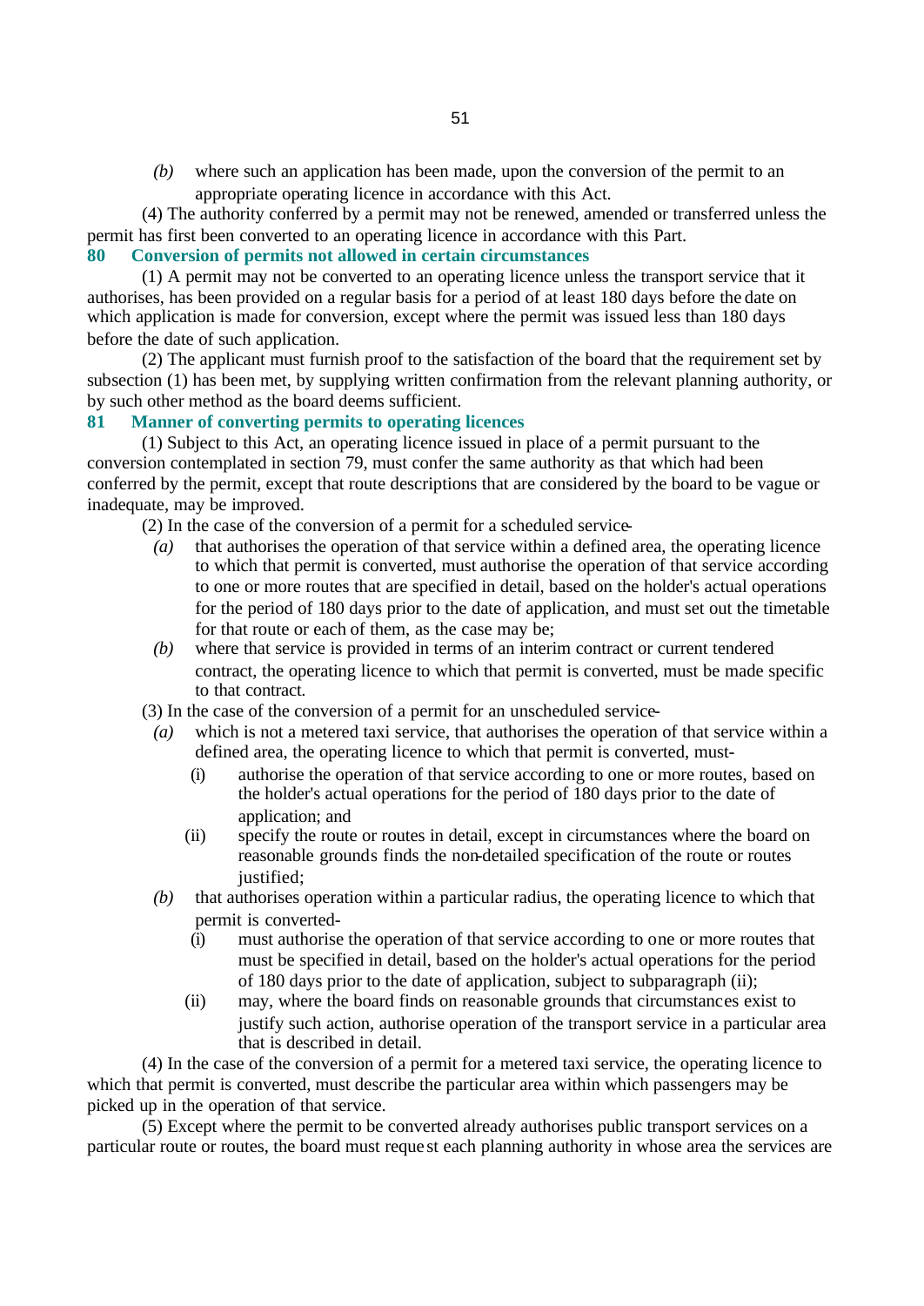*(b)* where such an application has been made, upon the conversion of the permit to an appropriate operating licence in accordance with this Act.

(4) The authority conferred by a permit may not be renewed, amended or transferred unless the permit has first been converted to an operating licence in accordance with this Part.

### 80 Conversion of permits not allowed in certain circumstances

(1) A permit may not be converted to an operating licence unless the transport service that it authorises, has been provided on a regular basis for a period of at least 180 days before the date on which application is made for conversion, except where the permit was issued less than 180 days before the date of such application.

(2) The applicant must furnish proof to the satisfaction of the board that the requirement set by subsection (1) has been met, by supplying written confirmation from the relevant planning authority, or by such other method as the board deems sufficient.

### 81 Manner of converting permits to operating licences

(1) Subject to this Act, an operating licence issued in place of a permit pursuant to the conversion contemplated in section 79, must confer the same authority as that which had been conferred by the permit, except that route descriptions that are considered by the board to be vague or inadequate, may be improved.

(2) In the case of the conversion of a permit for a scheduled service-

*(a)* that authorises the operation of that service within a defined area, the operating licence to which that permit is converted, must authorise the operation of that service according to one or more routes that are specified in detail, based on the holder's actual operations for the period of 180 days prior to the date of application, and must set out the timetable for that route or each of them, as the case may be;

*(b)* where that service is provided in terms of an interim contract or current tendered contract, the operating licence to which that permit is converted, must be made specific to that contract.

(3) In the case of the conversion of a permit for an unscheduled service-

*(a)* which is not a metered taxi service, that authorises the operation of that service within a defined area, the operating licence to which that permit is converted, must-

(i) authorise the operation of that service according to one or more routes, based on the holder's actual operations for the period of 180 days prior to the date of application; and

(ii) specify the route or routes in detail, except in circumstances where the board on reasonable grounds finds the non-detailed specification of the route or routes justified;

*(b)* that authorises operation within a particular radius, the operating licence to which that permit is converted-

(i) must authorise the operation of that service according to one or more routes that must be specified in detail, based on the holder's actual operations for the period of 180 days prior to the date of application, subject to subparagraph (ii);

(ii) may, where the board finds on reasonable grounds that circumstances exist to justify such action, authorise operation of the transport service in a particular area that is described in detail.

(4) In the case of the conversion of a permit for a metered taxi service, the operating licence to which that permit is converted, must describe the particular area within which passengers may be picked up in the operation of that service.

(5) Except where the permit to be converted already authorises public transport services on a particular route or routes, the board must request each planning authority in whose area the services are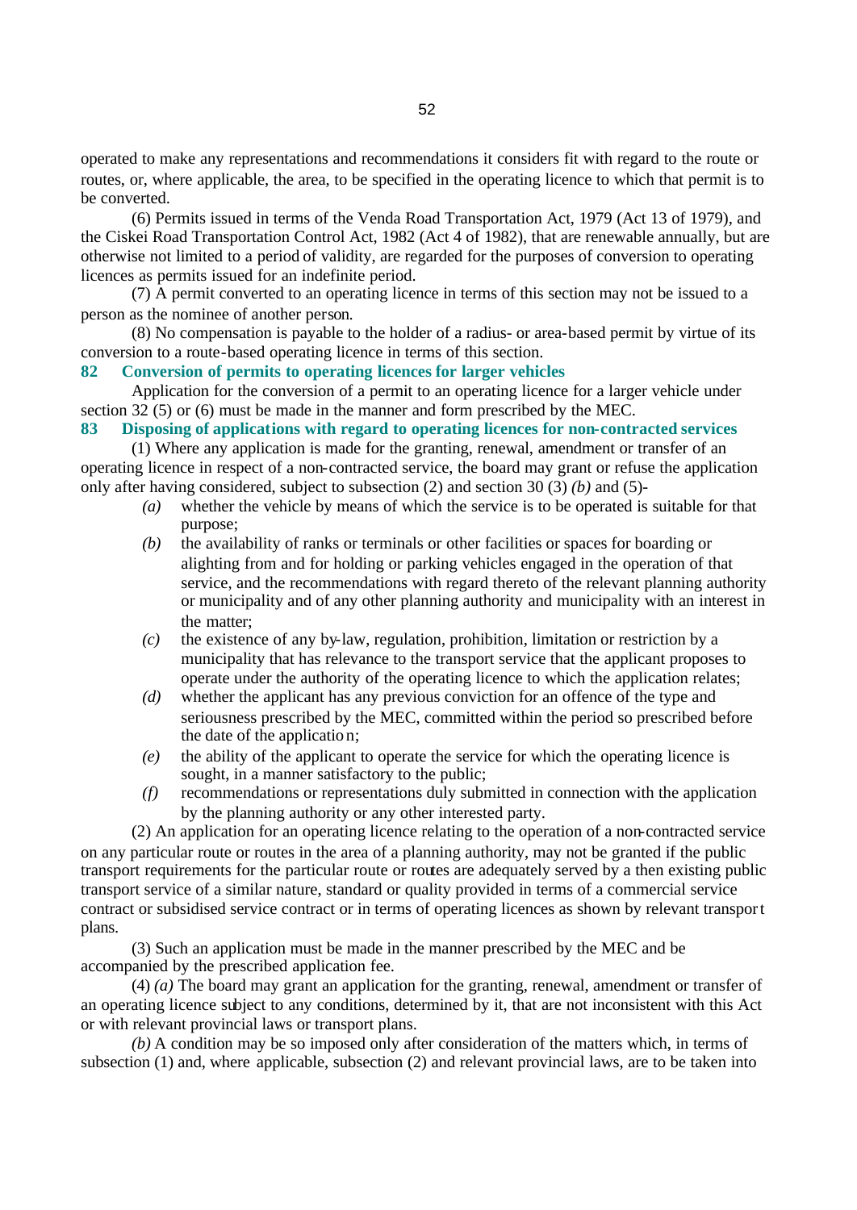operated to make any representations and recommendations it considers fit with regard to the route or routes, or, where applicable, the area, to be specified in the operating licence to which that permit is to be converted.

(6) Permits issued in terms of the Venda Road Transportation Act, 1979 (Act 13 of 1979), and the Ciskei Road Transportation Control Act, 1982 (Act 4 of 1982), that are renewable annually, but are otherwise not limited to a period of validity, are regarded for the purposes of conversion to operating licences as permits issued for an indefinite period.

(7) A permit converted to an operating licence in terms of this section may not be issued to a person as the nominee of another person.

(8) No compensation is payable to the holder of a radius- or area-based permit by virtue of its conversion to a route-based operating licence in terms of this section.

### 82 Conversion of permits to operating licences for larger vehicles

Application for the conversion of a permit to an operating licence for a larger vehicle under section 32 (5) or (6) must be made in the manner and form prescribed by the MEC.

### 83 Disposing of applications with regard to operating licences for non-contracted services

(1) Where any application is made for the granting, renewal, amendment or transfer of an operating licence in respect of a non-contracted service, the board may grant or refuse the application only after having considered, subject to subsection (2) and section 30 (3) *(b)* and (5)-

*(a)* whether the vehicle by means of which the service is to be operated is suitable for that purpose;

*(b)* the availability of ranks or terminals or other facilities or spaces for boarding or alighting from and for holding or parking vehicles engaged in the operation of that service, and the recommendations with regard thereto of the relevant planning authority or municipality and of any other planning authority and municipality with an interest in the matter;

*(c)* the existence of any by-law, regulation, prohibition, limitation or restriction by a municipality that has relevance to the transport service that the applicant proposes to operate under the authority of the operating licence to which the application relates;

*(d)* whether the applicant has any previous conviction for an offence of the type and seriousness prescribed by the MEC, committed within the period so prescribed before the date of the application;

*(e)* the ability of the applicant to operate the service for which the operating licence is sought, in a manner satisfactory to the public;

*(f)* recommendations or representations duly submitted in connection with the application by the planning authority or any other interested party.

(2) An application for an operating licence relating to the operation of a non-contracted service on any particular route or routes in the area of a planning authority, may not be granted if the public transport requirements for the particular route or routes are adequately served by a then existing public transport service of a similar nature, standard or quality provided in terms of a commercial service contract or subsidised service contract or in terms of operating licences as shown by relevant transport plans.

(3) Such an application must be made in the manner prescribed by the MEC and be accompanied by the prescribed application fee.

(4) *(a)* The board may grant an application for the granting, renewal, amendment or transfer of an operating licence subject to any conditions, determined by it, that are not inconsistent with this Act or with relevant provincial laws or transport plans.

*(b)* A condition may be so imposed only after consideration of the matters which, in terms of subsection (1) and, where applicable, subsection (2) and relevant provincial laws, are to be taken into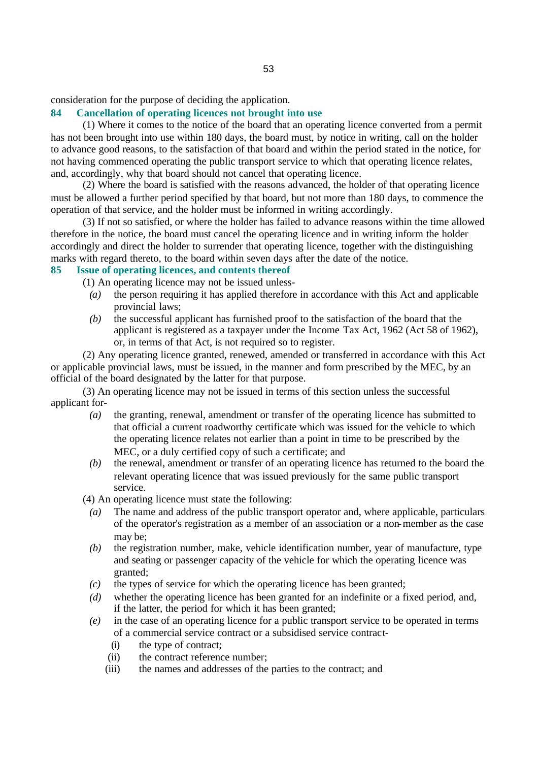consideration for the purpose of deciding the application.

### 84 Cancellation of operating licences not brought into use

(1) Where it comes to the notice of the board that an operating licence converted from a permit has not been brought into use within 180 days, the board must, by notice in writing, call on the holder to advance good reasons, to the satisfaction of that board and within the period stated in the notice, for not having commenced operating the public transport service to which that operating licence relates, and, accordingly, why that board should not cancel that operating licence.

(2) Where the board is satisfied with the reasons advanced, the holder of that operating licence must be allowed a further period specified by that board, but not more than 180 days, to commence the operation of that service, and the holder must be informed in writing accordingly.

(3) If not so satisfied, or where the holder has failed to advance reasons within the time allowed therefore in the notice, the board must cancel the operating licence and in writing inform the holder accordingly and direct the holder to surrender that operating licence, together with the distinguishing marks with regard thereto, to the board within seven days after the date of the notice.

### 85 Issue of operating licences, and contents thereof

(1) An operating licence may not be issued unless-

*(a)* the person requiring it has applied therefore in accordance with this Act and applicable provincial laws;

*(b)* the successful applicant has furnished proof to the satisfaction of the board that the applicant is registered as a taxpayer under the Income Tax Act, 1962 (Act 58 of 1962), or, in terms of that Act, is not required so to register.

(2) Any operating licence granted, renewed, amended or transferred in accordance with this Act or applicable provincial laws, must be issued, in the manner and form prescribed by the MEC, by an official of the board designated by the latter for that purpose.

(3) An operating licence may not be issued in terms of this section unless the successful applicant for-

*(a)* the granting, renewal, amendment or transfer of the operating licence has submitted to that official a current roadworthy certificate which was issued for the vehicle to which the operating licence relates not earlier than a point in time to be prescribed by the MEC, or a duly certified copy of such a certificate; and

*(b)* the renewal, amendment or transfer of an operating licence has returned to the board the relevant operating licence that was issued previously for the same public transport service.

(4) An operating licence must state the following:

*(a)* The name and address of the public transport operator and, where applicable, particulars of the operator's registration as a member of an association or a non-member as the case may be;

*(b)* the registration number, make, vehicle identification number, year of manufacture, type and seating or passenger capacity of the vehicle for which the operating licence was granted;

*(c)* the types of service for which the operating licence has been granted;

*(d)* whether the operating licence has been granted for an indefinite or a fixed period, and, if the latter, the period for which it has been granted;

*(e)* in the case of an operating licence for a public transport service to be operated in terms of a commercial service contract or a subsidised service contract-

(i) the type of contract;

(ii) the contract reference number;

(iii) the names and addresses of the parties to the contract; and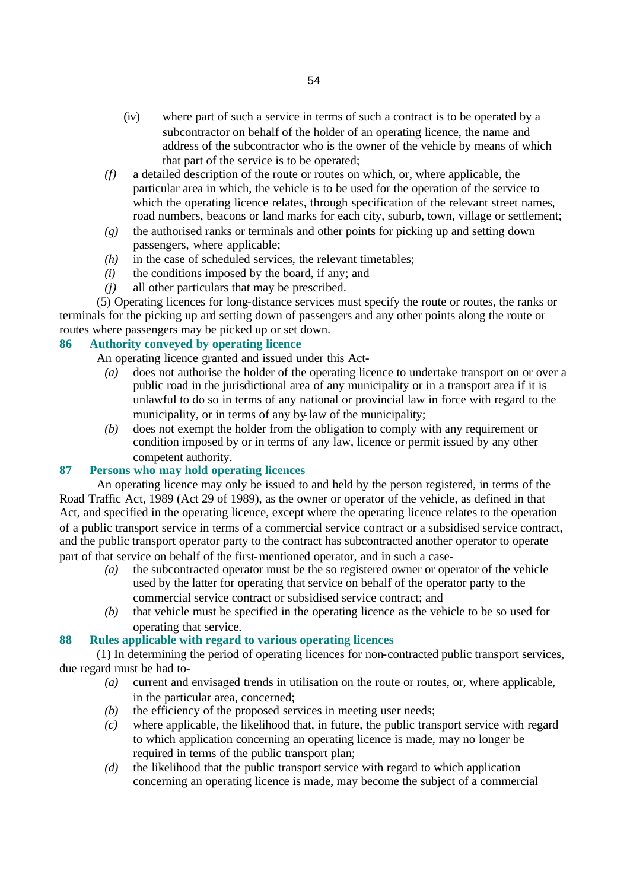(iv) where part of such a service in terms of such a contract is to be operated by a subcontractor on behalf of the holder of an operating licence, the name and address of the subcontractor who is the owner of the vehicle by means of which that part of the service is to be operated;

*(f)* a detailed description of the route or routes on which, or, where applicable, the particular area in which, the vehicle is to be used for the operation of the service to which the operating licence relates, through specification of the relevant street names, road numbers, beacons or land marks for each city, suburb, town, village or settlement;

*(g)* the authorised ranks or terminals and other points for picking up and setting down passengers, where applicable;

*(h)* in the case of scheduled services, the relevant timetables;

*(i)* the conditions imposed by the board, if any; and

*(j)* all other particulars that may be prescribed.

(5) Operating licences for long-distance services must specify the route or routes, the ranks or terminals for the picking up and setting down of passengers and any other points along the route or routes where passengers may be picked up or set down.

### 86 Authority conveyed by operating licence

An operating licence granted and issued under this Act-

*(a)* does not authorise the holder of the operating licence to undertake transport on or over a public road in the jurisdictional area of any municipality or in a transport area if it is unlawful to do so in terms of any national or provincial law in force with regard to the municipality, or in terms of any by-law of the municipality;

*(b)* does not exempt the holder from the obligation to comply with any requirement or condition imposed by or in terms of any law, licence or permit issued by any other competent authority.

### 87 Persons who may hold operating licences

An operating licence may only be issued to and held by the person registered, in terms of the Road Traffic Act, 1989 (Act 29 of 1989), as the owner or operator of the vehicle, as defined in that Act, and specified in the operating licence, except where the operating licence relates to the operation of a public transport service in terms of a commercial service contract or a subsidised service contract, and the public transport operator party to the contract has subcontracted another operator to operate part of that service on behalf of the first-mentioned operator, and in such a case-

*(a)* the subcontracted operator must be the so registered owner or operator of the vehicle used by the latter for operating that service on behalf of the operator party to the commercial service contract or subsidised service contract; and

*(b)* that vehicle must be specified in the operating licence as the vehicle to be so used for operating that service.

### 88 Rules applicable with regard to various operating licences

(1) In determining the period of operating licences for non-contracted public transport services, due regard must be had to-

*(a)* current and envisaged trends in utilisation on the route or routes, or, where applicable, in the particular area, concerned;

*(b)* the efficiency of the proposed services in meeting user needs;

*(c)* where applicable, the likelihood that, in future, the public transport service with regard to which application concerning an operating licence is made, may no longer be required in terms of the public transport plan;

*(d)* the likelihood that the public transport service with regard to which application concerning an operating licence is made, may become the subject of a commercial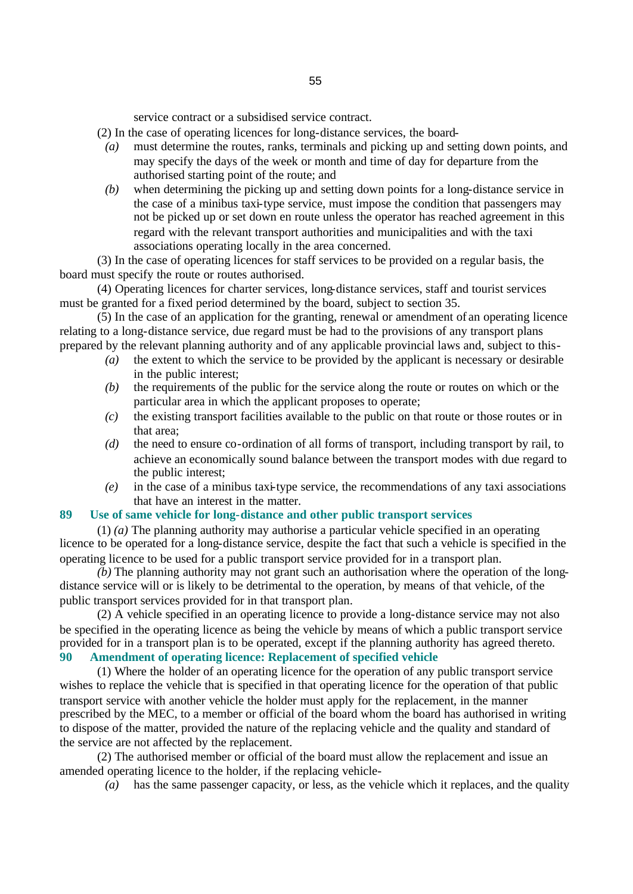service contract or a subsidised service contract.

(2) In the case of operating licences for long-distance services, the board-

*(a)* must determine the routes, ranks, terminals and picking up and setting down points, and may specify the days of the week or month and time of day for departure from the authorised starting point of the route; and

*(b)* when determining the picking up and setting down points for a long-distance service in the case of a minibus taxi-type service, must impose the condition that passengers may not be picked up or set down en route unless the operator has reached agreement in this regard with the relevant transport authorities and municipalities and with the taxi associations operating locally in the area concerned.

(3) In the case of operating licences for staff services to be provided on a regular basis, the board must specify the route or routes authorised.

(4) Operating licences for charter services, long-distance services, staff and tourist services must be granted for a fixed period determined by the board, subject to section 35.

(5) In the case of an application for the granting, renewal or amendment of an operating licence relating to a long-distance service, due regard must be had to the provisions of any transport plans prepared by the relevant planning authority and of any applicable provincial laws and, subject to this-

*(a)* the extent to which the service to be provided by the applicant is necessary or desirable in the public interest;

*(b)* the requirements of the public for the service along the route or routes on which or the particular area in which the applicant proposes to operate;

*(c)* the existing transport facilities available to the public on that route or those routes or in that area;

*(d)* the need to ensure co-ordination of all forms of transport, including transport by rail, to achieve an economically sound balance between the transport modes with due regard to the public interest;

*(e)* in the case of a minibus taxi-type service, the recommendations of any taxi associations that have an interest in the matter.

**89 Use of same vehicle for long-distance and other public transport services**

(1) *(a)* The planning authority may authorise a particular vehicle specified in an operating licence to be operated for a long-distance service, despite the fact that such a vehicle is specified in the operating licence to be used for a public transport service provided for in a transport plan.

*(b)* The planning authority may not grant such an authorisation where the operation of the long-distance service will or is likely to be detrimental to the operation, by means of that vehicle, of the public transport services provided for in that transport plan.

(2) A vehicle specified in an operating licence to provide a long-distance service may not also be specified in the operating licence as being the vehicle by means of which a public transport service provided for in a transport plan is to be operated, except if the planning authority has agreed thereto.

**90 Amendment of operating licence: Replacement of specified vehicle**

(1) Where the holder of an operating licence for the operation of any public transport service wishes to replace the vehicle that is specified in that operating licence for the operation of that public transport service with another vehicle the holder must apply for the replacement, in the manner prescribed by the MEC, to a member or official of the board whom the board has authorised in writing to dispose of the matter, provided the nature of the replacing vehicle and the quality and standard of the service are not affected by the replacement.

(2) The authorised member or official of the board must allow the replacement and issue an amended operating licence to the holder, if the replacing vehicle-

*(a)* has the same passenger capacity, or less, as the vehicle which it replaces, and the quality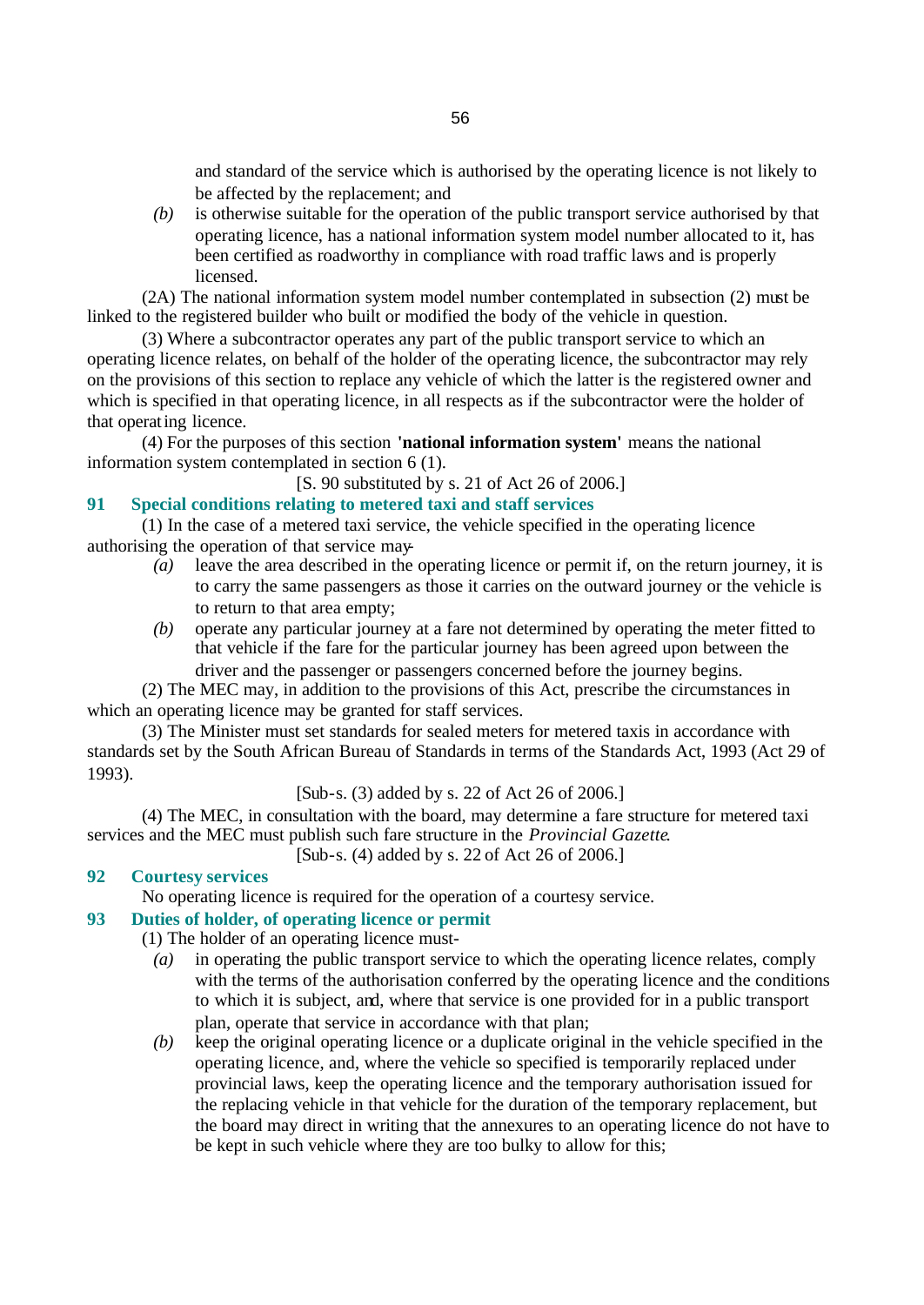and standard of the service which is authorised by the operating licence is not likely to be affected by the replacement; and

*(b)* is otherwise suitable for the operation of the public transport service authorised by that operating licence, has a national information system model number allocated to it, has been certified as roadworthy in compliance with road traffic laws and is properly licensed.

(2A) The national information system model number contemplated in subsection (2) must be linked to the registered builder who built or modified the body of the vehicle in question.

(3) Where a subcontractor operates any part of the public transport service to which an operating licence relates, on behalf of the holder of the operating licence, the subcontractor may rely on the provisions of this section to replace any vehicle of which the latter is the registered owner and which is specified in that operating licence, in all respects as if the subcontractor were the holder of that operating licence.

(4) For the purposes of this section **'national information system'** means the national information system contemplated in section 6 (1).

[S. 90 substituted by s. 21 of Act 26 of 2006.]

## 91 Special conditions relating to metered taxi and staff services

(1) In the case of a metered taxi service, the vehicle specified in the operating licence authorising the operation of that service may-

*(a)* leave the area described in the operating licence or permit if, on the return journey, it is to carry the same passengers as those it carries on the outward journey or the vehicle is to return to that area empty;

*(b)* operate any particular journey at a fare not determined by operating the meter fitted to that vehicle if the fare for the particular journey has been agreed upon between the driver and the passenger or passengers concerned before the journey begins.

(2) The MEC may, in addition to the provisions of this Act, prescribe the circumstances in which an operating licence may be granted for staff services.

(3) The Minister must set standards for sealed meters for metered taxis in accordance with standards set by the South African Bureau of Standards in terms of the Standards Act, 1993 (Act 29 of 1993).

[Sub-s. (3) added by s. 22 of Act 26 of 2006.]

(4) The MEC, in consultation with the board, may determine a fare structure for metered taxi services and the MEC must publish such fare structure in the *Provincial Gazette*.

[Sub-s. (4) added by s. 22 of Act 26 of 2006.]

## 92 Courtesy services

No operating licence is required for the operation of a courtesy service.

## 93 Duties of holder, of operating licence or permit

(1) The holder of an operating licence must-

*(a)* in operating the public transport service to which the operating licence relates, comply with the terms of the authorisation conferred by the operating licence and the conditions to which it is subject, and, where that service is one provided for in a public transport plan, operate that service in accordance with that plan;

*(b)* keep the original operating licence or a duplicate original in the vehicle specified in the operating licence, and, where the vehicle so specified is temporarily replaced under provincial laws, keep the operating licence and the temporary authorisation issued for the replacing vehicle in that vehicle for the duration of the temporary replacement, but the board may direct in writing that the annexures to an operating licence do not have to be kept in such vehicle where they are too bulky to allow for this;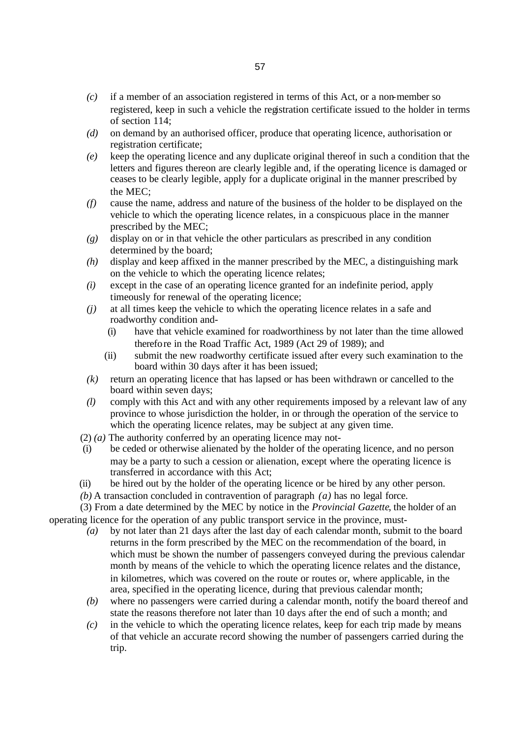*(c)* if a member of an association registered in terms of this Act, or a non-member so registered, keep in such a vehicle the registration certificate issued to the holder in terms of section 114;

*(d)* on demand by an authorised officer, produce that operating licence, authorisation or registration certificate;

*(e)* keep the operating licence and any duplicate original thereof in such a condition that the letters and figures thereon are clearly legible and, if the operating licence is damaged or ceases to be clearly legible, apply for a duplicate original in the manner prescribed by the MEC;

*(f)* cause the name, address and nature of the business of the holder to be displayed on the vehicle to which the operating licence relates, in a conspicuous place in the manner prescribed by the MEC;

*(g)* display on or in that vehicle the other particulars as prescribed in any condition determined by the board;

*(h)* display and keep affixed in the manner prescribed by the MEC, a distinguishing mark on the vehicle to which the operating licence relates;

*(i)* except in the case of an operating licence granted for an indefinite period, apply timeously for renewal of the operating licence;

*(j)* at all times keep the vehicle to which the operating licence relates in a safe and roadworthy condition and-

(i) have that vehicle examined for roadworthiness by not later than the time allowed therefore in the Road Traffic Act, 1989 (Act 29 of 1989); and

(ii) submit the new roadworthy certificate issued after every such examination to the board within 30 days after it has been issued;

*(k)* return an operating licence that has lapsed or has been withdrawn or cancelled to the board within seven days;

*(l)* comply with this Act and with any other requirements imposed by a relevant law of any province to whose jurisdiction the holder, in or through the operation of the service to which the operating licence relates, may be subject at any given time.

(2) *(a)* The authority conferred by an operating licence may not-

(i) be ceded or otherwise alienated by the holder of the operating licence, and no person may be a party to such a cession or alienation, except where the operating licence is transferred in accordance with this Act;

(ii) be hired out by the holder of the operating licence or be hired by any other person.

*(b)* A transaction concluded in contravention of paragraph *(a)* has no legal force.

(3) From a date determined by the MEC by notice in the *Provincial Gazette*, the holder of an operating licence for the operation of any public transport service in the province, must-

*(a)* by not later than 21 days after the last day of each calendar month, submit to the board returns in the form prescribed by the MEC on the recommendation of the board, in which must be shown the number of passengers conveyed during the previous calendar month by means of the vehicle to which the operating licence relates and the distance, in kilometres, which was covered on the route or routes or, where applicable, in the area, specified in the operating licence, during that previous calendar month;

*(b)* where no passengers were carried during a calendar month, notify the board thereof and state the reasons therefore not later than 10 days after the end of such a month; and

*(c)* in the vehicle to which the operating licence relates, keep for each trip made by means of that vehicle an accurate record showing the number of passengers carried during the trip.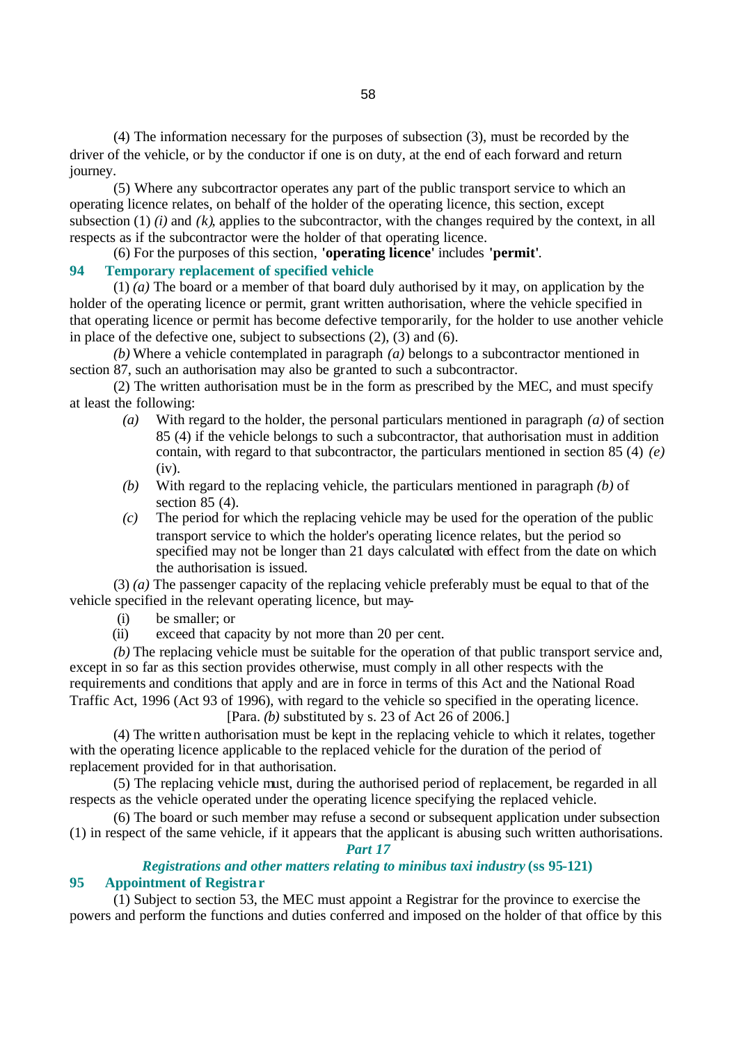(4) The information necessary for the purposes of subsection (3), must be recorded by the driver of the vehicle, or by the conductor if one is on duty, at the end of each forward and return journey.

(5) Where any subcontractor operates any part of the public transport service to which an operating licence relates, on behalf of the holder of the operating licence, this section, except subsection (1) *(i)* and *(k)*, applies to the subcontractor, with the changes required by the context, in all respects as if the subcontractor were the holder of that operating licence.

(6) For the purposes of this section, **'operating licence'** includes **'permit'**.

### 94 Temporary replacement of specified vehicle

(1) *(a)* The board or a member of that board duly authorised by it may, on application by the holder of the operating licence or permit, grant written authorisation, where the vehicle specified in that operating licence or permit has become defective temporarily, for the holder to use another vehicle in place of the defective one, subject to subsections (2), (3) and (6).

*(b)* Where a vehicle contemplated in paragraph *(a)* belongs to a subcontractor mentioned in section 87, such an authorisation may also be granted to such a subcontractor.

(2) The written authorisation must be in the form as prescribed by the MEC, and must specify at least the following:

*(a)* With regard to the holder, the personal particulars mentioned in paragraph *(a)* of section 85 (4) if the vehicle belongs to such a subcontractor, that authorisation must in addition contain, with regard to that subcontractor, the particulars mentioned in section 85 (4) *(e)* (iv).

*(b)* With regard to the replacing vehicle, the particulars mentioned in paragraph *(b)* of section 85 (4).

*(c)* The period for which the replacing vehicle may be used for the operation of the public transport service to which the holder's operating licence relates, but the period so specified may not be longer than 21 days calculated with effect from the date on which the authorisation is issued.

(3) *(a)* The passenger capacity of the replacing vehicle preferably must be equal to that of the vehicle specified in the relevant operating licence, but may-

(i) be smaller; or

(ii) exceed that capacity by not more than 20 per cent.

*(b)* The replacing vehicle must be suitable for the operation of that public transport service and, except in so far as this section provides otherwise, must comply in all other respects with the requirements and conditions that apply and are in force in terms of this Act and the National Road Traffic Act, 1996 (Act 93 of 1996), with regard to the vehicle so specified in the operating licence.

[Para. *(b)* substituted by s. 23 of Act 26 of 2006.]

(4) The written authorisation must be kept in the replacing vehicle to which it relates, together with the operating licence applicable to the replaced vehicle for the duration of the period of replacement provided for in that authorisation.

(5) The replacing vehicle must, during the authorised period of replacement, be regarded in all respects as the vehicle operated under the operating licence specifying the replaced vehicle.

(6) The board or such member may refuse a second or subsequent application under subsection (1) in respect of the same vehicle, if it appears that the applicant is abusing such written authorisations.

## *Part 17*

## *Registrations and other matters relating to minibus taxi industry* (ss 95-121)

### 95 Appointment of Registrar

(1) Subject to section 53, the MEC must appoint a Registrar for the province to exercise the powers and perform the functions and duties conferred and imposed on the holder of that office by this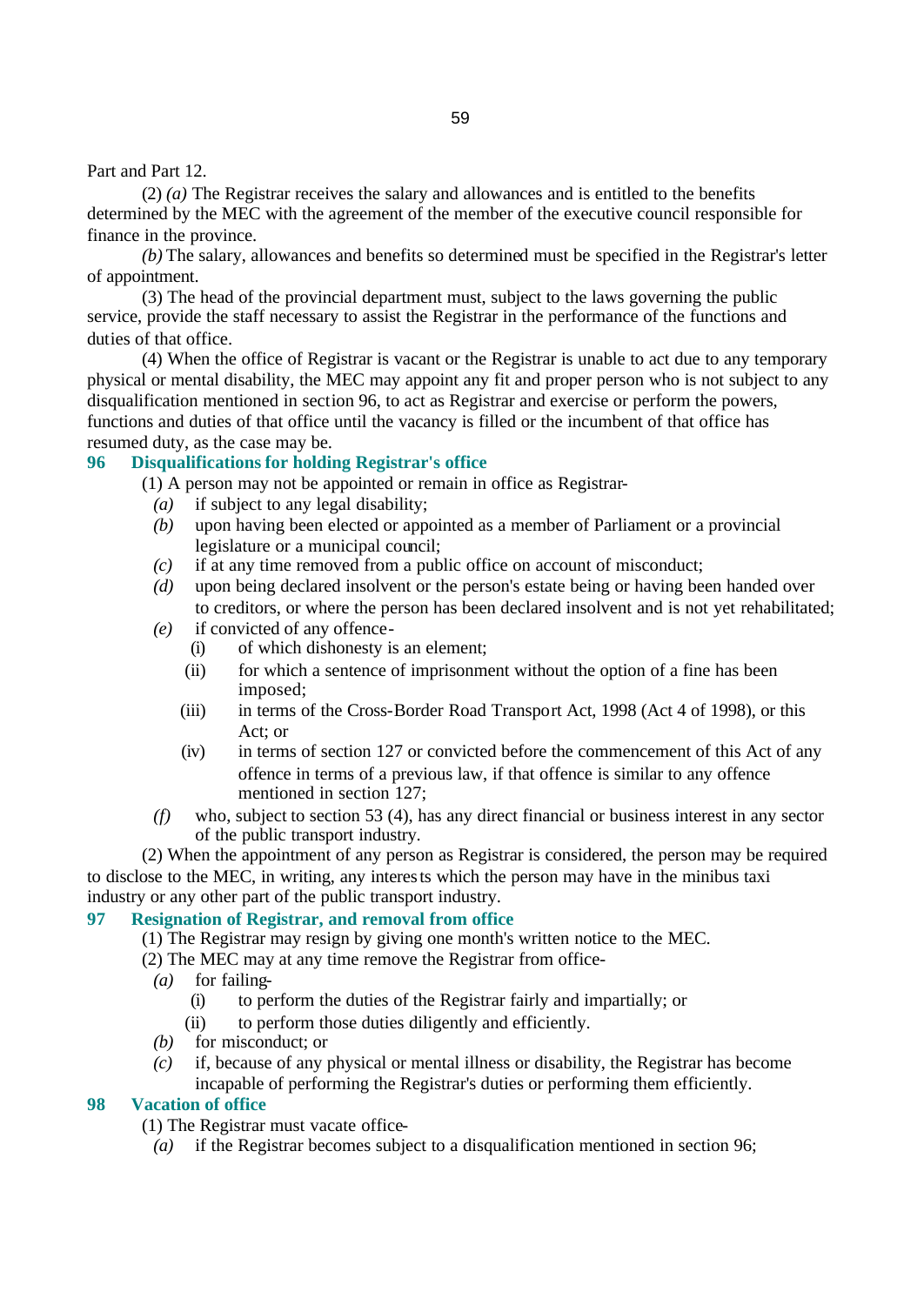Part and Part 12.

(2) *(a)* The Registrar receives the salary and allowances and is entitled to the benefits determined by the MEC with the agreement of the member of the executive council responsible for finance in the province.

*(b)* The salary, allowances and benefits so determined must be specified in the Registrar's letter of appointment.

(3) The head of the provincial department must, subject to the laws governing the public service, provide the staff necessary to assist the Registrar in the performance of the functions and duties of that office.

(4) When the office of Registrar is vacant or the Registrar is unable to act due to any temporary physical or mental disability, the MEC may appoint any fit and proper person who is not subject to any disqualification mentioned in section 96, to act as Registrar and exercise or perform the powers, functions and duties of that office until the vacancy is filled or the incumbent of that office has resumed duty, as the case may be.

### 96 Disqualifications for holding Registrar's office

(1) A person may not be appointed or remain in office as Registrar-

*(a)* if subject to any legal disability;

*(b)* upon having been elected or appointed as a member of Parliament or a provincial legislature or a municipal council;

*(c)* if at any time removed from a public office on account of misconduct;

*(d)* upon being declared insolvent or the person's estate being or having been handed over to creditors, or where the person has been declared insolvent and is not yet rehabilitated;

*(e)* if convicted of any offence-

(i) of which dishonesty is an element;

(ii) for which a sentence of imprisonment without the option of a fine has been imposed;

(iii) in terms of the Cross-Border Road Transport Act, 1998 (Act 4 of 1998), or this Act; or

(iv) in terms of section 127 or convicted before the commencement of this Act of any offence in terms of a previous law, if that offence is similar to any offence mentioned in section 127;

*(f)* who, subject to section 53 (4), has any direct financial or business interest in any sector of the public transport industry.

(2) When the appointment of any person as Registrar is considered, the person may be required to disclose to the MEC, in writing, any interests which the person may have in the minibus taxi industry or any other part of the public transport industry.

### 97 Resignation of Registrar, and removal from office

(1) The Registrar may resign by giving one month's written notice to the MEC.

(2) The MEC may at any time remove the Registrar from office-

*(a)* for failing-

(i) to perform the duties of the Registrar fairly and impartially; or

(ii) to perform those duties diligently and efficiently.

*(b)* for misconduct; or

*(c)* if, because of any physical or mental illness or disability, the Registrar has become incapable of performing the Registrar's duties or performing them efficiently.

### 98 Vacation of office

(1) The Registrar must vacate office-

*(a)* if the Registrar becomes subject to a disqualification mentioned in section 96;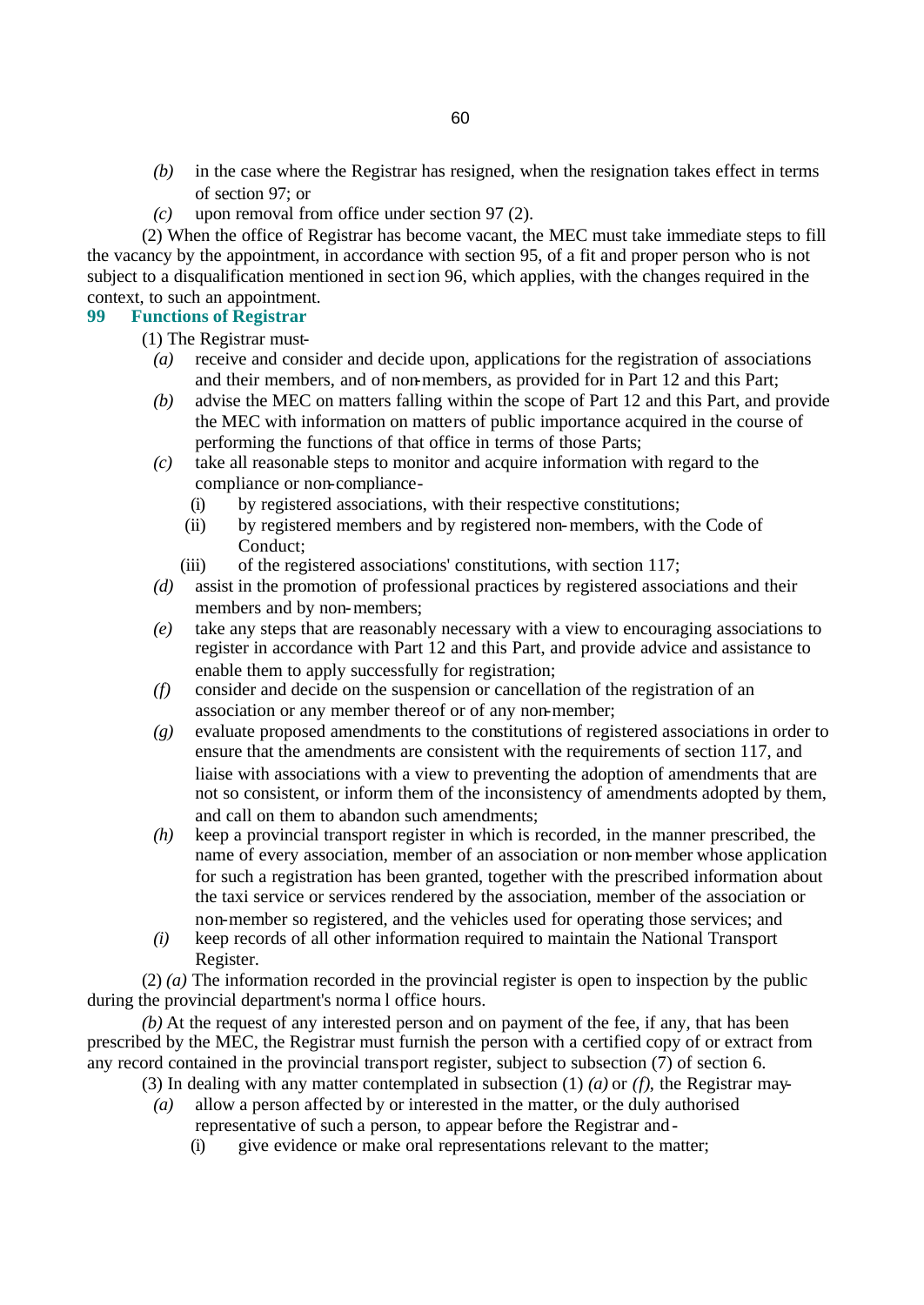*(b)* in the case where the Registrar has resigned, when the resignation takes effect in terms of section 97; or

*(c)* upon removal from office under section 97 (2).

(2) When the office of Registrar has become vacant, the MEC must take immediate steps to fill the vacancy by the appointment, in accordance with section 95, of a fit and proper person who is not subject to a disqualification mentioned in section 96, which applies, with the changes required in the context, to such an appointment.

## 99 Functions of Registrar

(1) The Registrar must-

*(a)* receive and consider and decide upon, applications for the registration of associations and their members, and of non-members, as provided for in Part 12 and this Part;

*(b)* advise the MEC on matters falling within the scope of Part 12 and this Part, and provide the MEC with information on matters of public importance acquired in the course of performing the functions of that office in terms of those Parts;

*(c)* take all reasonable steps to monitor and acquire information with regard to the compliance or non-compliance-

(i) by registered associations, with their respective constitutions;

(ii) by registered members and by registered non-members, with the Code of Conduct;

(iii) of the registered associations' constitutions, with section 117;

*(d)* assist in the promotion of professional practices by registered associations and their members and by non-members;

*(e)* take any steps that are reasonably necessary with a view to encouraging associations to register in accordance with Part 12 and this Part, and provide advice and assistance to enable them to apply successfully for registration;

*(f)* consider and decide on the suspension or cancellation of the registration of an association or any member thereof or of any non-member;

*(g)* evaluate proposed amendments to the constitutions of registered associations in order to ensure that the amendments are consistent with the requirements of section 117, and liaise with associations with a view to preventing the adoption of amendments that are not so consistent, or inform them of the inconsistency of amendments adopted by them, and call on them to abandon such amendments;

*(h)* keep a provincial transport register in which is recorded, in the manner prescribed, the name of every association, member of an association or non-member whose application for such a registration has been granted, together with the prescribed information about the taxi service or services rendered by the association, member of the association or non-member so registered, and the vehicles used for operating those services; and

*(i)* keep records of all other information required to maintain the National Transport Register.

(2) *(a)* The information recorded in the provincial register is open to inspection by the public during the provincial department's normal office hours.

*(b)* At the request of any interested person and on payment of the fee, if any, that has been prescribed by the MEC, the Registrar must furnish the person with a certified copy of or extract from any record contained in the provincial transport register, subject to subsection (7) of section 6.

(3) In dealing with any matter contemplated in subsection (1) *(a)* or *(f)*, the Registrar may-

*(a)* allow a person affected by or interested in the matter, or the duly authorised representative of such a person, to appear before the Registrar and-

(i) give evidence or make oral representations relevant to the matter;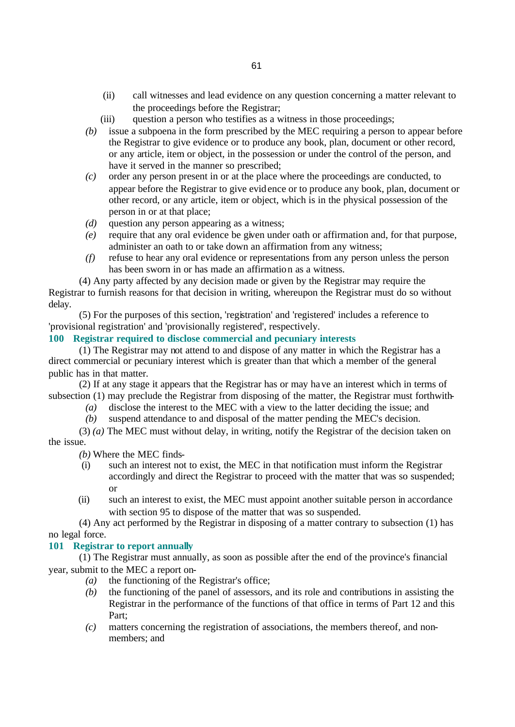(ii) call witnesses and lead evidence on any question concerning a matter relevant to the proceedings before the Registrar;

(iii) question a person who testifies as a witness in those proceedings;

*(b)* issue a subpoena in the form prescribed by the MEC requiring a person to appear before the Registrar to give evidence or to produce any book, plan, document or other record, or any article, item or object, in the possession or under the control of the person, and have it served in the manner so prescribed;

*(c)* order any person present in or at the place where the proceedings are conducted, to appear before the Registrar to give evidence or to produce any book, plan, document or other record, or any article, item or object, which is in the physical possession of the person in or at that place;

*(d)* question any person appearing as a witness;

*(e)* require that any oral evidence be given under oath or affirmation and, for that purpose, administer an oath to or take down an affirmation from any witness;

*(f)* refuse to hear any oral evidence or representations from any person unless the person has been sworn in or has made an affirmation as a witness.

(4) Any party affected by any decision made or given by the Registrar may require the Registrar to furnish reasons for that decision in writing, whereupon the Registrar must do so without delay.

(5) For the purposes of this section, 'registration' and 'registered' includes a reference to 'provisional registration' and 'provisionally registered', respectively.

### 100 Registrar required to disclose commercial and pecuniary interests

(1) The Registrar may not attend to and dispose of any matter in which the Registrar has a direct commercial or pecuniary interest which is greater than that which a member of the general public has in that matter.

(2) If at any stage it appears that the Registrar has or may have an interest which in terms of subsection (1) may preclude the Registrar from disposing of the matter, the Registrar must forthwith-

*(a)* disclose the interest to the MEC with a view to the latter deciding the issue; and

*(b)* suspend attendance to and disposal of the matter pending the MEC's decision.

(3) *(a)* The MEC must without delay, in writing, notify the Registrar of the decision taken on the issue.

*(b)* Where the MEC finds-

(i) such an interest not to exist, the MEC in that notification must inform the Registrar accordingly and direct the Registrar to proceed with the matter that was so suspended; or

(ii) such an interest to exist, the MEC must appoint another suitable person in accordance with section 95 to dispose of the matter that was so suspended.

(4) Any act performed by the Registrar in disposing of a matter contrary to subsection (1) has no legal force.

### 101 Registrar to report annually

(1) The Registrar must annually, as soon as possible after the end of the province's financial year, submit to the MEC a report on-

*(a)* the functioning of the Registrar's office;

*(b)* the functioning of the panel of assessors, and its role and contributions in assisting the Registrar in the performance of the functions of that office in terms of Part 12 and this Part;

*(c)* matters concerning the registration of associations, the members thereof, and non-members; and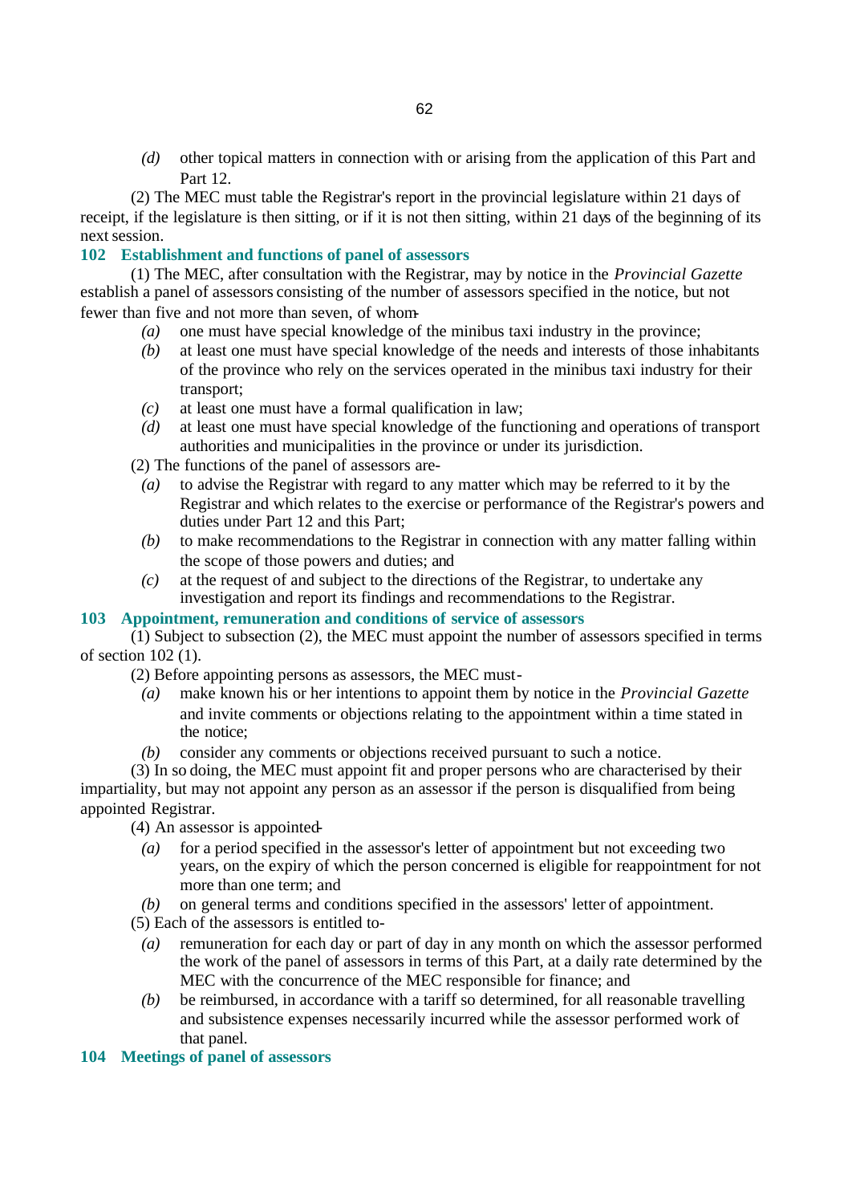*(d)* other topical matters in connection with or arising from the application of this Part and Part 12.

(2) The MEC must table the Registrar's report in the provincial legislature within 21 days of receipt, if the legislature is then sitting, or if it is not then sitting, within 21 days of the beginning of its next session.

### 102 Establishment and functions of panel of assessors

(1) The MEC, after consultation with the Registrar, may by notice in the *Provincial Gazette* establish a panel of assessors consisting of the number of assessors specified in the notice, but not fewer than five and not more than seven, of whom-

*(a)* one must have special knowledge of the minibus taxi industry in the province;

*(b)* at least one must have special knowledge of the needs and interests of those inhabitants of the province who rely on the services operated in the minibus taxi industry for their transport;

*(c)* at least one must have a formal qualification in law;

*(d)* at least one must have special knowledge of the functioning and operations of transport authorities and municipalities in the province or under its jurisdiction.

(2) The functions of the panel of assessors are-

*(a)* to advise the Registrar with regard to any matter which may be referred to it by the Registrar and which relates to the exercise or performance of the Registrar's powers and duties under Part 12 and this Part;

*(b)* to make recommendations to the Registrar in connection with any matter falling within the scope of those powers and duties; and

*(c)* at the request of and subject to the directions of the Registrar, to undertake any investigation and report its findings and recommendations to the Registrar.

### 103 Appointment, remuneration and conditions of service of assessors

(1) Subject to subsection (2), the MEC must appoint the number of assessors specified in terms of section 102 (1).

(2) Before appointing persons as assessors, the MEC must-

*(a)* make known his or her intentions to appoint them by notice in the *Provincial Gazette* and invite comments or objections relating to the appointment within a time stated in the notice;

*(b)* consider any comments or objections received pursuant to such a notice.

(3) In so doing, the MEC must appoint fit and proper persons who are characterised by their impartiality, but may not appoint any person as an assessor if the person is disqualified from being appointed Registrar.

(4) An assessor is appointed-

*(a)* for a period specified in the assessor's letter of appointment but not exceeding two years, on the expiry of which the person concerned is eligible for reappointment for not more than one term; and

*(b)* on general terms and conditions specified in the assessors' letter of appointment.

(5) Each of the assessors is entitled to-

*(a)* remuneration for each day or part of day in any month on which the assessor performed the work of the panel of assessors in terms of this Part, at a daily rate determined by the MEC with the concurrence of the MEC responsible for finance; and

*(b)* be reimbursed, in accordance with a tariff so determined, for all reasonable travelling and subsistence expenses necessarily incurred while the assessor performed work of that panel.

### 104 Meetings of panel of assessors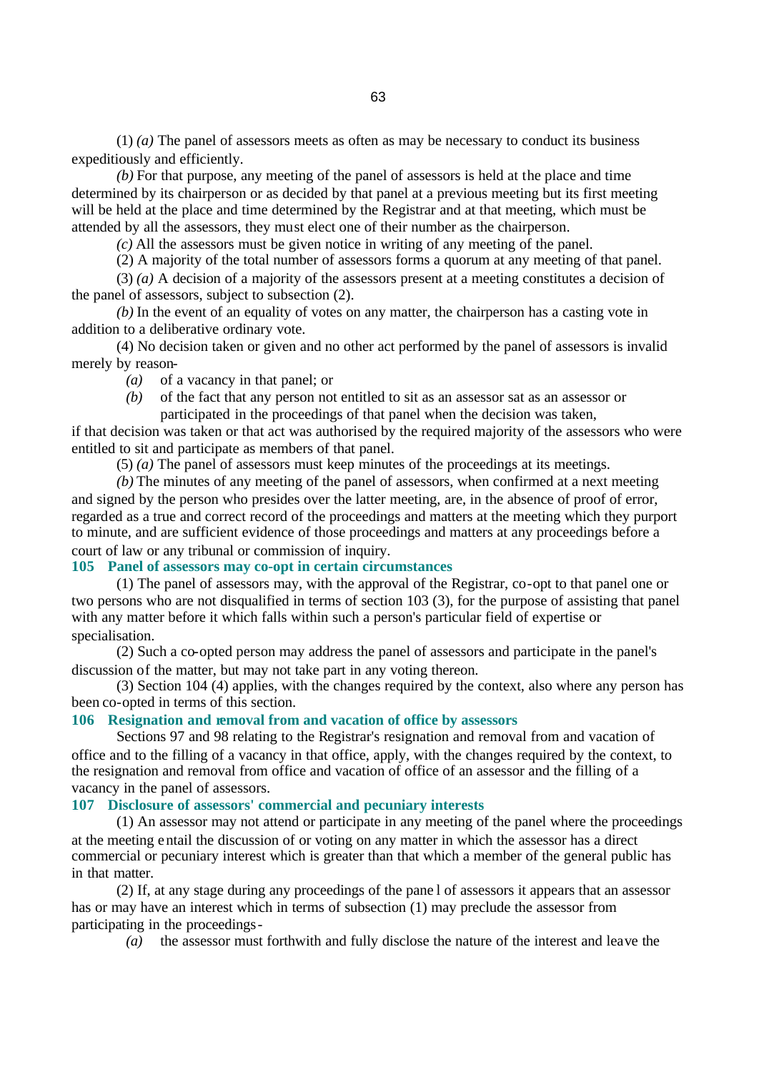(1) *(a)* The panel of assessors meets as often as may be necessary to conduct its business expeditiously and efficiently.

*(b)* For that purpose, any meeting of the panel of assessors is held at the place and time determined by its chairperson or as decided by that panel at a previous meeting but its first meeting will be held at the place and time determined by the Registrar and at that meeting, which must be attended by all the assessors, they must elect one of their number as the chairperson.

*(c)* All the assessors must be given notice in writing of any meeting of the panel.

(2) A majority of the total number of assessors forms a quorum at any meeting of that panel.

(3) *(a)* A decision of a majority of the assessors present at a meeting constitutes a decision of the panel of assessors, subject to subsection (2).

*(b)* In the event of an equality of votes on any matter, the chairperson has a casting vote in addition to a deliberative ordinary vote.

(4) No decision taken or given and no other act performed by the panel of assessors is invalid merely by reason-

- *(a)* of a vacancy in that panel; or
- *(b)* of the fact that any person not entitled to sit as an assessor sat as an assessor or participated in the proceedings of that panel when the decision was taken,

if that decision was taken or that act was authorised by the required majority of the assessors who were entitled to sit and participate as members of that panel.

(5) *(a)* The panel of assessors must keep minutes of the proceedings at its meetings.

*(b)* The minutes of any meeting of the panel of assessors, when confirmed at a next meeting and signed by the person who presides over the latter meeting, are, in the absence of proof of error, regarded as a true and correct record of the proceedings and matters at the meeting which they purport to minute, and are sufficient evidence of those proceedings and matters at any proceedings before a court of law or any tribunal or commission of inquiry.

**105 Panel of assessors may co-opt in certain circumstances**

(1) The panel of assessors may, with the approval of the Registrar, co-opt to that panel one or two persons who are not disqualified in terms of section 103 (3), for the purpose of assisting that panel with any matter before it which falls within such a person's particular field of expertise or specialisation.

(2) Such a co-opted person may address the panel of assessors and participate in the panel's discussion of the matter, but may not take part in any voting thereon.

(3) Section 104 (4) applies, with the changes required by the context, also where any person has been co-opted in terms of this section.

**106 Resignation and removal from and vacation of office by assessors**

Sections 97 and 98 relating to the Registrar's resignation and removal from and vacation of office and to the filling of a vacancy in that office, apply, with the changes required by the context, to the resignation and removal from office and vacation of office of an assessor and the filling of a vacancy in the panel of assessors.

**107 Disclosure of assessors' commercial and pecuniary interests**

(1) An assessor may not attend or participate in any meeting of the panel where the proceedings at the meeting entail the discussion of or voting on any matter in which the assessor has a direct commercial or pecuniary interest which is greater than that which a member of the general public has in that matter.

(2) If, at any stage during any proceedings of the panel of assessors it appears that an assessor has or may have an interest which in terms of subsection (1) may preclude the assessor from participating in the proceedings-

- *(a)* the assessor must forthwith and fully disclose the nature of the interest and leave the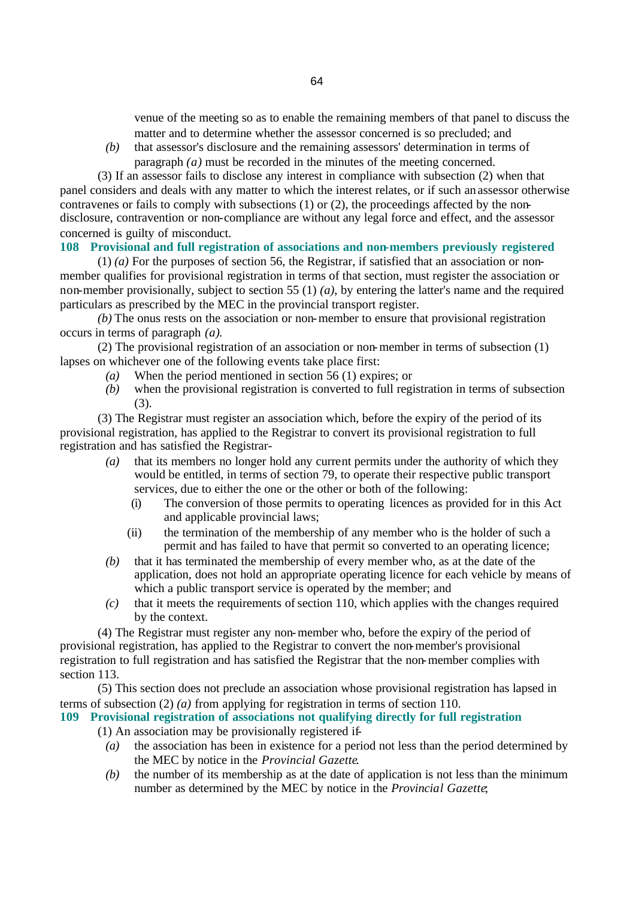venue of the meeting so as to enable the remaining members of that panel to discuss the matter and to determine whether the assessor concerned is so precluded; and

*(b)* that assessor's disclosure and the remaining assessors' determination in terms of paragraph *(a)* must be recorded in the minutes of the meeting concerned.

(3) If an assessor fails to disclose any interest in compliance with subsection (2) when that panel considers and deals with any matter to which the interest relates, or if such an assessor otherwise contravenes or fails to comply with subsections (1) or (2), the proceedings affected by the non-disclosure, contravention or non-compliance are without any legal force and effect, and the assessor concerned is guilty of misconduct.

### 108 Provisional and full registration of associations and non-members previously registered

(1) *(a)* For the purposes of section 56, the Registrar, if satisfied that an association or non-member qualifies for provisional registration in terms of that section, must register the association or non-member provisionally, subject to section 55 (1) *(a)*, by entering the latter's name and the required particulars as prescribed by the MEC in the provincial transport register.

*(b)* The onus rests on the association or non-member to ensure that provisional registration occurs in terms of paragraph *(a)*.

(2) The provisional registration of an association or non-member in terms of subsection (1) lapses on whichever one of the following events take place first:

*(a)* When the period mentioned in section 56 (1) expires; or

*(b)* when the provisional registration is converted to full registration in terms of subsection (3).

(3) The Registrar must register an association which, before the expiry of the period of its provisional registration, has applied to the Registrar to convert its provisional registration to full registration and has satisfied the Registrar-

*(a)* that its members no longer hold any current permits under the authority of which they would be entitled, in terms of section 79, to operate their respective public transport services, due to either the one or the other or both of the following:

(i) The conversion of those permits to operating licences as provided for in this Act and applicable provincial laws;

(ii) the termination of the membership of any member who is the holder of such a permit and has failed to have that permit so converted to an operating licence;

*(b)* that it has terminated the membership of every member who, as at the date of the application, does not hold an appropriate operating licence for each vehicle by means of which a public transport service is operated by the member; and

*(c)* that it meets the requirements of section 110, which applies with the changes required by the context.

(4) The Registrar must register any non-member who, before the expiry of the period of provisional registration, has applied to the Registrar to convert the non-member's provisional registration to full registration and has satisfied the Registrar that the non-member complies with section 113.

(5) This section does not preclude an association whose provisional registration has lapsed in terms of subsection (2) *(a)* from applying for registration in terms of section 110.

### 109 Provisional registration of associations not qualifying directly for full registration

(1) An association may be provisionally registered if-

*(a)* the association has been in existence for a period not less than the period determined by the MEC by notice in the *Provincial Gazette*.

*(b)* the number of its membership as at the date of application is not less than the minimum number as determined by the MEC by notice in the *Provincial Gazette*;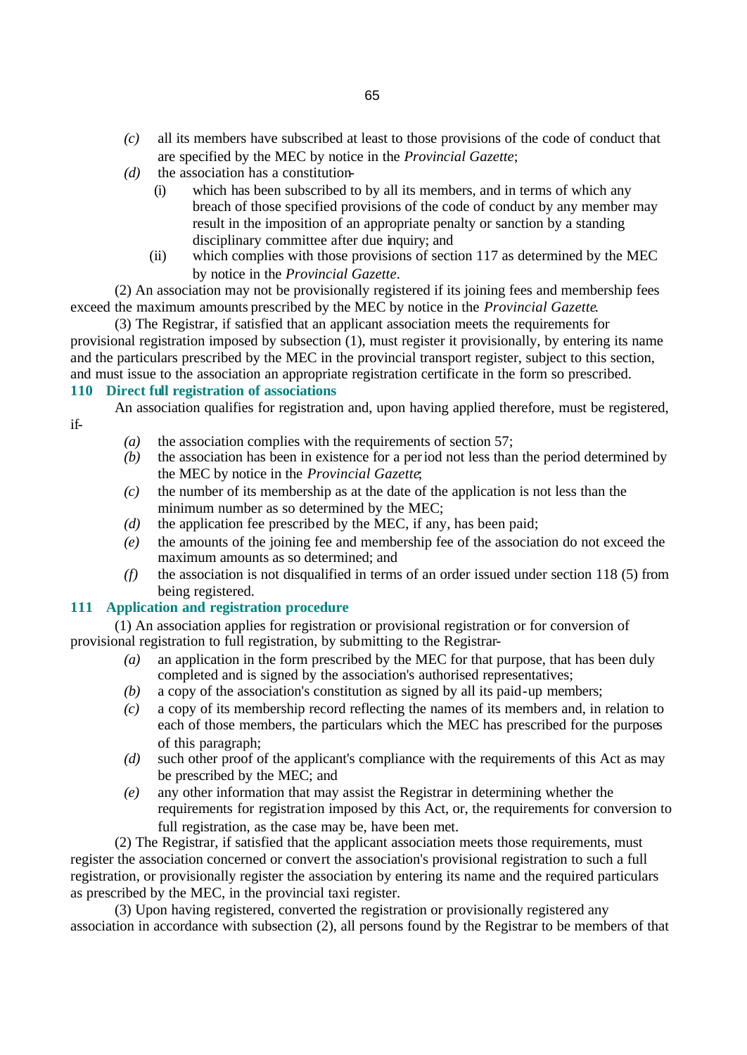*(c)* all its members have subscribed at least to those provisions of the code of conduct that are specified by the MEC by notice in the *Provincial Gazette*;

*(d)* the association has a constitution-

(i) which has been subscribed to by all its members, and in terms of which any breach of those specified provisions of the code of conduct by any member may result in the imposition of an appropriate penalty or sanction by a standing disciplinary committee after due inquiry; and

(ii) which complies with those provisions of section 117 as determined by the MEC by notice in the *Provincial Gazette*.

(2) An association may not be provisionally registered if its joining fees and membership fees exceed the maximum amounts prescribed by the MEC by notice in the *Provincial Gazette*.

(3) The Registrar, if satisfied that an applicant association meets the requirements for provisional registration imposed by subsection (1), must register it provisionally, by entering its name and the particulars prescribed by the MEC in the provincial transport register, subject to this section, and must issue to the association an appropriate registration certificate in the form so prescribed.

### 110 Direct full registration of associations

An association qualifies for registration and, upon having applied therefore, must be registered, if-

*(a)* the association complies with the requirements of section 57;

*(b)* the association has been in existence for a period not less than the period determined by the MEC by notice in the *Provincial Gazette*;

*(c)* the number of its membership as at the date of the application is not less than the minimum number as so determined by the MEC;

*(d)* the application fee prescribed by the MEC, if any, has been paid;

*(e)* the amounts of the joining fee and membership fee of the association do not exceed the maximum amounts as so determined; and

*(f)* the association is not disqualified in terms of an order issued under section 118 (5) from being registered.

### 111 Application and registration procedure

(1) An association applies for registration or provisional registration or for conversion of provisional registration to full registration, by submitting to the Registrar-

*(a)* an application in the form prescribed by the MEC for that purpose, that has been duly completed and is signed by the association's authorised representatives;

*(b)* a copy of the association's constitution as signed by all its paid-up members;

*(c)* a copy of its membership record reflecting the names of its members and, in relation to each of those members, the particulars which the MEC has prescribed for the purposes of this paragraph;

*(d)* such other proof of the applicant's compliance with the requirements of this Act as may be prescribed by the MEC; and

*(e)* any other information that may assist the Registrar in determining whether the requirements for registration imposed by this Act, or, the requirements for conversion to full registration, as the case may be, have been met.

(2) The Registrar, if satisfied that the applicant association meets those requirements, must register the association concerned or convert the association's provisional registration to such a full registration, or provisionally register the association by entering its name and the required particulars as prescribed by the MEC, in the provincial taxi register.

(3) Upon having registered, converted the registration or provisionally registered any association in accordance with subsection (2), all persons found by the Registrar to be members of that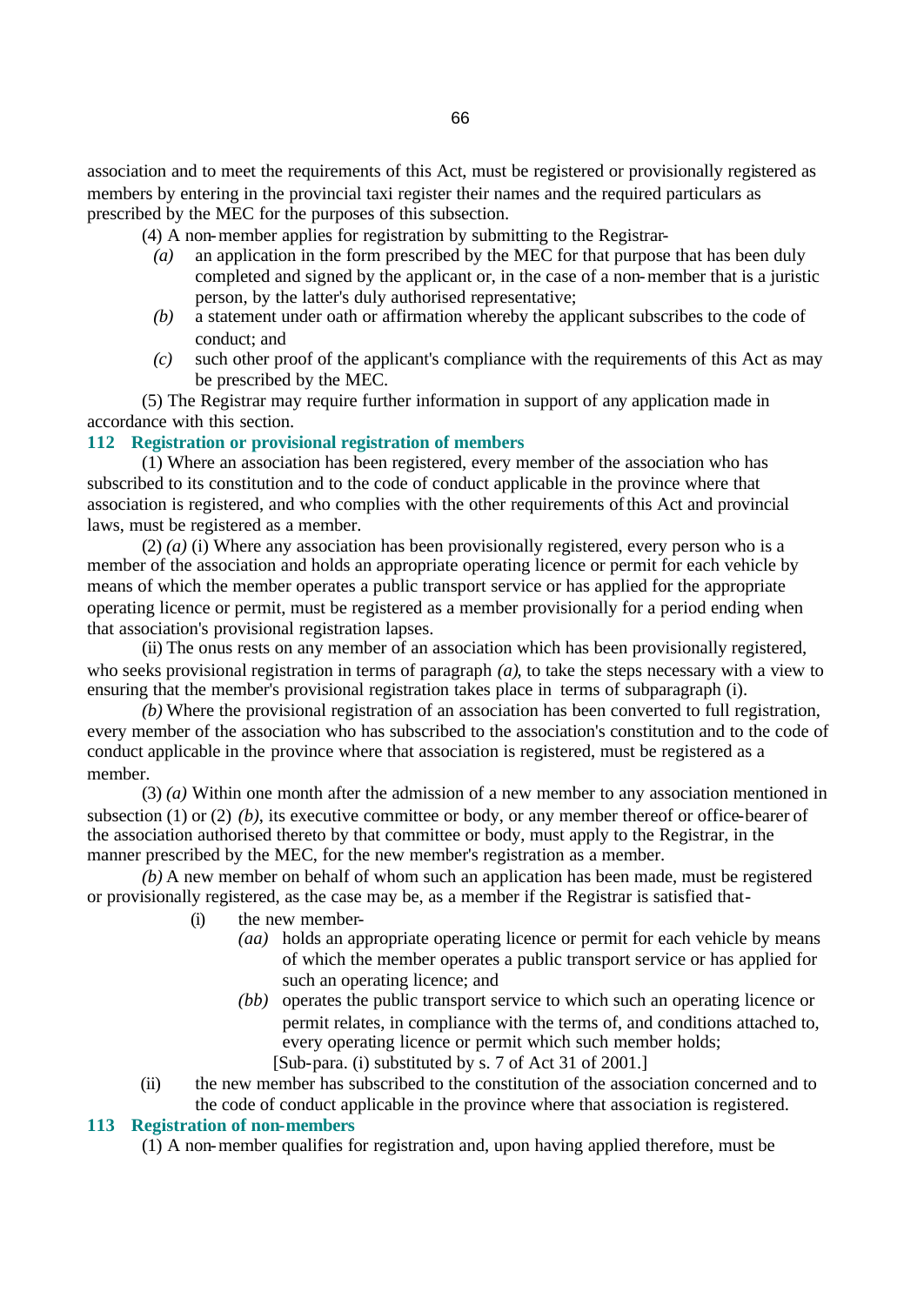association and to meet the requirements of this Act, must be registered or provisionally registered as members by entering in the provincial taxi register their names and the required particulars as prescribed by the MEC for the purposes of this subsection.

(4) A non-member applies for registration by submitting to the Registrar-

*(a)* an application in the form prescribed by the MEC for that purpose that has been duly completed and signed by the applicant or, in the case of a non-member that is a juristic person, by the latter's duly authorised representative;

*(b)* a statement under oath or affirmation whereby the applicant subscribes to the code of conduct; and

*(c)* such other proof of the applicant's compliance with the requirements of this Act as may be prescribed by the MEC.

(5) The Registrar may require further information in support of any application made in accordance with this section.

### 112 Registration or provisional registration of members

(1) Where an association has been registered, every member of the association who has subscribed to its constitution and to the code of conduct applicable in the province where that association is registered, and who complies with the other requirements of this Act and provincial laws, must be registered as a member.

(2) *(a)* (i) Where any association has been provisionally registered, every person who is a member of the association and holds an appropriate operating licence or permit for each vehicle by means of which the member operates a public transport service or has applied for the appropriate operating licence or permit, must be registered as a member provisionally for a period ending when that association's provisional registration lapses.

(ii) The onus rests on any member of an association which has been provisionally registered, who seeks provisional registration in terms of paragraph *(a)*, to take the steps necessary with a view to ensuring that the member's provisional registration takes place in terms of subparagraph (i).

*(b)* Where the provisional registration of an association has been converted to full registration, every member of the association who has subscribed to the association's constitution and to the code of conduct applicable in the province where that association is registered, must be registered as a member.

(3) *(a)* Within one month after the admission of a new member to any association mentioned in subsection (1) or (2) *(b)*, its executive committee or body, or any member thereof or office-bearer of the association authorised thereto by that committee or body, must apply to the Registrar, in the manner prescribed by the MEC, for the new member's registration as a member.

*(b)* A new member on behalf of whom such an application has been made, must be registered or provisionally registered, as the case may be, as a member if the Registrar is satisfied that-

(i) the new member-

*(aa)* holds an appropriate operating licence or permit for each vehicle by means of which the member operates a public transport service or has applied for such an operating licence; and

*(bb)* operates the public transport service to which such an operating licence or permit relates, in compliance with the terms of, and conditions attached to, every operating licence or permit which such member holds;

[Sub-para. (i) substituted by s. 7 of Act 31 of 2001.]

(ii) the new member has subscribed to the constitution of the association concerned and to the code of conduct applicable in the province where that association is registered.

### 113 Registration of non-members

(1) A non-member qualifies for registration and, upon having applied therefore, must be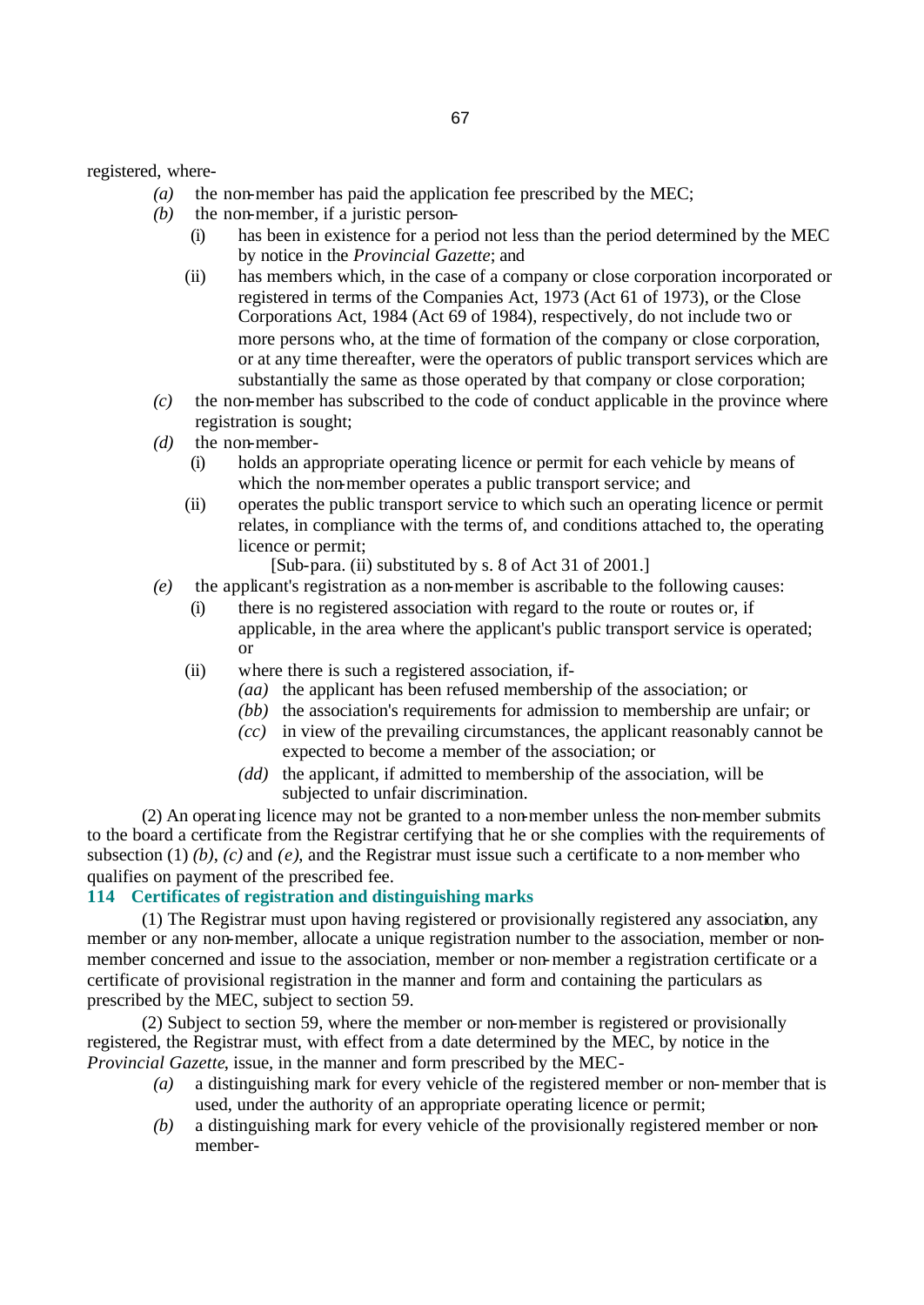registered, where-

*(a)* the non-member has paid the application fee prescribed by the MEC;

*(b)* the non-member, if a juristic person-

(i) has been in existence for a period not less than the period determined by the MEC by notice in the *Provincial Gazette*; and

(ii) has members which, in the case of a company or close corporation incorporated or registered in terms of the Companies Act, 1973 (Act 61 of 1973), or the Close Corporations Act, 1984 (Act 69 of 1984), respectively, do not include two or more persons who, at the time of formation of the company or close corporation, or at any time thereafter, were the operators of public transport services which are substantially the same as those operated by that company or close corporation;

*(c)* the non-member has subscribed to the code of conduct applicable in the province where registration is sought;

*(d)* the non-member-

(i) holds an appropriate operating licence or permit for each vehicle by means of which the non-member operates a public transport service; and

(ii) operates the public transport service to which such an operating licence or permit relates, in compliance with the terms of, and conditions attached to, the operating licence or permit;

[Sub-para. (ii) substituted by s. 8 of Act 31 of 2001.]

*(e)* the applicant's registration as a non-member is ascribable to the following causes:

(i) there is no registered association with regard to the route or routes or, if applicable, in the area where the applicant's public transport service is operated; or

(ii) where there is such a registered association, if-

*(aa)* the applicant has been refused membership of the association; or

*(bb)* the association's requirements for admission to membership are unfair; or

*(cc)* in view of the prevailing circumstances, the applicant reasonably cannot be expected to become a member of the association; or

*(dd)* the applicant, if admitted to membership of the association, will be subjected to unfair discrimination.

(2) An operating licence may not be granted to a non-member unless the non-member submits to the board a certificate from the Registrar certifying that he or she complies with the requirements of subsection (1) *(b)*, *(c)* and *(e)*, and the Registrar must issue such a certificate to a non-member who qualifies on payment of the prescribed fee.

**114 Certificates of registration and distinguishing marks**

(1) The Registrar must upon having registered or provisionally registered any association, any member or any non-member, allocate a unique registration number to the association, member or non-member concerned and issue to the association, member or non-member a registration certificate or a certificate of provisional registration in the manner and form and containing the particulars as prescribed by the MEC, subject to section 59.

(2) Subject to section 59, where the member or non-member is registered or provisionally registered, the Registrar must, with effect from a date determined by the MEC, by notice in the *Provincial Gazette*, issue, in the manner and form prescribed by the MEC-

*(a)* a distinguishing mark for every vehicle of the registered member or non-member that is used, under the authority of an appropriate operating licence or permit;

*(b)* a distinguishing mark for every vehicle of the provisionally registered member or non-member-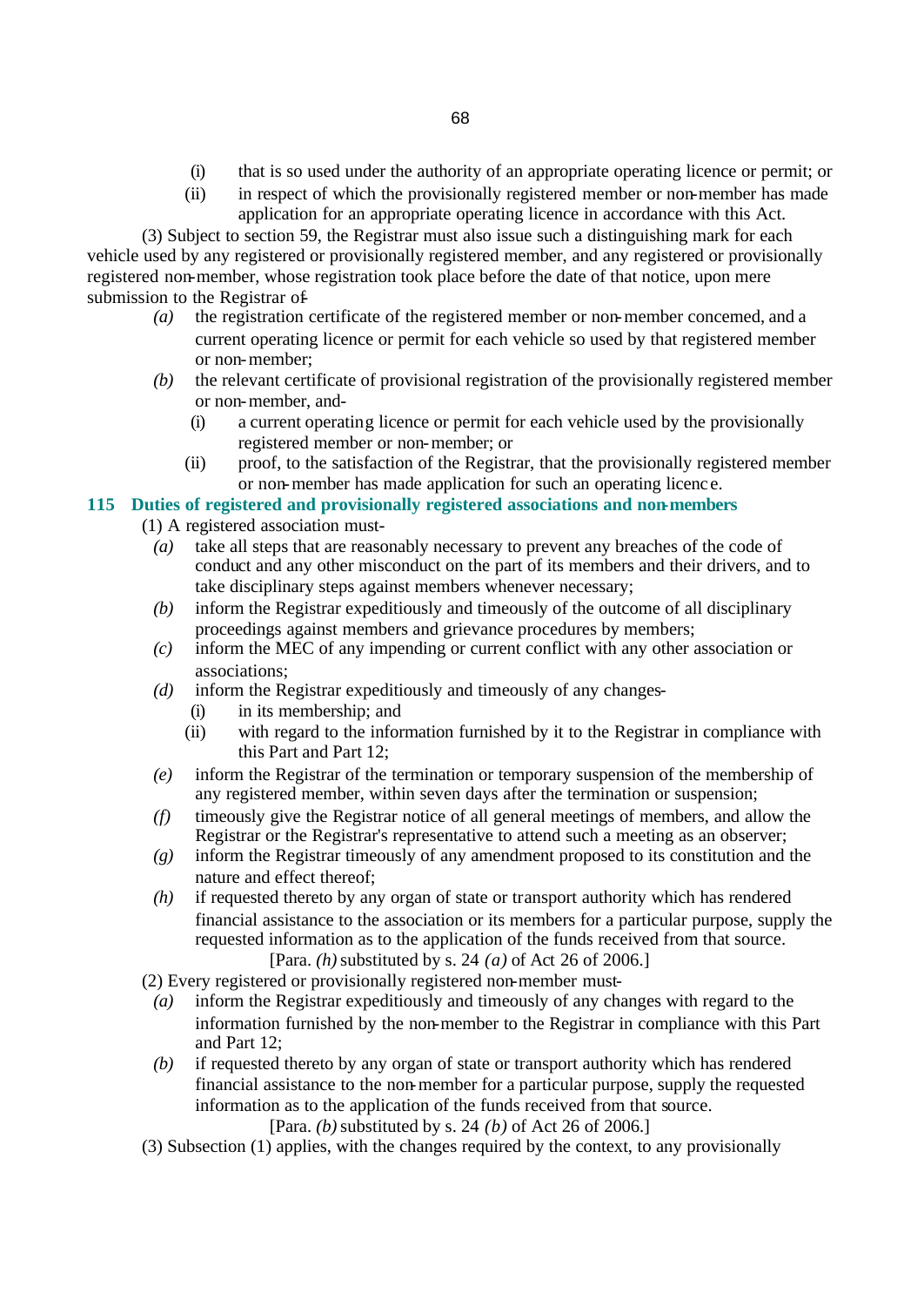(i) that is so used under the authority of an appropriate operating licence or permit; or

(ii) in respect of which the provisionally registered member or non-member has made application for an appropriate operating licence in accordance with this Act.

(3) Subject to section 59, the Registrar must also issue such a distinguishing mark for each vehicle used by any registered or provisionally registered member, and any registered or provisionally registered non-member, whose registration took place before the date of that notice, upon mere submission to the Registrar of-

*(a)* the registration certificate of the registered member or non-member concerned, and a current operating licence or permit for each vehicle so used by that registered member or non-member;

*(b)* the relevant certificate of provisional registration of the provisionally registered member or non-member, and-

(i) a current operating licence or permit for each vehicle used by the provisionally registered member or non-member; or

(ii) proof, to the satisfaction of the Registrar, that the provisionally registered member or non-member has made application for such an operating licence.

**115 Duties of registered and provisionally registered associations and non-members**

(1) A registered association must-

*(a)* take all steps that are reasonably necessary to prevent any breaches of the code of conduct and any other misconduct on the part of its members and their drivers, and to take disciplinary steps against members whenever necessary;

*(b)* inform the Registrar expeditiously and timeously of the outcome of all disciplinary proceedings against members and grievance procedures by members;

*(c)* inform the MEC of any impending or current conflict with any other association or associations;

*(d)* inform the Registrar expeditiously and timeously of any changes-

(i) in its membership; and

(ii) with regard to the information furnished by it to the Registrar in compliance with this Part and Part 12;

*(e)* inform the Registrar of the termination or temporary suspension of the membership of any registered member, within seven days after the termination or suspension;

*(f)* timeously give the Registrar notice of all general meetings of members, and allow the Registrar or the Registrar's representative to attend such a meeting as an observer;

*(g)* inform the Registrar timeously of any amendment proposed to its constitution and the nature and effect thereof;

*(h)* if requested thereto by any organ of state or transport authority which has rendered financial assistance to the association or its members for a particular purpose, supply the requested information as to the application of the funds received from that source.

[Para. *(h)* substituted by s. 24 *(a)* of Act 26 of 2006.]

(2) Every registered or provisionally registered non-member must-

*(a)* inform the Registrar expeditiously and timeously of any changes with regard to the information furnished by the non-member to the Registrar in compliance with this Part and Part 12;

*(b)* if requested thereto by any organ of state or transport authority which has rendered financial assistance to the non-member for a particular purpose, supply the requested information as to the application of the funds received from that source.

[Para. *(b)* substituted by s. 24 *(b)* of Act 26 of 2006.]

(3) Subsection (1) applies, with the changes required by the context, to any provisionally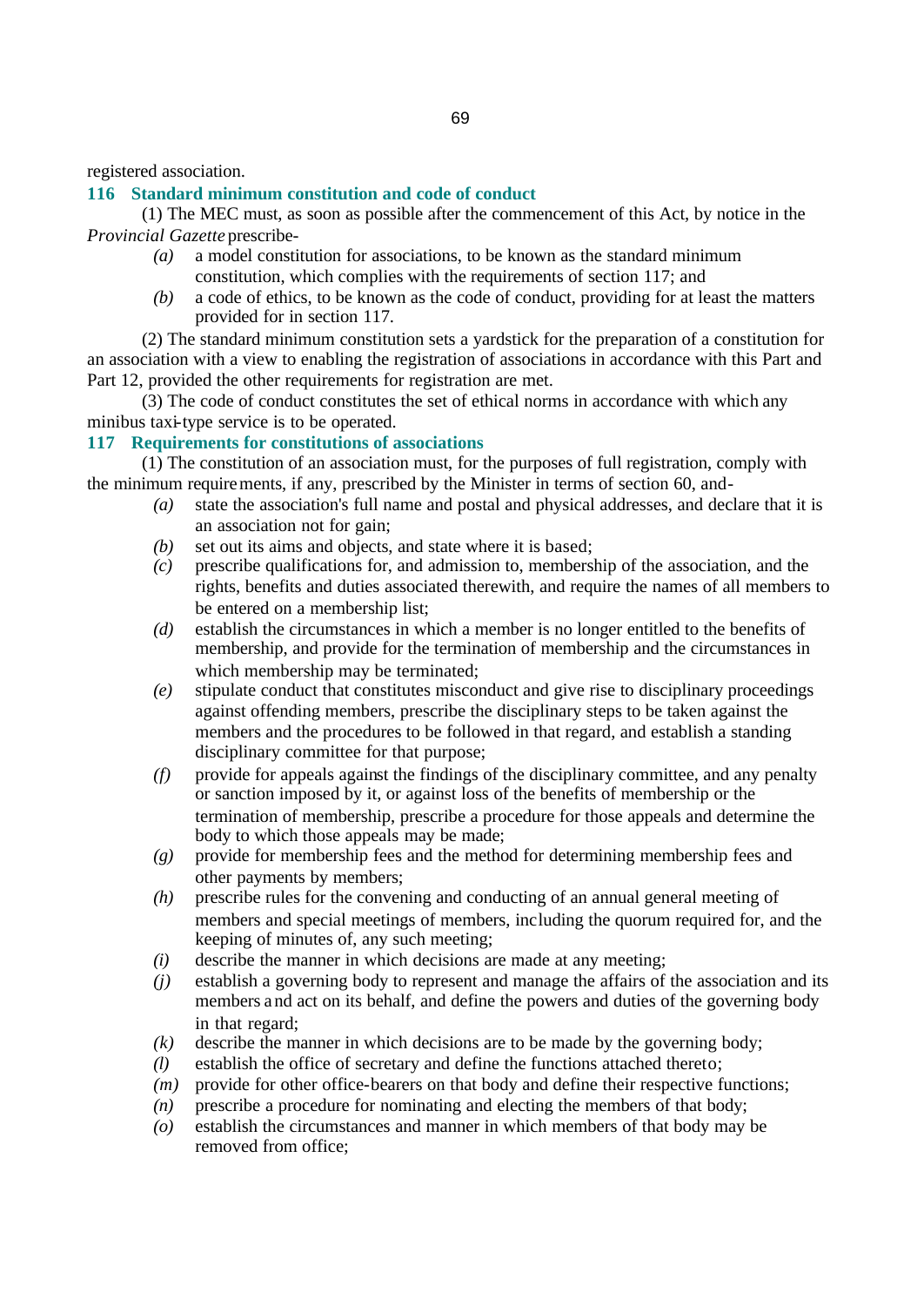registered association.

### 116 Standard minimum constitution and code of conduct

(1) The MEC must, as soon as possible after the commencement of this Act, by notice in the *Provincial Gazette* prescribe-

- *(a)* a model constitution for associations, to be known as the standard minimum constitution, which complies with the requirements of section 117; and
- *(b)* a code of ethics, to be known as the code of conduct, providing for at least the matters provided for in section 117.

(2) The standard minimum constitution sets a yardstick for the preparation of a constitution for an association with a view to enabling the registration of associations in accordance with this Part and Part 12, provided the other requirements for registration are met.

(3) The code of conduct constitutes the set of ethical norms in accordance with which any minibus taxi-type service is to be operated.

### 117 Requirements for constitutions of associations

(1) The constitution of an association must, for the purposes of full registration, comply with the minimum requirements, if any, prescribed by the Minister in terms of section 60, and-

- *(a)* state the association's full name and postal and physical addresses, and declare that it is an association not for gain;
- *(b)* set out its aims and objects, and state where it is based;
- *(c)* prescribe qualifications for, and admission to, membership of the association, and the rights, benefits and duties associated therewith, and require the names of all members to be entered on a membership list;
- *(d)* establish the circumstances in which a member is no longer entitled to the benefits of membership, and provide for the termination of membership and the circumstances in which membership may be terminated;
- *(e)* stipulate conduct that constitutes misconduct and give rise to disciplinary proceedings against offending members, prescribe the disciplinary steps to be taken against the members and the procedures to be followed in that regard, and establish a standing disciplinary committee for that purpose;
- *(f)* provide for appeals against the findings of the disciplinary committee, and any penalty or sanction imposed by it, or against loss of the benefits of membership or the termination of membership, prescribe a procedure for those appeals and determine the body to which those appeals may be made;
- *(g)* provide for membership fees and the method for determining membership fees and other payments by members;
- *(h)* prescribe rules for the convening and conducting of an annual general meeting of members and special meetings of members, including the quorum required for, and the keeping of minutes of, any such meeting;
- *(i)* describe the manner in which decisions are made at any meeting;
- *(j)* establish a governing body to represent and manage the affairs of the association and its members and act on its behalf, and define the powers and duties of the governing body in that regard;
- *(k)* describe the manner in which decisions are to be made by the governing body;
- *(l)* establish the office of secretary and define the functions attached thereto;
- *(m)* provide for other office-bearers on that body and define their respective functions;
- *(n)* prescribe a procedure for nominating and electing the members of that body;
- *(o)* establish the circumstances and manner in which members of that body may be removed from office;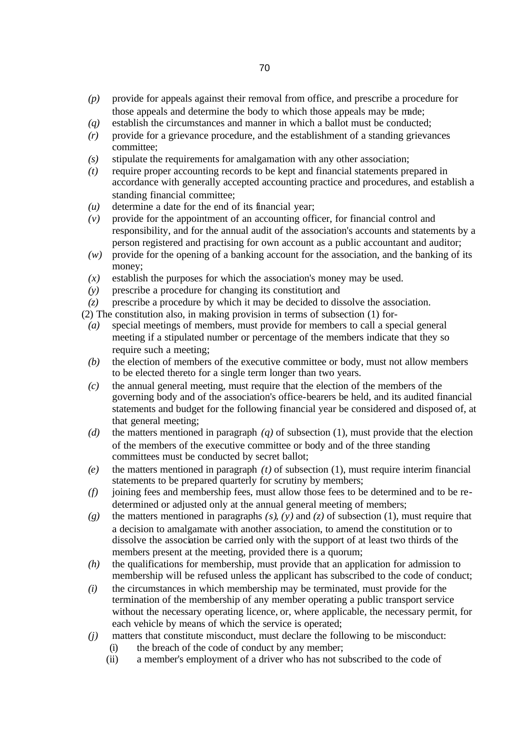*(p)* provide for appeals against their removal from office, and prescribe a procedure for those appeals and determine the body to which those appeals may be made;

*(q)* establish the circumstances and manner in which a ballot must be conducted;

*(r)* provide for a grievance procedure, and the establishment of a standing grievances committee;

*(s)* stipulate the requirements for amalgamation with any other association;

*(t)* require proper accounting records to be kept and financial statements prepared in accordance with generally accepted accounting practice and procedures, and establish a standing financial committee;

*(u)* determine a date for the end of its financial year;

*(v)* provide for the appointment of an accounting officer, for financial control and responsibility, and for the annual audit of the association's accounts and statements by a person registered and practising for own account as a public accountant and auditor;

*(w)* provide for the opening of a banking account for the association, and the banking of its money;

*(x)* establish the purposes for which the association's money may be used.

*(y)* prescribe a procedure for changing its constitution; and

*(z)* prescribe a procedure by which it may be decided to dissolve the association.

(2) The constitution also, in making provision in terms of subsection (1) for-

*(a)* special meetings of members, must provide for members to call a special general meeting if a stipulated number or percentage of the members indicate that they so require such a meeting;

*(b)* the election of members of the executive committee or body, must not allow members to be elected thereto for a single term longer than two years.

*(c)* the annual general meeting, must require that the election of the members of the governing body and of the association's office-bearers be held, and its audited financial statements and budget for the following financial year be considered and disposed of, at that general meeting;

*(d)* the matters mentioned in paragraph *(q)* of subsection (1), must provide that the election of the members of the executive committee or body and of the three standing committees must be conducted by secret ballot;

*(e)* the matters mentioned in paragraph *(t)* of subsection (1), must require interim financial statements to be prepared quarterly for scrutiny by members;

*(f)* joining fees and membership fees, must allow those fees to be determined and to be re-determined or adjusted only at the annual general meeting of members;

*(g)* the matters mentioned in paragraphs *(s)*, *(y)* and *(z)* of subsection (1), must require that a decision to amalgamate with another association, to amend the constitution or to dissolve the association be carried only with the support of at least two thirds of the members present at the meeting, provided there is a quorum;

*(h)* the qualifications for membership, must provide that an application for admission to membership will be refused unless the applicant has subscribed to the code of conduct;

*(i)* the circumstances in which membership may be terminated, must provide for the termination of the membership of any member operating a public transport service without the necessary operating licence, or, where applicable, the necessary permit, for each vehicle by means of which the service is operated;

*(j)* matters that constitute misconduct, must declare the following to be misconduct:

(i) the breach of the code of conduct by any member;

(ii) a member's employment of a driver who has not subscribed to the code of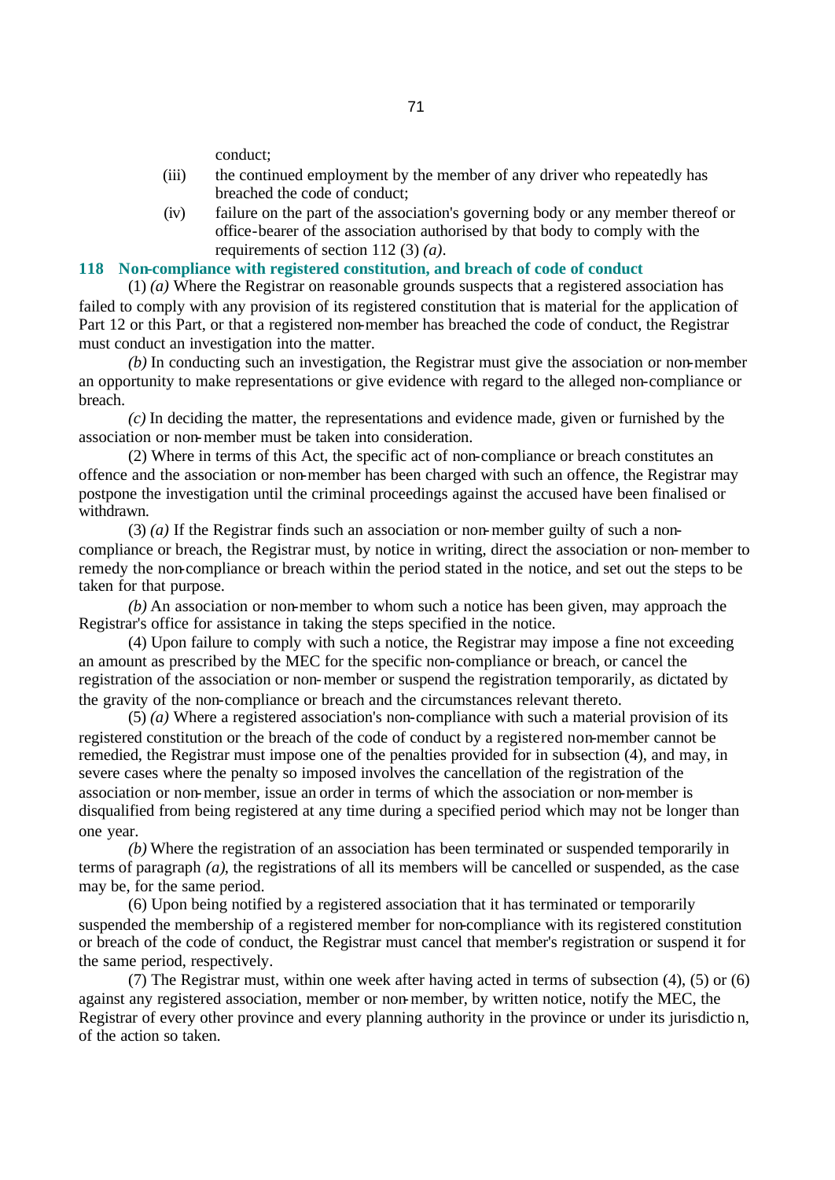conduct;

(iii) the continued employment by the member of any driver who repeatedly has breached the code of conduct;

(iv) failure on the part of the association's governing body or any member thereof or office-bearer of the association authorised by that body to comply with the requirements of section 112 (3) *(a)*.

### 118 Non-compliance with registered constitution, and breach of code of conduct

(1) *(a)* Where the Registrar on reasonable grounds suspects that a registered association has failed to comply with any provision of its registered constitution that is material for the application of Part 12 or this Part, or that a registered non-member has breached the code of conduct, the Registrar must conduct an investigation into the matter.

*(b)* In conducting such an investigation, the Registrar must give the association or non-member an opportunity to make representations or give evidence with regard to the alleged non-compliance or breach.

*(c)* In deciding the matter, the representations and evidence made, given or furnished by the association or non-member must be taken into consideration.

(2) Where in terms of this Act, the specific act of non-compliance or breach constitutes an offence and the association or non-member has been charged with such an offence, the Registrar may postpone the investigation until the criminal proceedings against the accused have been finalised or withdrawn.

(3) *(a)* If the Registrar finds such an association or non-member guilty of such a non-compliance or breach, the Registrar must, by notice in writing, direct the association or non-member to remedy the non-compliance or breach within the period stated in the notice, and set out the steps to be taken for that purpose.

*(b)* An association or non-member to whom such a notice has been given, may approach the Registrar's office for assistance in taking the steps specified in the notice.

(4) Upon failure to comply with such a notice, the Registrar may impose a fine not exceeding an amount as prescribed by the MEC for the specific non-compliance or breach, or cancel the registration of the association or non-member or suspend the registration temporarily, as dictated by the gravity of the non-compliance or breach and the circumstances relevant thereto.

(5) *(a)* Where a registered association's non-compliance with such a material provision of its registered constitution or the breach of the code of conduct by a registered non-member cannot be remedied, the Registrar must impose one of the penalties provided for in subsection (4), and may, in severe cases where the penalty so imposed involves the cancellation of the registration of the association or non-member, issue an order in terms of which the association or non-member is disqualified from being registered at any time during a specified period which may not be longer than one year.

*(b)* Where the registration of an association has been terminated or suspended temporarily in terms of paragraph *(a)*, the registrations of all its members will be cancelled or suspended, as the case may be, for the same period.

(6) Upon being notified by a registered association that it has terminated or temporarily suspended the membership of a registered member for non-compliance with its registered constitution or breach of the code of conduct, the Registrar must cancel that member's registration or suspend it for the same period, respectively.

(7) The Registrar must, within one week after having acted in terms of subsection (4), (5) or (6) against any registered association, member or non-member, by written notice, notify the MEC, the Registrar of every other province and every planning authority in the province or under its jurisdiction, of the action so taken.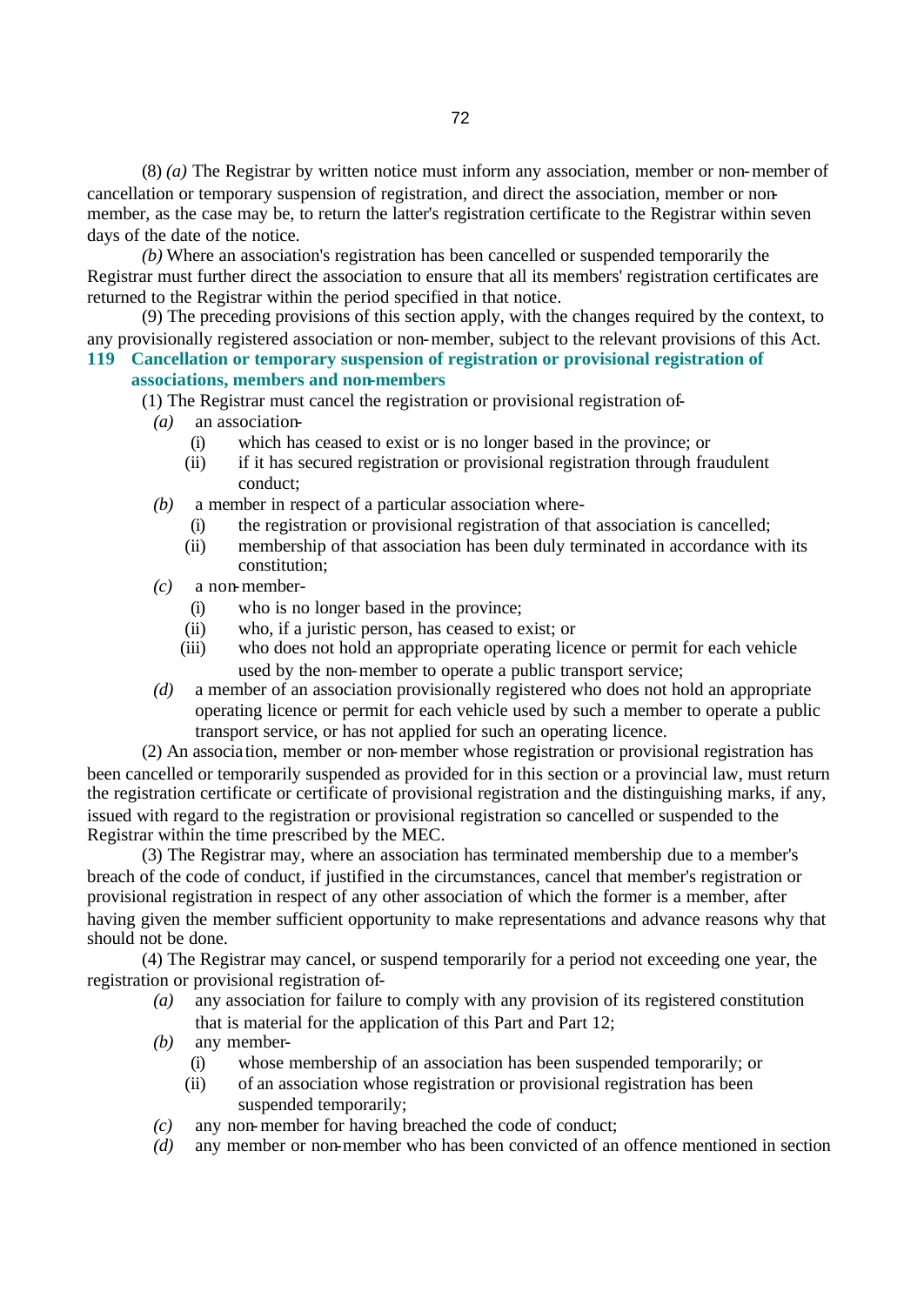(8) *(a)* The Registrar by written notice must inform any association, member or non-member of cancellation or temporary suspension of registration, and direct the association, member or non-member, as the case may be, to return the latter's registration certificate to the Registrar within seven days of the date of the notice.

*(b)* Where an association's registration has been cancelled or suspended temporarily the Registrar must further direct the association to ensure that all its members' registration certificates are returned to the Registrar within the period specified in that notice.

(9) The preceding provisions of this section apply, with the changes required by the context, to any provisionally registered association or non-member, subject to the relevant provisions of this Act.

### 119 Cancellation or temporary suspension of registration or provisional registration of associations, members and non-members

(1) The Registrar must cancel the registration or provisional registration of-

*(a)* an association-

(i) which has ceased to exist or is no longer based in the province; or

(ii) if it has secured registration or provisional registration through fraudulent conduct;

*(b)* a member in respect of a particular association where-

(i) the registration or provisional registration of that association is cancelled;

(ii) membership of that association has been duly terminated in accordance with its constitution;

*(c)* a non-member-

(i) who is no longer based in the province;

(ii) who, if a juristic person, has ceased to exist; or

(iii) who does not hold an appropriate operating licence or permit for each vehicle used by the non-member to operate a public transport service;

*(d)* a member of an association provisionally registered who does not hold an appropriate operating licence or permit for each vehicle used by such a member to operate a public transport service, or has not applied for such an operating licence.

(2) An association, member or non-member whose registration or provisional registration has been cancelled or temporarily suspended as provided for in this section or a provincial law, must return the registration certificate or certificate of provisional registration and the distinguishing marks, if any, issued with regard to the registration or provisional registration so cancelled or suspended to the Registrar within the time prescribed by the MEC.

(3) The Registrar may, where an association has terminated membership due to a member's breach of the code of conduct, if justified in the circumstances, cancel that member's registration or provisional registration in respect of any other association of which the former is a member, after having given the member sufficient opportunity to make representations and advance reasons why that should not be done.

(4) The Registrar may cancel, or suspend temporarily for a period not exceeding one year, the registration or provisional registration of-

*(a)* any association for failure to comply with any provision of its registered constitution that is material for the application of this Part and Part 12;

*(b)* any member-

(i) whose membership of an association has been suspended temporarily; or

(ii) of an association whose registration or provisional registration has been suspended temporarily;

*(c)* any non-member for having breached the code of conduct;

*(d)* any member or non-member who has been convicted of an offence mentioned in section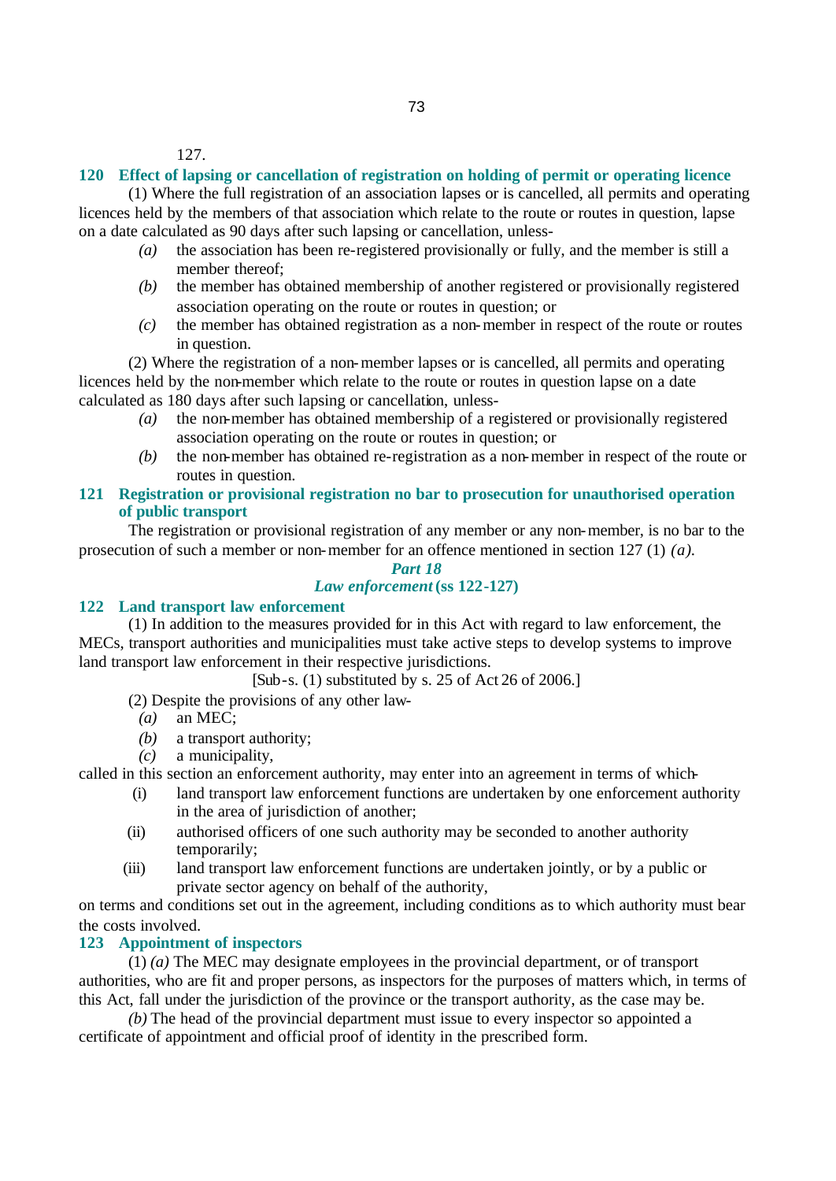127.

### 120 Effect of lapsing or cancellation of registration on holding of permit or operating licence

(1) Where the full registration of an association lapses or is cancelled, all permits and operating licences held by the members of that association which relate to the route or routes in question, lapse on a date calculated as 90 days after such lapsing or cancellation, unless-

*(a)* the association has been re-registered provisionally or fully, and the member is still a member thereof;

*(b)* the member has obtained membership of another registered or provisionally registered association operating on the route or routes in question; or

*(c)* the member has obtained registration as a non-member in respect of the route or routes in question.

(2) Where the registration of a non-member lapses or is cancelled, all permits and operating licences held by the non-member which relate to the route or routes in question lapse on a date calculated as 180 days after such lapsing or cancellation, unless-

*(a)* the non-member has obtained membership of a registered or provisionally registered association operating on the route or routes in question; or

*(b)* the non-member has obtained re-registration as a non-member in respect of the route or routes in question.

### 121 Registration or provisional registration no bar to prosecution for unauthorised operation of public transport

The registration or provisional registration of any member or any non-member, is no bar to the prosecution of such a member or non-member for an offence mentioned in section 127 (1) *(a)*.

## *Part 18*

## *Law enforcement* (ss 122-127)

### 122 Land transport law enforcement

(1) In addition to the measures provided for in this Act with regard to law enforcement, the MECs, transport authorities and municipalities must take active steps to develop systems to improve land transport law enforcement in their respective jurisdictions.

[Sub-s. (1) substituted by s. 25 of Act 26 of 2006.]

(2) Despite the provisions of any other law-

*(a)* an MEC;

*(b)* a transport authority;

*(c)* a municipality,

called in this section an enforcement authority, may enter into an agreement in terms of which-

(i) land transport law enforcement functions are undertaken by one enforcement authority in the area of jurisdiction of another;

(ii) authorised officers of one such authority may be seconded to another authority temporarily;

(iii) land transport law enforcement functions are undertaken jointly, or by a public or private sector agency on behalf of the authority,

on terms and conditions set out in the agreement, including conditions as to which authority must bear the costs involved.

### 123 Appointment of inspectors

(1) *(a)* The MEC may designate employees in the provincial department, or of transport authorities, who are fit and proper persons, as inspectors for the purposes of matters which, in terms of this Act, fall under the jurisdiction of the province or the transport authority, as the case may be.

*(b)* The head of the provincial department must issue to every inspector so appointed a certificate of appointment and official proof of identity in the prescribed form.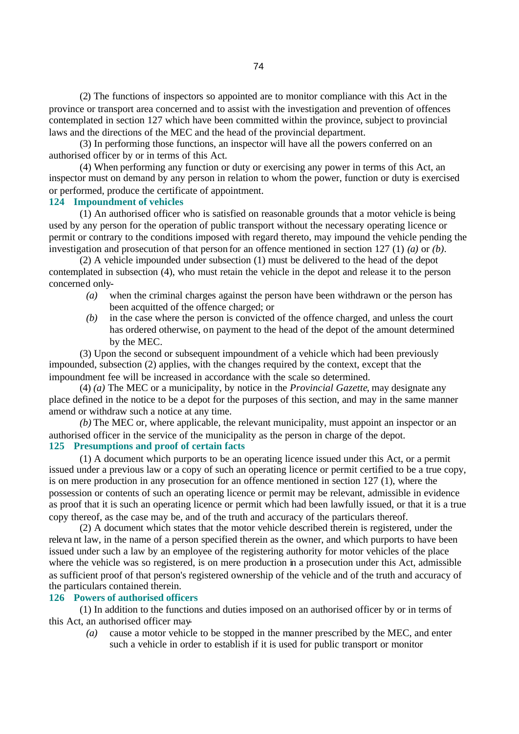(2) The functions of inspectors so appointed are to monitor compliance with this Act in the province or transport area concerned and to assist with the investigation and prevention of offences contemplated in section 127 which have been committed within the province, subject to provincial laws and the directions of the MEC and the head of the provincial department.

(3) In performing those functions, an inspector will have all the powers conferred on an authorised officer by or in terms of this Act.

(4) When performing any function or duty or exercising any power in terms of this Act, an inspector must on demand by any person in relation to whom the power, function or duty is exercised or performed, produce the certificate of appointment.

### 124 Impoundment of vehicles

(1) An authorised officer who is satisfied on reasonable grounds that a motor vehicle is being used by any person for the operation of public transport without the necessary operating licence or permit or contrary to the conditions imposed with regard thereto, may impound the vehicle pending the investigation and prosecution of that person for an offence mentioned in section 127 (1) *(a)* or *(b)*.

(2) A vehicle impounded under subsection (1) must be delivered to the head of the depot contemplated in subsection (4), who must retain the vehicle in the depot and release it to the person concerned only-

*(a)* when the criminal charges against the person have been withdrawn or the person has been acquitted of the offence charged; or

*(b)* in the case where the person is convicted of the offence charged, and unless the court has ordered otherwise, on payment to the head of the depot of the amount determined by the MEC.

(3) Upon the second or subsequent impoundment of a vehicle which had been previously impounded, subsection (2) applies, with the changes required by the context, except that the impoundment fee will be increased in accordance with the scale so determined.

(4) *(a)* The MEC or a municipality, by notice in the *Provincial Gazette*, may designate any place defined in the notice to be a depot for the purposes of this section, and may in the same manner amend or withdraw such a notice at any time.

*(b)* The MEC or, where applicable, the relevant municipality, must appoint an inspector or an authorised officer in the service of the municipality as the person in charge of the depot.

### 125 Presumptions and proof of certain facts

(1) A document which purports to be an operating licence issued under this Act, or a permit issued under a previous law or a copy of such an operating licence or permit certified to be a true copy, is on mere production in any prosecution for an offence mentioned in section 127 (1), where the possession or contents of such an operating licence or permit may be relevant, admissible in evidence as proof that it is such an operating licence or permit which had been lawfully issued, or that it is a true copy thereof, as the case may be, and of the truth and accuracy of the particulars thereof.

(2) A document which states that the motor vehicle described therein is registered, under the relevant law, in the name of a person specified therein as the owner, and which purports to have been issued under such a law by an employee of the registering authority for motor vehicles of the place where the vehicle was so registered, is on mere production in a prosecution under this Act, admissible as sufficient proof of that person's registered ownership of the vehicle and of the truth and accuracy of the particulars contained therein.

### 126 Powers of authorised officers

(1) In addition to the functions and duties imposed on an authorised officer by or in terms of this Act, an authorised officer may-

*(a)* cause a motor vehicle to be stopped in the manner prescribed by the MEC, and enter such a vehicle in order to establish if it is used for public transport or monitor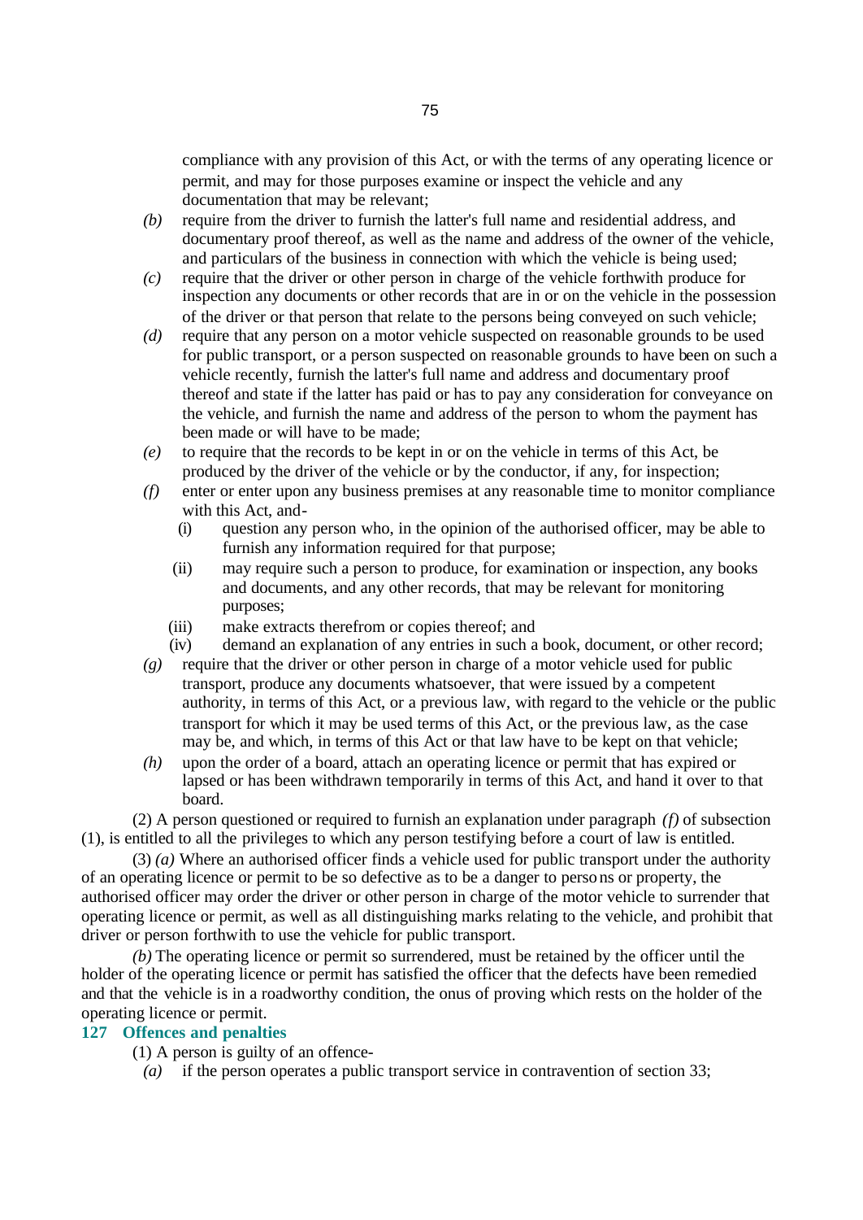compliance with any provision of this Act, or with the terms of any operating licence or permit, and may for those purposes examine or inspect the vehicle and any documentation that may be relevant;

*(b)* require from the driver to furnish the latter's full name and residential address, and documentary proof thereof, as well as the name and address of the owner of the vehicle, and particulars of the business in connection with which the vehicle is being used;

*(c)* require that the driver or other person in charge of the vehicle forthwith produce for inspection any documents or other records that are in or on the vehicle in the possession of the driver or that person that relate to the persons being conveyed on such vehicle;

*(d)* require that any person on a motor vehicle suspected on reasonable grounds to be used for public transport, or a person suspected on reasonable grounds to have been on such a vehicle recently, furnish the latter's full name and address and documentary proof thereof and state if the latter has paid or has to pay any consideration for conveyance on the vehicle, and furnish the name and address of the person to whom the payment has been made or will have to be made;

*(e)* to require that the records to be kept in or on the vehicle in terms of this Act, be produced by the driver of the vehicle or by the conductor, if any, for inspection;

*(f)* enter or enter upon any business premises at any reasonable time to monitor compliance with this Act, and-

(i) question any person who, in the opinion of the authorised officer, may be able to furnish any information required for that purpose;

(ii) may require such a person to produce, for examination or inspection, any books and documents, and any other records, that may be relevant for monitoring purposes;

(iii) make extracts therefrom or copies thereof; and

(iv) demand an explanation of any entries in such a book, document, or other record;

*(g)* require that the driver or other person in charge of a motor vehicle used for public transport, produce any documents whatsoever, that were issued by a competent authority, in terms of this Act, or a previous law, with regard to the vehicle or the public transport for which it may be used terms of this Act, or the previous law, as the case may be, and which, in terms of this Act or that law have to be kept on that vehicle;

*(h)* upon the order of a board, attach an operating licence or permit that has expired or lapsed or has been withdrawn temporarily in terms of this Act, and hand it over to that board.

(2) A person questioned or required to furnish an explanation under paragraph *(f)* of subsection (1), is entitled to all the privileges to which any person testifying before a court of law is entitled.

(3) *(a)* Where an authorised officer finds a vehicle used for public transport under the authority of an operating licence or permit to be so defective as to be a danger to persons or property, the authorised officer may order the driver or other person in charge of the motor vehicle to surrender that operating licence or permit, as well as all distinguishing marks relating to the vehicle, and prohibit that driver or person forthwith to use the vehicle for public transport.

*(b)* The operating licence or permit so surrendered, must be retained by the officer until the holder of the operating licence or permit has satisfied the officer that the defects have been remedied and that the vehicle is in a roadworthy condition, the onus of proving which rests on the holder of the operating licence or permit.

### 127 Offences and penalties

(1) A person is guilty of an offence-

*(a)* if the person operates a public transport service in contravention of section 33;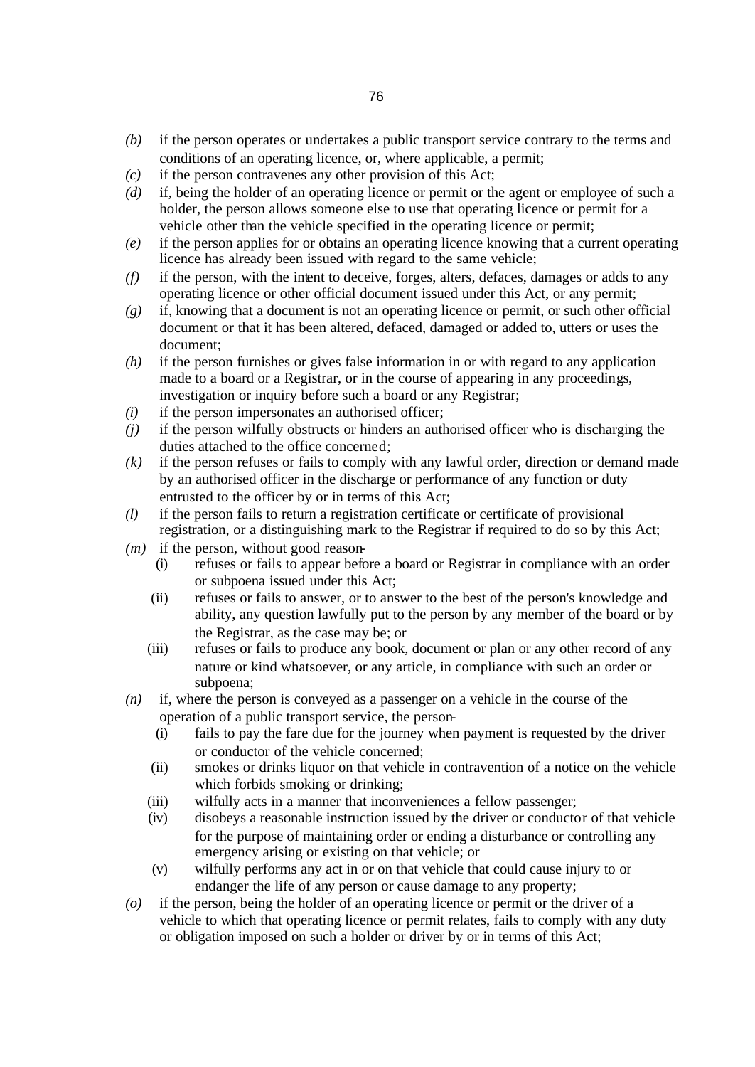*(b)* if the person operates or undertakes a public transport service contrary to the terms and conditions of an operating licence, or, where applicable, a permit;

*(c)* if the person contravenes any other provision of this Act;

*(d)* if, being the holder of an operating licence or permit or the agent or employee of such a holder, the person allows someone else to use that operating licence or permit for a vehicle other than the vehicle specified in the operating licence or permit;

*(e)* if the person applies for or obtains an operating licence knowing that a current operating licence has already been issued with regard to the same vehicle;

*(f)* if the person, with the intent to deceive, forges, alters, defaces, damages or adds to any operating licence or other official document issued under this Act, or any permit;

*(g)* if, knowing that a document is not an operating licence or permit, or such other official document or that it has been altered, defaced, damaged or added to, utters or uses the document;

*(h)* if the person furnishes or gives false information in or with regard to any application made to a board or a Registrar, or in the course of appearing in any proceedings, investigation or inquiry before such a board or any Registrar;

*(i)* if the person impersonates an authorised officer;

*(j)* if the person wilfully obstructs or hinders an authorised officer who is discharging the duties attached to the office concerned;

*(k)* if the person refuses or fails to comply with any lawful order, direction or demand made by an authorised officer in the discharge or performance of any function or duty entrusted to the officer by or in terms of this Act;

*(l)* if the person fails to return a registration certificate or certificate of provisional registration, or a distinguishing mark to the Registrar if required to do so by this Act;

*(m)* if the person, without good reason-

(i) refuses or fails to appear before a board or Registrar in compliance with an order or subpoena issued under this Act;

(ii) refuses or fails to answer, or to answer to the best of the person's knowledge and ability, any question lawfully put to the person by any member of the board or by the Registrar, as the case may be; or

(iii) refuses or fails to produce any book, document or plan or any other record of any nature or kind whatsoever, or any article, in compliance with such an order or subpoena;

*(n)* if, where the person is conveyed as a passenger on a vehicle in the course of the operation of a public transport service, the person-

(i) fails to pay the fare due for the journey when payment is requested by the driver or conductor of the vehicle concerned;

(ii) smokes or drinks liquor on that vehicle in contravention of a notice on the vehicle which forbids smoking or drinking;

(iii) wilfully acts in a manner that inconveniences a fellow passenger;

(iv) disobeys a reasonable instruction issued by the driver or conductor of that vehicle for the purpose of maintaining order or ending a disturbance or controlling any emergency arising or existing on that vehicle; or

(v) wilfully performs any act in or on that vehicle that could cause injury to or endanger the life of any person or cause damage to any property;

*(o)* if the person, being the holder of an operating licence or permit or the driver of a vehicle to which that operating licence or permit relates, fails to comply with any duty or obligation imposed on such a holder or driver by or in terms of this Act;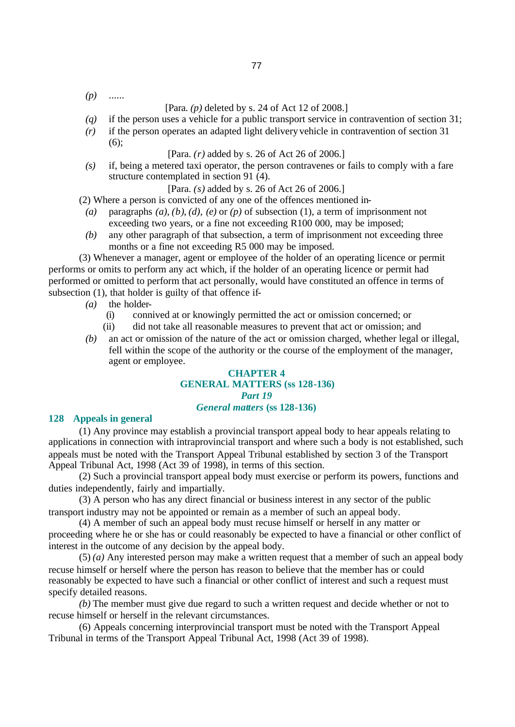*(p)* ......

[Para. *(p)* deleted by s. 24 of Act 12 of 2008.]

*(q)* if the person uses a vehicle for a public transport service in contravention of section 31;

*(r)* if the person operates an adapted light delivery vehicle in contravention of section 31 (6);

[Para. *(r)* added by s. 26 of Act 26 of 2006.]

*(s)* if, being a metered taxi operator, the person contravenes or fails to comply with a fare structure contemplated in section 91 (4).

[Para. *(s)* added by s. 26 of Act 26 of 2006.]

(2) Where a person is convicted of any one of the offences mentioned in-

*(a)* paragraphs *(a)*, *(b)*, *(d)*, *(e)* or *(p)* of subsection (1), a term of imprisonment not exceeding two years, or a fine not exceeding R100 000, may be imposed;

*(b)* any other paragraph of that subsection, a term of imprisonment not exceeding three months or a fine not exceeding R5 000 may be imposed.

(3) Whenever a manager, agent or employee of the holder of an operating licence or permit performs or omits to perform any act which, if the holder of an operating licence or permit had performed or omitted to perform that act personally, would have constituted an offence in terms of subsection (1), that holder is guilty of that offence if-

*(a)* the holder-

(i) connived at or knowingly permitted the act or omission concerned; or

(ii) did not take all reasonable measures to prevent that act or omission; and

*(b)* an act or omission of the nature of the act or omission charged, whether legal or illegal, fell within the scope of the authority or the course of the employment of the manager, agent or employee.

## CHAPTER 4
## GENERAL MATTERS (ss 128-136)
### *Part 19*
### *General matters* (ss 128-136)

### 128 Appeals in general

(1) Any province may establish a provincial transport appeal body to hear appeals relating to applications in connection with intraprovincial transport and where such a body is not established, such appeals must be noted with the Transport Appeal Tribunal established by section 3 of the Transport Appeal Tribunal Act, 1998 (Act 39 of 1998), in terms of this section.

(2) Such a provincial transport appeal body must exercise or perform its powers, functions and duties independently, fairly and impartially.

(3) A person who has any direct financial or business interest in any sector of the public transport industry may not be appointed or remain as a member of such an appeal body.

(4) A member of such an appeal body must recuse himself or herself in any matter or proceeding where he or she has or could reasonably be expected to have a financial or other conflict of interest in the outcome of any decision by the appeal body.

(5) *(a)* Any interested person may make a written request that a member of such an appeal body recuse himself or herself where the person has reason to believe that the member has or could reasonably be expected to have such a financial or other conflict of interest and such a request must specify detailed reasons.

*(b)* The member must give due regard to such a written request and decide whether or not to recuse himself or herself in the relevant circumstances.

(6) Appeals concerning interprovincial transport must be noted with the Transport Appeal Tribunal in terms of the Transport Appeal Tribunal Act, 1998 (Act 39 of 1998).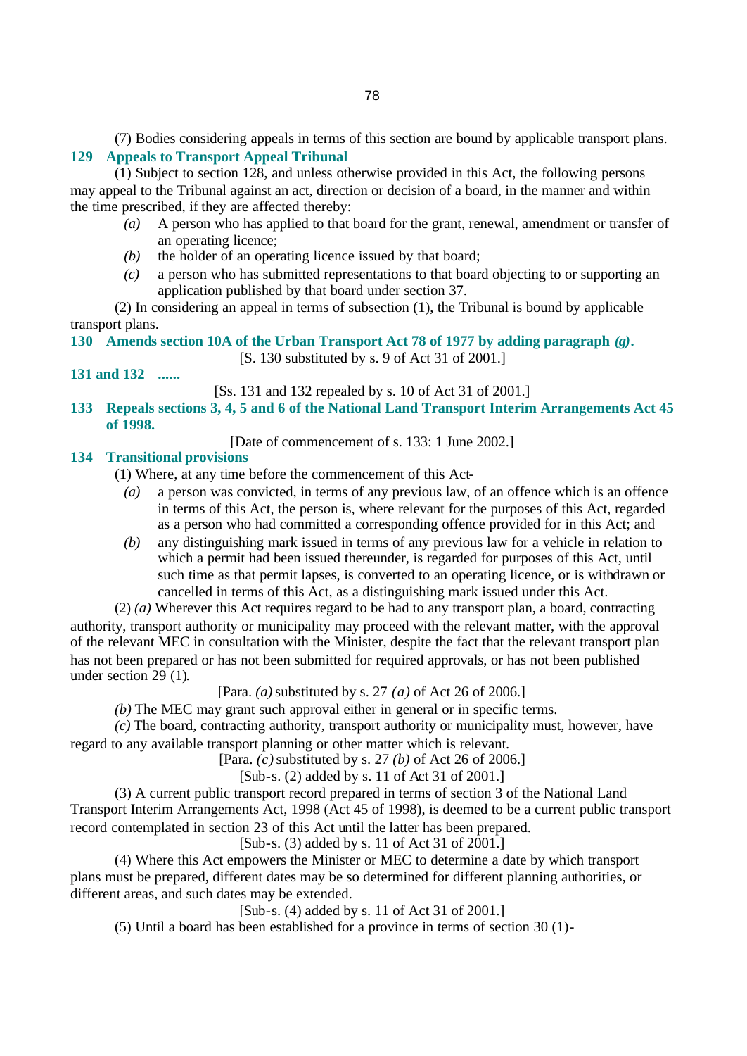(7) Bodies considering appeals in terms of this section are bound by applicable transport plans.

**129 Appeals to Transport Appeal Tribunal**

(1) Subject to section 128, and unless otherwise provided in this Act, the following persons may appeal to the Tribunal against an act, direction or decision of a board, in the manner and within the time prescribed, if they are affected thereby:

- *(a)* A person who has applied to that board for the grant, renewal, amendment or transfer of an operating licence;
- *(b)* the holder of an operating licence issued by that board;
- *(c)* a person who has submitted representations to that board objecting to or supporting an application published by that board under section 37.

(2) In considering an appeal in terms of subsection (1), the Tribunal is bound by applicable transport plans.

**130 Amends section 10A of the Urban Transport Act 78 of 1977 by adding paragraph *(g)*.**

[S. 130 substituted by s. 9 of Act 31 of 2001.]

**131 and 132 ......**

[Ss. 131 and 132 repealed by s. 10 of Act 31 of 2001.]

**133 Repeals sections 3, 4, 5 and 6 of the National Land Transport Interim Arrangements Act 45 of 1998.**

[Date of commencement of s. 133: 1 June 2002.]

**134 Transitional provisions**

(1) Where, at any time before the commencement of this Act-

- *(a)* a person was convicted, in terms of any previous law, of an offence which is an offence in terms of this Act, the person is, where relevant for the purposes of this Act, regarded as a person who had committed a corresponding offence provided for in this Act; and
- *(b)* any distinguishing mark issued in terms of any previous law for a vehicle in relation to which a permit had been issued thereunder, is regarded for purposes of this Act, until such time as that permit lapses, is converted to an operating licence, or is withdrawn or cancelled in terms of this Act, as a distinguishing mark issued under this Act.

(2) *(a)* Wherever this Act requires regard to be had to any transport plan, a board, contracting authority, transport authority or municipality may proceed with the relevant matter, with the approval of the relevant MEC in consultation with the Minister, despite the fact that the relevant transport plan has not been prepared or has not been submitted for required approvals, or has not been published under section 29 (1).

[Para. *(a)* substituted by s. 27 *(a)* of Act 26 of 2006.]

*(b)* The MEC may grant such approval either in general or in specific terms.

*(c)* The board, contracting authority, transport authority or municipality must, however, have regard to any available transport planning or other matter which is relevant.

[Para. *(c)* substituted by s. 27 *(b)* of Act 26 of 2006.]

[Sub-s. (2) added by s. 11 of Act 31 of 2001.]

(3) A current public transport record prepared in terms of section 3 of the National Land Transport Interim Arrangements Act, 1998 (Act 45 of 1998), is deemed to be a current public transport record contemplated in section 23 of this Act until the latter has been prepared.

[Sub-s. (3) added by s. 11 of Act 31 of 2001.]

(4) Where this Act empowers the Minister or MEC to determine a date by which transport plans must be prepared, different dates may be so determined for different planning authorities, or different areas, and such dates may be extended.

[Sub-s. (4) added by s. 11 of Act 31 of 2001.]

(5) Until a board has been established for a province in terms of section 30 (1)-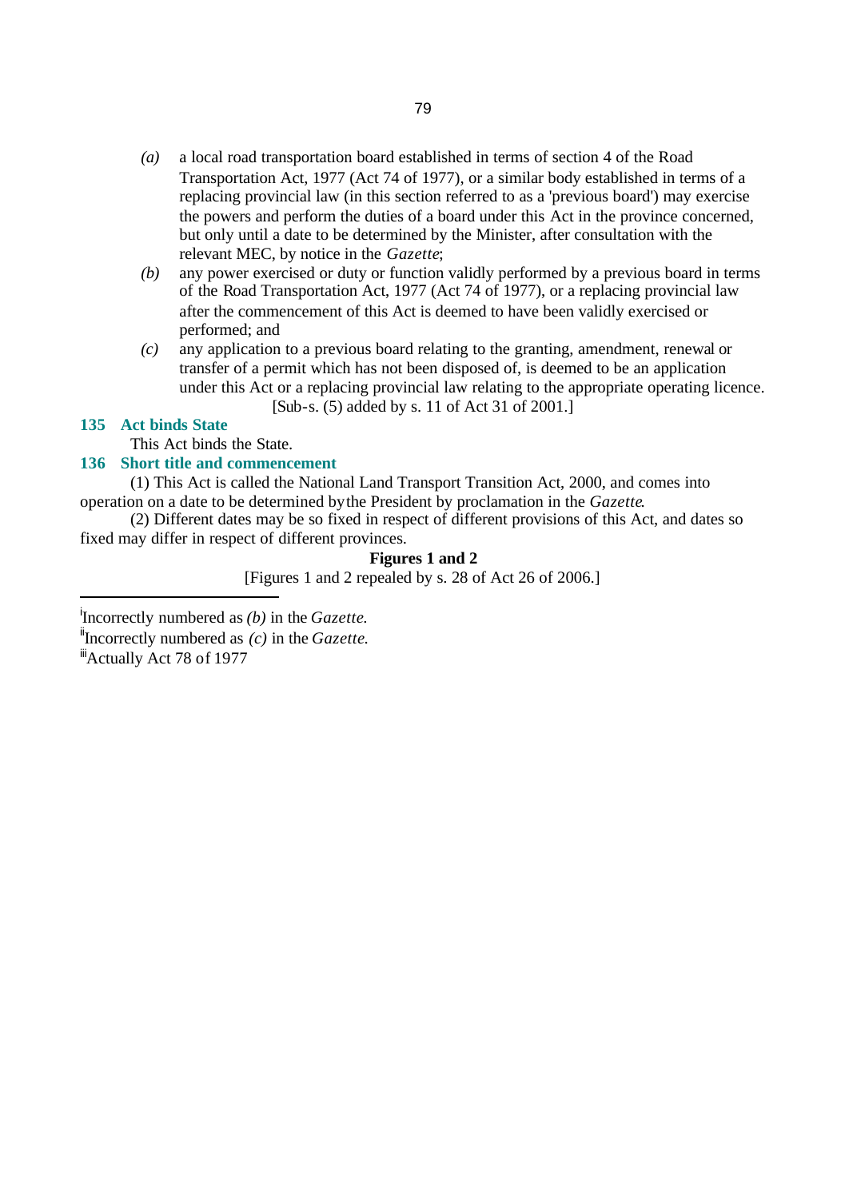*(a)* a local road transportation board established in terms of section 4 of the Road Transportation Act, 1977 (Act 74 of 1977), or a similar body established in terms of a replacing provincial law (in this section referred to as a 'previous board') may exercise the powers and perform the duties of a board under this Act in the province concerned, but only until a date to be determined by the Minister, after consultation with the relevant MEC, by notice in the *Gazette*;

*(b)* any power exercised or duty or function validly performed by a previous board in terms of the Road Transportation Act, 1977 (Act 74 of 1977), or a replacing provincial law after the commencement of this Act is deemed to have been validly exercised or performed; and

*(c)* any application to a previous board relating to the granting, amendment, renewal or transfer of a permit which has not been disposed of, is deemed to be an application under this Act or a replacing provincial law relating to the appropriate operating licence.

[Sub-s. (5) added by s. 11 of Act 31 of 2001.]

### 135 Act binds State

This Act binds the State.

### 136 Short title and commencement

(1) This Act is called the National Land Transport Transition Act, 2000, and comes into operation on a date to be determined by the President by proclamation in the *Gazette*.

(2) Different dates may be so fixed in respect of different provisions of this Act, and dates so fixed may differ in respect of different provinces.

**Figures 1 and 2**

[Figures 1 and 2 repealed by s. 28 of Act 26 of 2006.]

---

[i] Incorrectly numbered as *(b)* in the *Gazette.*

[ii] Incorrectly numbered as *(c)* in the *Gazette.*

[iii] Actually Act 78 of 1977